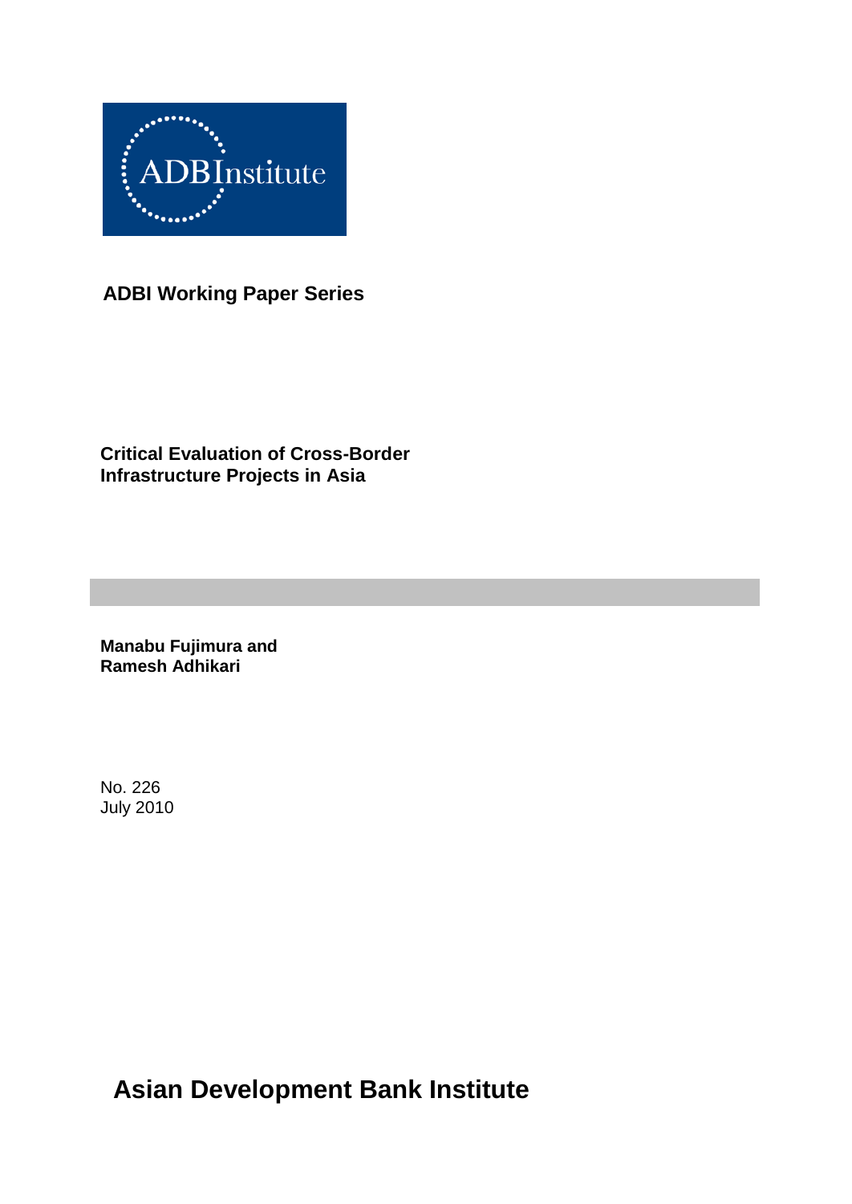ADBInstitute

**ADBI Working Paper Series**

# Critical Evaluation of Cross-Border Infrastructure Projects in Asia

**Manabu Fujimura and Ramesh Adhikari**

No. 226
July 2010

**Asian Development Bank Institute**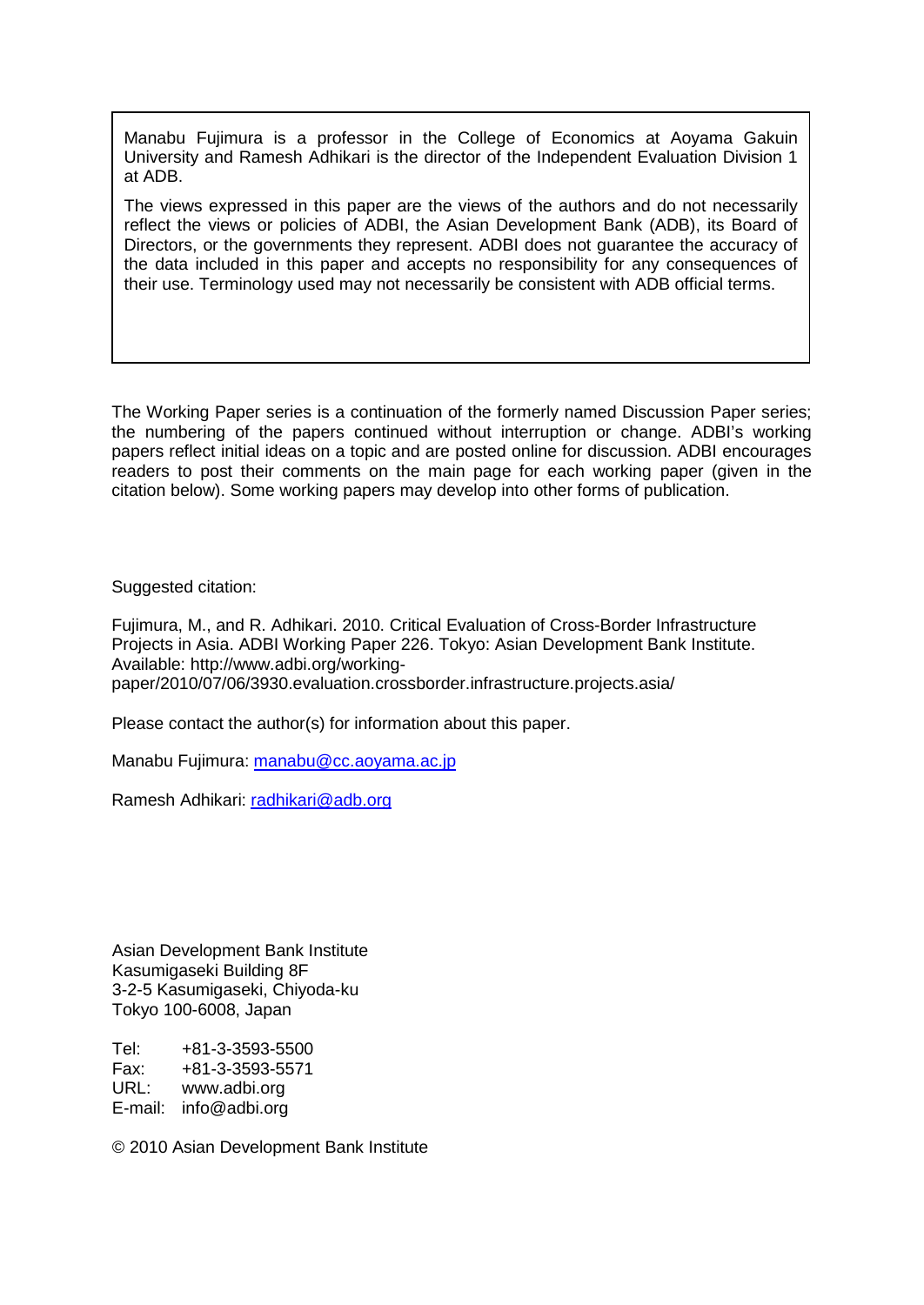Manabu Fujimura is a professor in the College of Economics at Aoyama Gakuin University and Ramesh Adhikari is the director of the Independent Evaluation Division 1 at ADB.

The views expressed in this paper are the views of the authors and do not necessarily reflect the views or policies of ADBI, the Asian Development Bank (ADB), its Board of Directors, or the governments they represent. ADBI does not guarantee the accuracy of the data included in this paper and accepts no responsibility for any consequences of their use. Terminology used may not necessarily be consistent with ADB official terms.

The Working Paper series is a continuation of the formerly named Discussion Paper series; the numbering of the papers continued without interruption or change. ADBI's working papers reflect initial ideas on a topic and are posted online for discussion. ADBI encourages readers to post their comments on the main page for each working paper (given in the citation below). Some working papers may develop into other forms of publication.

Suggested citation:

Fujimura, M., and R. Adhikari. 2010. Critical Evaluation of Cross-Border Infrastructure Projects in Asia. ADBI Working Paper 226. Tokyo: Asian Development Bank Institute. Available: http://www.adbi.org/working-paper/2010/07/06/3930.evaluation.crossborder.infrastructure.projects.asia/

Please contact the author(s) for information about this paper.

Manabu Fujimura: manabu@cc.aoyama.ac.jp

Ramesh Adhikari: radhikari@adb.org

Asian Development Bank Institute
Kasumigaseki Building 8F
3-2-5 Kasumigaseki, Chiyoda-ku
Tokyo 100-6008, Japan

Tel: +81-3-3593-5500
Fax: +81-3-3593-5571
URL: www.adbi.org
E-mail: info@adbi.org

© 2010 Asian Development Bank Institute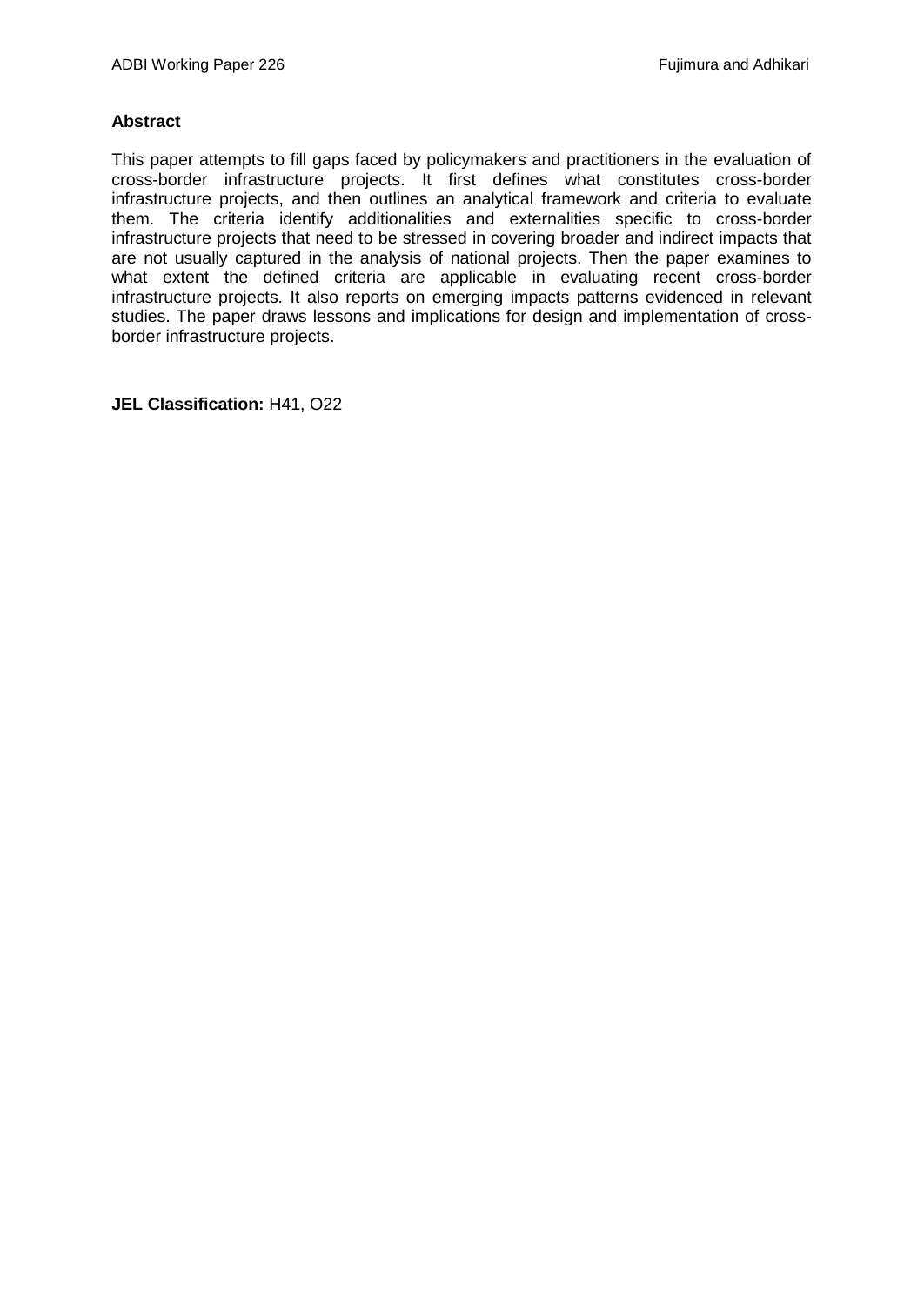**Abstract**

This paper attempts to fill gaps faced by policymakers and practitioners in the evaluation of cross-border infrastructure projects. It first defines what constitutes cross-border infrastructure projects, and then outlines an analytical framework and criteria to evaluate them. The criteria identify additionalities and externalities specific to cross-border infrastructure projects that need to be stressed in covering broader and indirect impacts that are not usually captured in the analysis of national projects. Then the paper examines to what extent the defined criteria are applicable in evaluating recent cross-border infrastructure projects. It also reports on emerging impacts patterns evidenced in relevant studies. The paper draws lessons and implications for design and implementation of cross-border infrastructure projects.

**JEL Classification:** H41, O22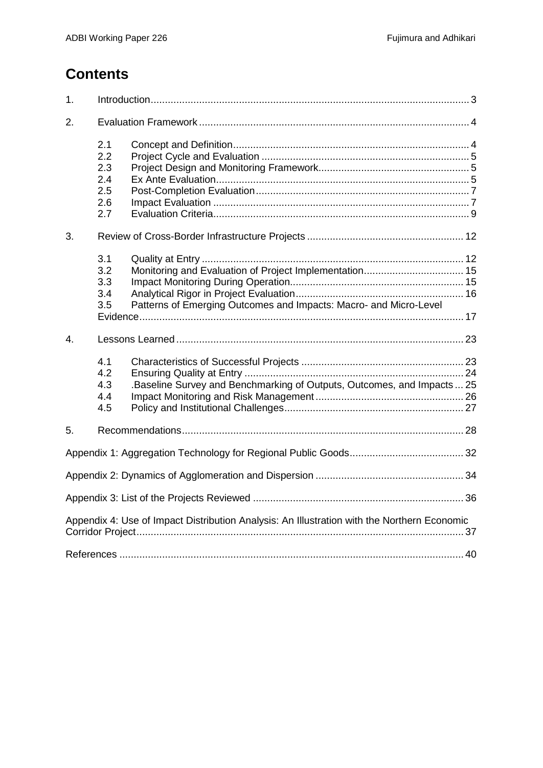# Contents

1. Introduction ..... 3
2. Evaluation Framework ..... 4
   - 2.1 Concept and Definition ..... 4
   - 2.2 Project Cycle and Evaluation ..... 5
   - 2.3 Project Design and Monitoring Framework ..... 5
   - 2.4 Ex Ante Evaluation ..... 5
   - 2.5 Post-Completion Evaluation ..... 7
   - 2.6 Impact Evaluation ..... 7
   - 2.7 Evaluation Criteria ..... 9
3. Review of Cross-Border Infrastructure Projects ..... 12
   - 3.1 Quality at Entry ..... 12
   - 3.2 Monitoring and Evaluation of Project Implementation ..... 15
   - 3.3 Impact Monitoring During Operation ..... 15
   - 3.4 Analytical Rigor in Project Evaluation ..... 16
   - 3.5 Patterns of Emerging Outcomes and Impacts: Macro- and Micro-Level Evidence ..... 17
4. Lessons Learned ..... 23
   - 4.1 Characteristics of Successful Projects ..... 23
   - 4.2 Ensuring Quality at Entry ..... 24
   - 4.3 .Baseline Survey and Benchmarking of Outputs, Outcomes, and Impacts ..... 25
   - 4.4 Impact Monitoring and Risk Management ..... 26
   - 4.5 Policy and Institutional Challenges ..... 27
5. Recommendations ..... 28

Appendix 1: Aggregation Technology for Regional Public Goods ..... 32

Appendix 2: Dynamics of Agglomeration and Dispersion ..... 34

Appendix 3: List of the Projects Reviewed ..... 36

Appendix 4: Use of Impact Distribution Analysis: An Illustration with the Northern Economic Corridor Project ..... 37

References ..... 40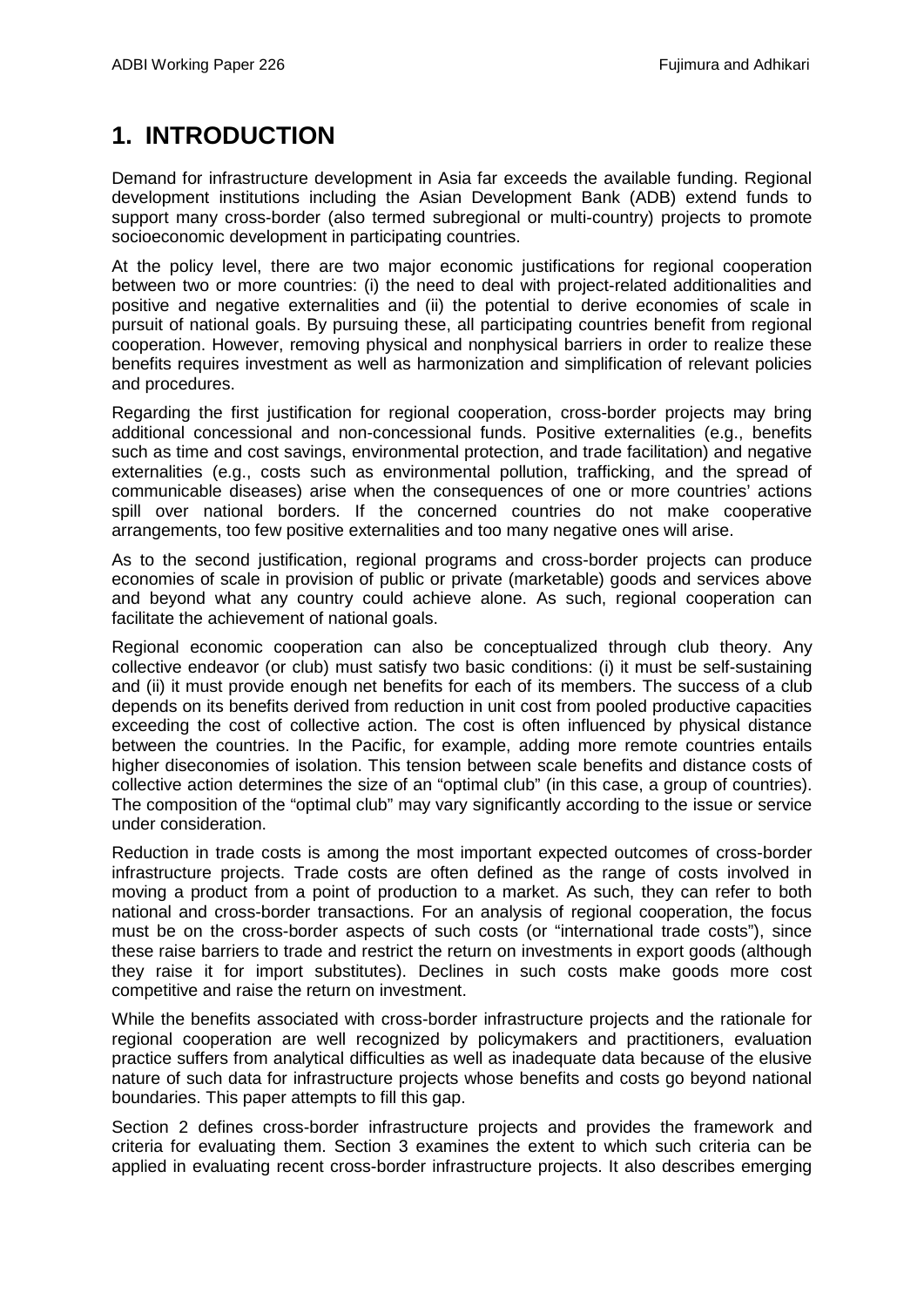# 1. INTRODUCTION

Demand for infrastructure development in Asia far exceeds the available funding. Regional development institutions including the Asian Development Bank (ADB) extend funds to support many cross-border (also termed subregional or multi-country) projects to promote socioeconomic development in participating countries.

At the policy level, there are two major economic justifications for regional cooperation between two or more countries: (i) the need to deal with project-related additionalities and positive and negative externalities and (ii) the potential to derive economies of scale in pursuit of national goals. By pursuing these, all participating countries benefit from regional cooperation. However, removing physical and nonphysical barriers in order to realize these benefits requires investment as well as harmonization and simplification of relevant policies and procedures.

Regarding the first justification for regional cooperation, cross-border projects may bring additional concessional and non-concessional funds. Positive externalities (e.g., benefits such as time and cost savings, environmental protection, and trade facilitation) and negative externalities (e.g., costs such as environmental pollution, trafficking, and the spread of communicable diseases) arise when the consequences of one or more countries' actions spill over national borders. If the concerned countries do not make cooperative arrangements, too few positive externalities and too many negative ones will arise.

As to the second justification, regional programs and cross-border projects can produce economies of scale in provision of public or private (marketable) goods and services above and beyond what any country could achieve alone. As such, regional cooperation can facilitate the achievement of national goals.

Regional economic cooperation can also be conceptualized through club theory. Any collective endeavor (or club) must satisfy two basic conditions: (i) it must be self-sustaining and (ii) it must provide enough net benefits for each of its members. The success of a club depends on its benefits derived from reduction in unit cost from pooled productive capacities exceeding the cost of collective action. The cost is often influenced by physical distance between the countries. In the Pacific, for example, adding more remote countries entails higher diseconomies of isolation. This tension between scale benefits and distance costs of collective action determines the size of an "optimal club" (in this case, a group of countries). The composition of the "optimal club" may vary significantly according to the issue or service under consideration.

Reduction in trade costs is among the most important expected outcomes of cross-border infrastructure projects. Trade costs are often defined as the range of costs involved in moving a product from a point of production to a market. As such, they can refer to both national and cross-border transactions. For an analysis of regional cooperation, the focus must be on the cross-border aspects of such costs (or "international trade costs"), since these raise barriers to trade and restrict the return on investments in export goods (although they raise it for import substitutes). Declines in such costs make goods more cost competitive and raise the return on investment.

While the benefits associated with cross-border infrastructure projects and the rationale for regional cooperation are well recognized by policymakers and practitioners, evaluation practice suffers from analytical difficulties as well as inadequate data because of the elusive nature of such data for infrastructure projects whose benefits and costs go beyond national boundaries. This paper attempts to fill this gap.

Section 2 defines cross-border infrastructure projects and provides the framework and criteria for evaluating them. Section 3 examines the extent to which such criteria can be applied in evaluating recent cross-border infrastructure projects. It also describes emerging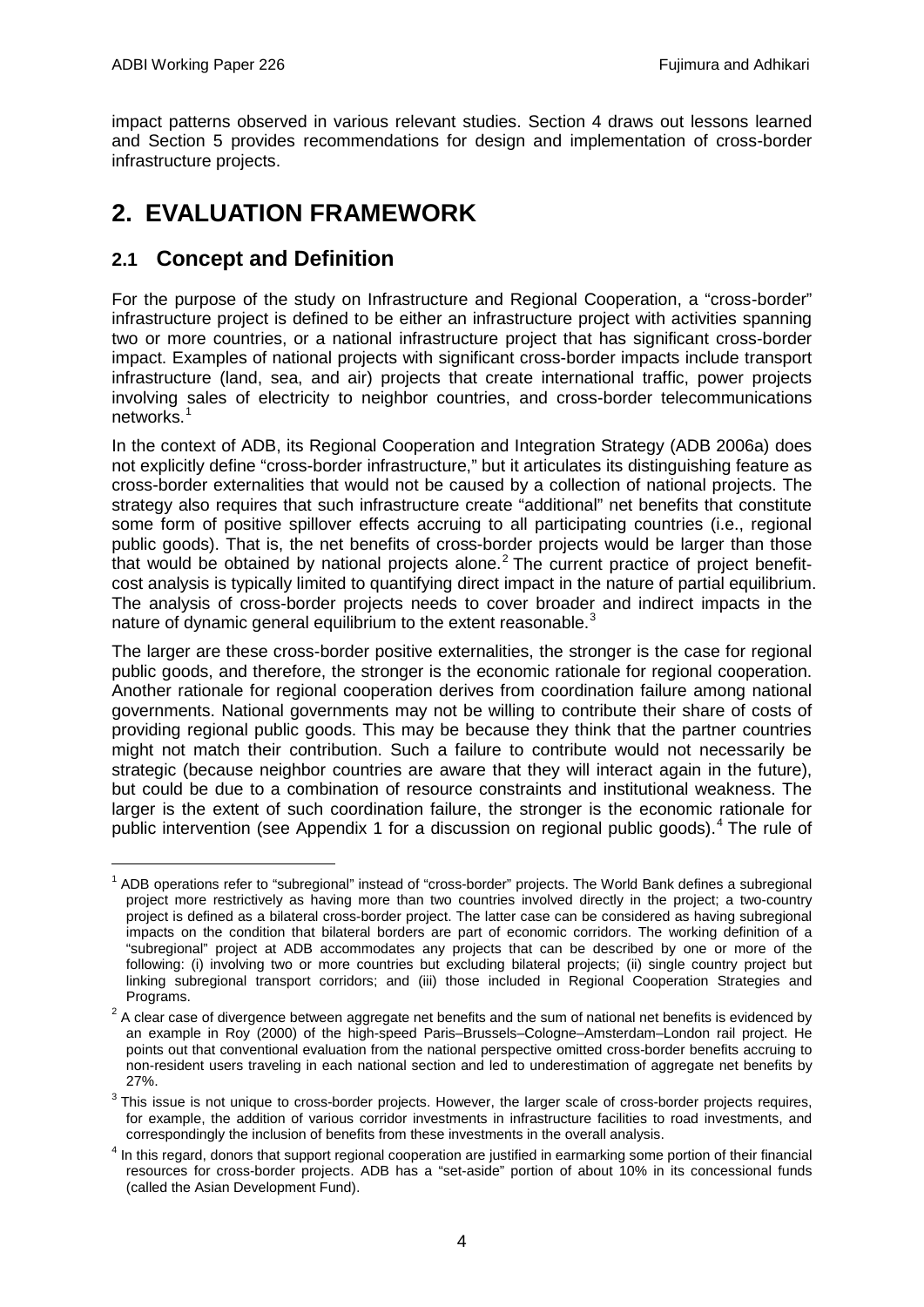impact patterns observed in various relevant studies. Section 4 draws out lessons learned and Section 5 provides recommendations for design and implementation of cross-border infrastructure projects.

# 2. EVALUATION FRAMEWORK

## 2.1 Concept and Definition

For the purpose of the study on Infrastructure and Regional Cooperation, a "cross-border" infrastructure project is defined to be either an infrastructure project with activities spanning two or more countries, or a national infrastructure project that has significant cross-border impact. Examples of national projects with significant cross-border impacts include transport infrastructure (land, sea, and air) projects that create international traffic, power projects involving sales of electricity to neighbor countries, and cross-border telecommunications networks.[1]

In the context of ADB, its Regional Cooperation and Integration Strategy (ADB 2006a) does not explicitly define "cross-border infrastructure," but it articulates its distinguishing feature as cross-border externalities that would not be caused by a collection of national projects. The strategy also requires that such infrastructure create "additional" net benefits that constitute some form of positive spillover effects accruing to all participating countries (i.e., regional public goods). That is, the net benefits of cross-border projects would be larger than those that would be obtained by national projects alone.[2] The current practice of project benefit-cost analysis is typically limited to quantifying direct impact in the nature of partial equilibrium. The analysis of cross-border projects needs to cover broader and indirect impacts in the nature of dynamic general equilibrium to the extent reasonable.[3]

The larger are these cross-border positive externalities, the stronger is the case for regional public goods, and therefore, the stronger is the economic rationale for regional cooperation. Another rationale for regional cooperation derives from coordination failure among national governments. National governments may not be willing to contribute their share of costs of providing regional public goods. This may be because they think that the partner countries might not match their contribution. Such a failure to contribute would not necessarily be strategic (because neighbor countries are aware that they will interact again in the future), but could be due to a combination of resource constraints and institutional weakness. The larger is the extent of such coordination failure, the stronger is the economic rationale for public intervention (see Appendix 1 for a discussion on regional public goods).[4] The rule of

---

[1] ADB operations refer to "subregional" instead of "cross-border" projects. The World Bank defines a subregional project more restrictively as having more than two countries involved directly in the project; a two-country project is defined as a bilateral cross-border project. The latter case can be considered as having subregional impacts on the condition that bilateral borders are part of economic corridors. The working definition of a "subregional" project at ADB accommodates any projects that can be described by one or more of the following: (i) involving two or more countries but excluding bilateral projects; (ii) single country project but linking subregional transport corridors; and (iii) those included in Regional Cooperation Strategies and Programs.

[2] A clear case of divergence between aggregate net benefits and the sum of national net benefits is evidenced by an example in Roy (2000) of the high-speed Paris–Brussels–Cologne–Amsterdam–London rail project. He points out that conventional evaluation from the national perspective omitted cross-border benefits accruing to non-resident users traveling in each national section and led to underestimation of aggregate net benefits by 27%.

[3] This issue is not unique to cross-border projects. However, the larger scale of cross-border projects requires, for example, the addition of various corridor investments in infrastructure facilities to road investments, and correspondingly the inclusion of benefits from these investments in the overall analysis.

[4] In this regard, donors that support regional cooperation are justified in earmarking some portion of their financial resources for cross-border projects. ADB has a "set-aside" portion of about 10% in its concessional funds (called the Asian Development Fund).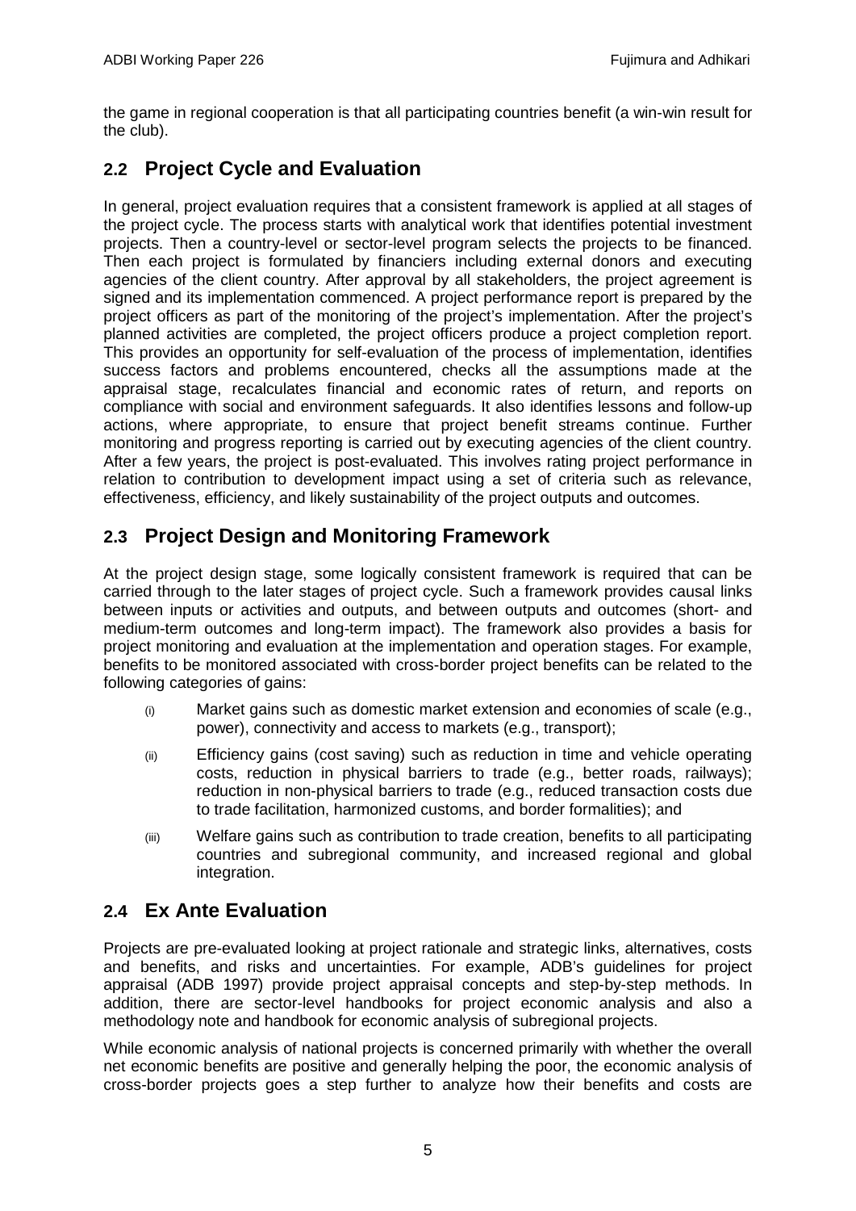the game in regional cooperation is that all participating countries benefit (a win-win result for the club).

## 2.2 Project Cycle and Evaluation

In general, project evaluation requires that a consistent framework is applied at all stages of the project cycle. The process starts with analytical work that identifies potential investment projects. Then a country-level or sector-level program selects the projects to be financed. Then each project is formulated by financiers including external donors and executing agencies of the client country. After approval by all stakeholders, the project agreement is signed and its implementation commenced. A project performance report is prepared by the project officers as part of the monitoring of the project's implementation. After the project's planned activities are completed, the project officers produce a project completion report. This provides an opportunity for self-evaluation of the process of implementation, identifies success factors and problems encountered, checks all the assumptions made at the appraisal stage, recalculates financial and economic rates of return, and reports on compliance with social and environment safeguards. It also identifies lessons and follow-up actions, where appropriate, to ensure that project benefit streams continue. Further monitoring and progress reporting is carried out by executing agencies of the client country. After a few years, the project is post-evaluated. This involves rating project performance in relation to contribution to development impact using a set of criteria such as relevance, effectiveness, efficiency, and likely sustainability of the project outputs and outcomes.

## 2.3 Project Design and Monitoring Framework

At the project design stage, some logically consistent framework is required that can be carried through to the later stages of project cycle. Such a framework provides causal links between inputs or activities and outputs, and between outputs and outcomes (short- and medium-term outcomes and long-term impact). The framework also provides a basis for project monitoring and evaluation at the implementation and operation stages. For example, benefits to be monitored associated with cross-border project benefits can be related to the following categories of gains:

(i) Market gains such as domestic market extension and economies of scale (e.g., power), connectivity and access to markets (e.g., transport);

(ii) Efficiency gains (cost saving) such as reduction in time and vehicle operating costs, reduction in physical barriers to trade (e.g., better roads, railways); reduction in non-physical barriers to trade (e.g., reduced transaction costs due to trade facilitation, harmonized customs, and border formalities); and

(iii) Welfare gains such as contribution to trade creation, benefits to all participating countries and subregional community, and increased regional and global integration.

## 2.4 Ex Ante Evaluation

Projects are pre-evaluated looking at project rationale and strategic links, alternatives, costs and benefits, and risks and uncertainties. For example, ADB's guidelines for project appraisal (ADB 1997) provide project appraisal concepts and step-by-step methods. In addition, there are sector-level handbooks for project economic analysis and also a methodology note and handbook for economic analysis of subregional projects.

While economic analysis of national projects is concerned primarily with whether the overall net economic benefits are positive and generally helping the poor, the economic analysis of cross-border projects goes a step further to analyze how their benefits and costs are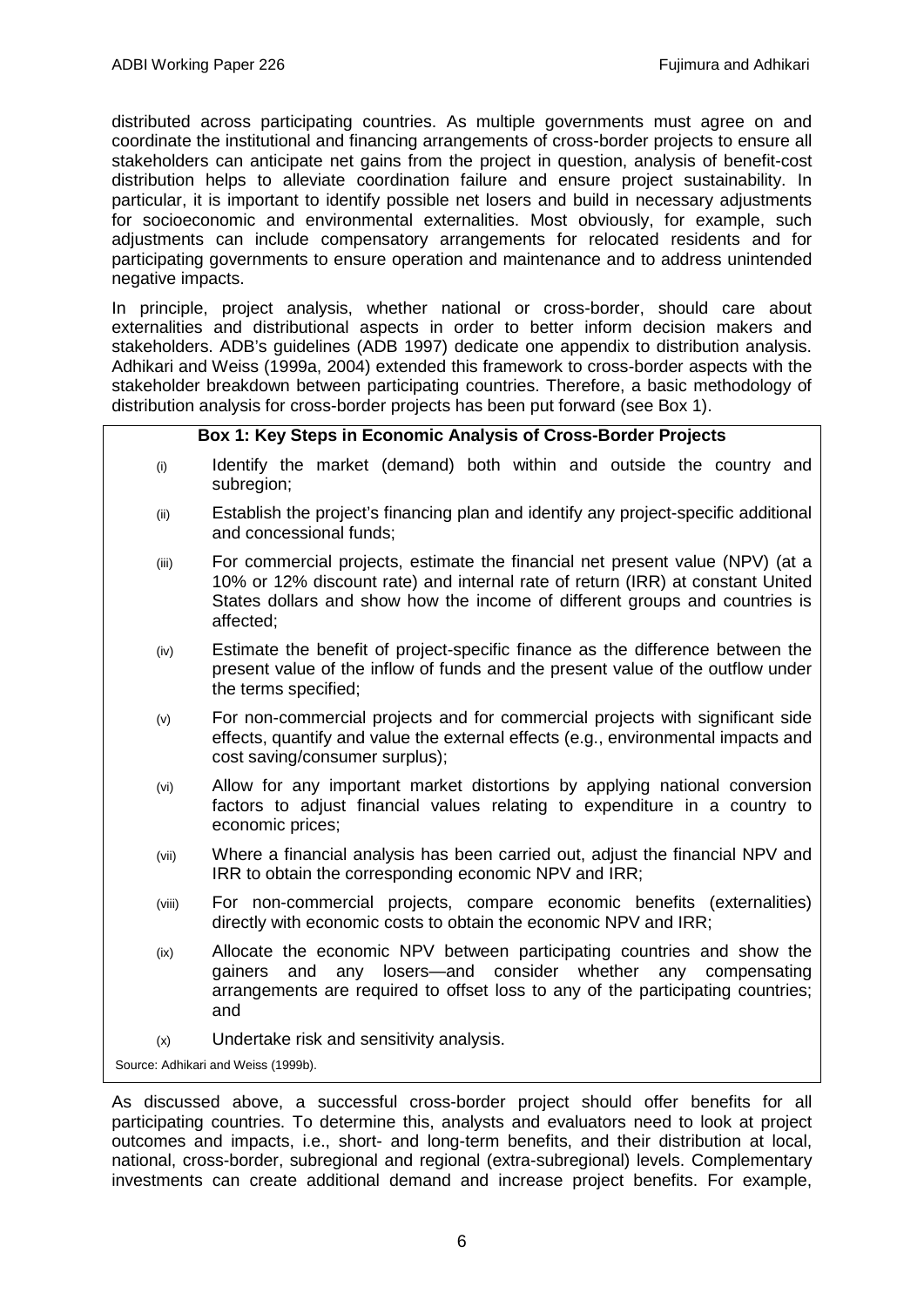distributed across participating countries. As multiple governments must agree on and coordinate the institutional and financing arrangements of cross-border projects to ensure all stakeholders can anticipate net gains from the project in question, analysis of benefit-cost distribution helps to alleviate coordination failure and ensure project sustainability. In particular, it is important to identify possible net losers and build in necessary adjustments for socioeconomic and environmental externalities. Most obviously, for example, such adjustments can include compensatory arrangements for relocated residents and for participating governments to ensure operation and maintenance and to address unintended negative impacts.

In principle, project analysis, whether national or cross-border, should care about externalities and distributional aspects in order to better inform decision makers and stakeholders. ADB's guidelines (ADB 1997) dedicate one appendix to distribution analysis. Adhikari and Weiss (1999a, 2004) extended this framework to cross-border aspects with the stakeholder breakdown between participating countries. Therefore, a basic methodology of distribution analysis for cross-border projects has been put forward (see Box 1).

**Box 1: Key Steps in Economic Analysis of Cross-Border Projects**

(i) Identify the market (demand) both within and outside the country and subregion;

(ii) Establish the project's financing plan and identify any project-specific additional and concessional funds;

(iii) For commercial projects, estimate the financial net present value (NPV) (at a 10% or 12% discount rate) and internal rate of return (IRR) at constant United States dollars and show how the income of different groups and countries is affected;

(iv) Estimate the benefit of project-specific finance as the difference between the present value of the inflow of funds and the present value of the outflow under the terms specified;

(v) For non-commercial projects and for commercial projects with significant side effects, quantify and value the external effects (e.g., environmental impacts and cost saving/consumer surplus);

(vi) Allow for any important market distortions by applying national conversion factors to adjust financial values relating to expenditure in a country to economic prices;

(vii) Where a financial analysis has been carried out, adjust the financial NPV and IRR to obtain the corresponding economic NPV and IRR;

(viii) For non-commercial projects, compare economic benefits (externalities) directly with economic costs to obtain the economic NPV and IRR;

(ix) Allocate the economic NPV between participating countries and show the gainers and any losers—and consider whether any compensating arrangements are required to offset loss to any of the participating countries; and

(x) Undertake risk and sensitivity analysis.

Source: Adhikari and Weiss (1999b).

As discussed above, a successful cross-border project should offer benefits for all participating countries. To determine this, analysts and evaluators need to look at project outcomes and impacts, i.e., short- and long-term benefits, and their distribution at local, national, cross-border, subregional and regional (extra-subregional) levels. Complementary investments can create additional demand and increase project benefits. For example,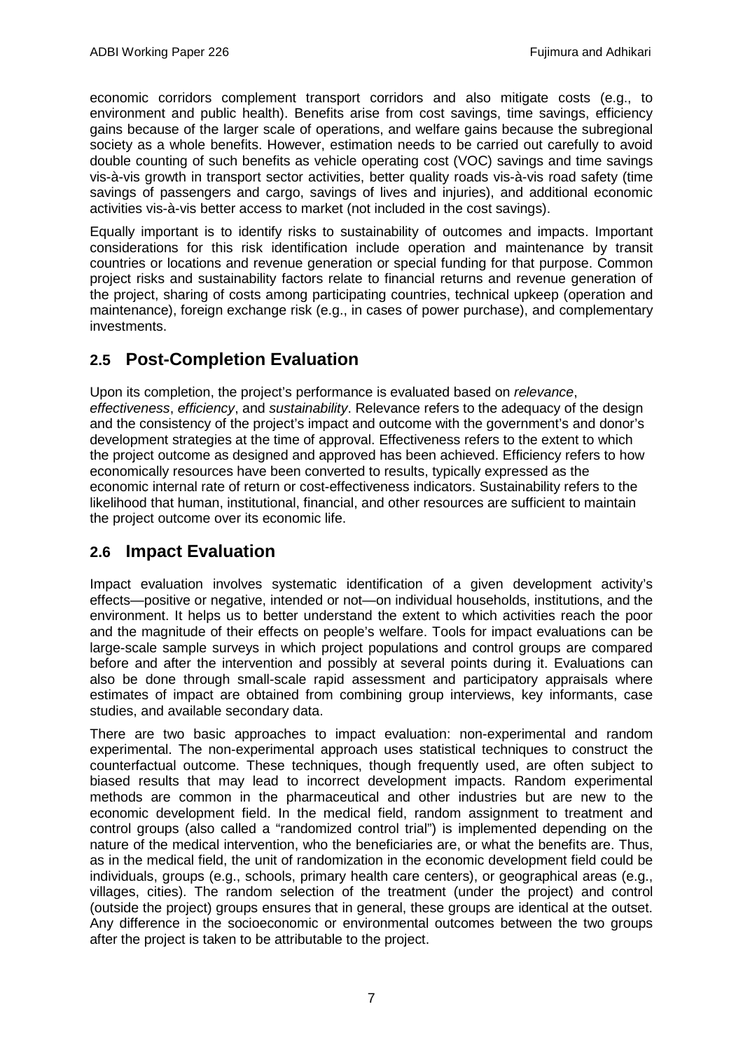economic corridors complement transport corridors and also mitigate costs (e.g., to environment and public health). Benefits arise from cost savings, time savings, efficiency gains because of the larger scale of operations, and welfare gains because the subregional society as a whole benefits. However, estimation needs to be carried out carefully to avoid double counting of such benefits as vehicle operating cost (VOC) savings and time savings vis-à-vis growth in transport sector activities, better quality roads vis-à-vis road safety (time savings of passengers and cargo, savings of lives and injuries), and additional economic activities vis-à-vis better access to market (not included in the cost savings).

Equally important is to identify risks to sustainability of outcomes and impacts. Important considerations for this risk identification include operation and maintenance by transit countries or locations and revenue generation or special funding for that purpose. Common project risks and sustainability factors relate to financial returns and revenue generation of the project, sharing of costs among participating countries, technical upkeep (operation and maintenance), foreign exchange risk (e.g., in cases of power purchase), and complementary investments.

## 2.5 Post-Completion Evaluation

Upon its completion, the project's performance is evaluated based on *relevance*, *effectiveness*, *efficiency*, and *sustainability*. Relevance refers to the adequacy of the design and the consistency of the project's impact and outcome with the government's and donor's development strategies at the time of approval. Effectiveness refers to the extent to which the project outcome as designed and approved has been achieved. Efficiency refers to how economically resources have been converted to results, typically expressed as the economic internal rate of return or cost-effectiveness indicators. Sustainability refers to the likelihood that human, institutional, financial, and other resources are sufficient to maintain the project outcome over its economic life.

## 2.6 Impact Evaluation

Impact evaluation involves systematic identification of a given development activity's effects—positive or negative, intended or not—on individual households, institutions, and the environment. It helps us to better understand the extent to which activities reach the poor and the magnitude of their effects on people's welfare. Tools for impact evaluations can be large-scale sample surveys in which project populations and control groups are compared before and after the intervention and possibly at several points during it. Evaluations can also be done through small-scale rapid assessment and participatory appraisals where estimates of impact are obtained from combining group interviews, key informants, case studies, and available secondary data.

There are two basic approaches to impact evaluation: non-experimental and random experimental. The non-experimental approach uses statistical techniques to construct the counterfactual outcome. These techniques, though frequently used, are often subject to biased results that may lead to incorrect development impacts. Random experimental methods are common in the pharmaceutical and other industries but are new to the economic development field. In the medical field, random assignment to treatment and control groups (also called a "randomized control trial") is implemented depending on the nature of the medical intervention, who the beneficiaries are, or what the benefits are. Thus, as in the medical field, the unit of randomization in the economic development field could be individuals, groups (e.g., schools, primary health care centers), or geographical areas (e.g., villages, cities). The random selection of the treatment (under the project) and control (outside the project) groups ensures that in general, these groups are identical at the outset. Any difference in the socioeconomic or environmental outcomes between the two groups after the project is taken to be attributable to the project.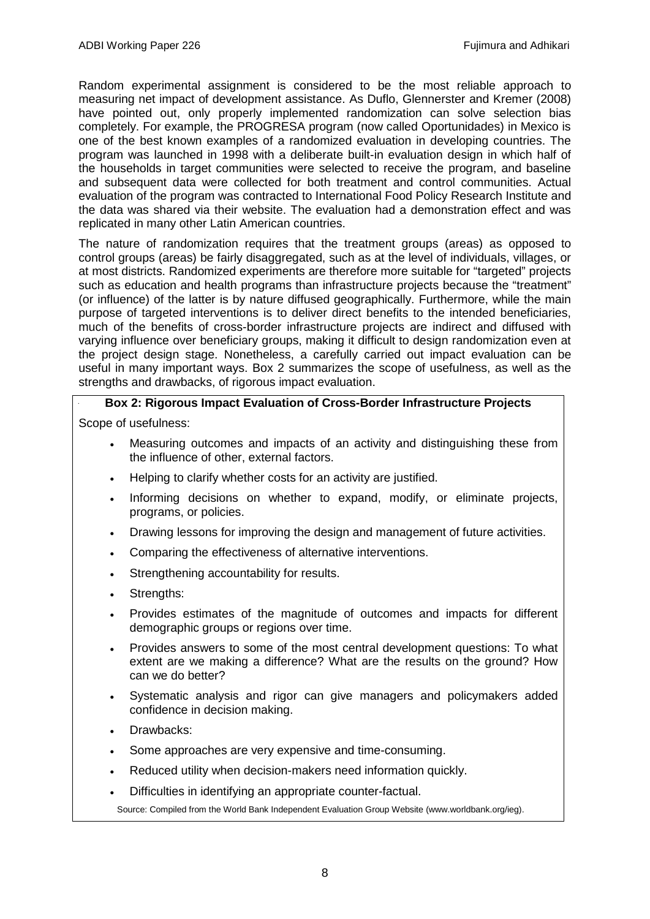Random experimental assignment is considered to be the most reliable approach to measuring net impact of development assistance. As Duflo, Glennerster and Kremer (2008) have pointed out, only properly implemented randomization can solve selection bias completely. For example, the PROGRESA program (now called Oportunidades) in Mexico is one of the best known examples of a randomized evaluation in developing countries. The program was launched in 1998 with a deliberate built-in evaluation design in which half of the households in target communities were selected to receive the program, and baseline and subsequent data were collected for both treatment and control communities. Actual evaluation of the program was contracted to International Food Policy Research Institute and the data was shared via their website. The evaluation had a demonstration effect and was replicated in many other Latin American countries.

The nature of randomization requires that the treatment groups (areas) as opposed to control groups (areas) be fairly disaggregated, such as at the level of individuals, villages, or at most districts. Randomized experiments are therefore more suitable for "targeted" projects such as education and health programs than infrastructure projects because the "treatment" (or influence) of the latter is by nature diffused geographically. Furthermore, while the main purpose of targeted interventions is to deliver direct benefits to the intended beneficiaries, much of the benefits of cross-border infrastructure projects are indirect and diffused with varying influence over beneficiary groups, making it difficult to design randomization even at the project design stage. Nonetheless, a carefully carried out impact evaluation can be useful in many important ways. Box 2 summarizes the scope of usefulness, as well as the strengths and drawbacks, of rigorous impact evaluation.

**Box 2: Rigorous Impact Evaluation of Cross-Border Infrastructure Projects**

Scope of usefulness:

- Measuring outcomes and impacts of an activity and distinguishing these from the influence of other, external factors.
- Helping to clarify whether costs for an activity are justified.
- Informing decisions on whether to expand, modify, or eliminate projects, programs, or policies.
- Drawing lessons for improving the design and management of future activities.
- Comparing the effectiveness of alternative interventions.
- Strengthening accountability for results.
- Strengths:
- Provides estimates of the magnitude of outcomes and impacts for different demographic groups or regions over time.
- Provides answers to some of the most central development questions: To what extent are we making a difference? What are the results on the ground? How can we do better?
- Systematic analysis and rigor can give managers and policymakers added confidence in decision making.
- Drawbacks:
- Some approaches are very expensive and time-consuming.
- Reduced utility when decision-makers need information quickly.
- Difficulties in identifying an appropriate counter-factual.

Source: Compiled from the World Bank Independent Evaluation Group Website (www.worldbank.org/ieg).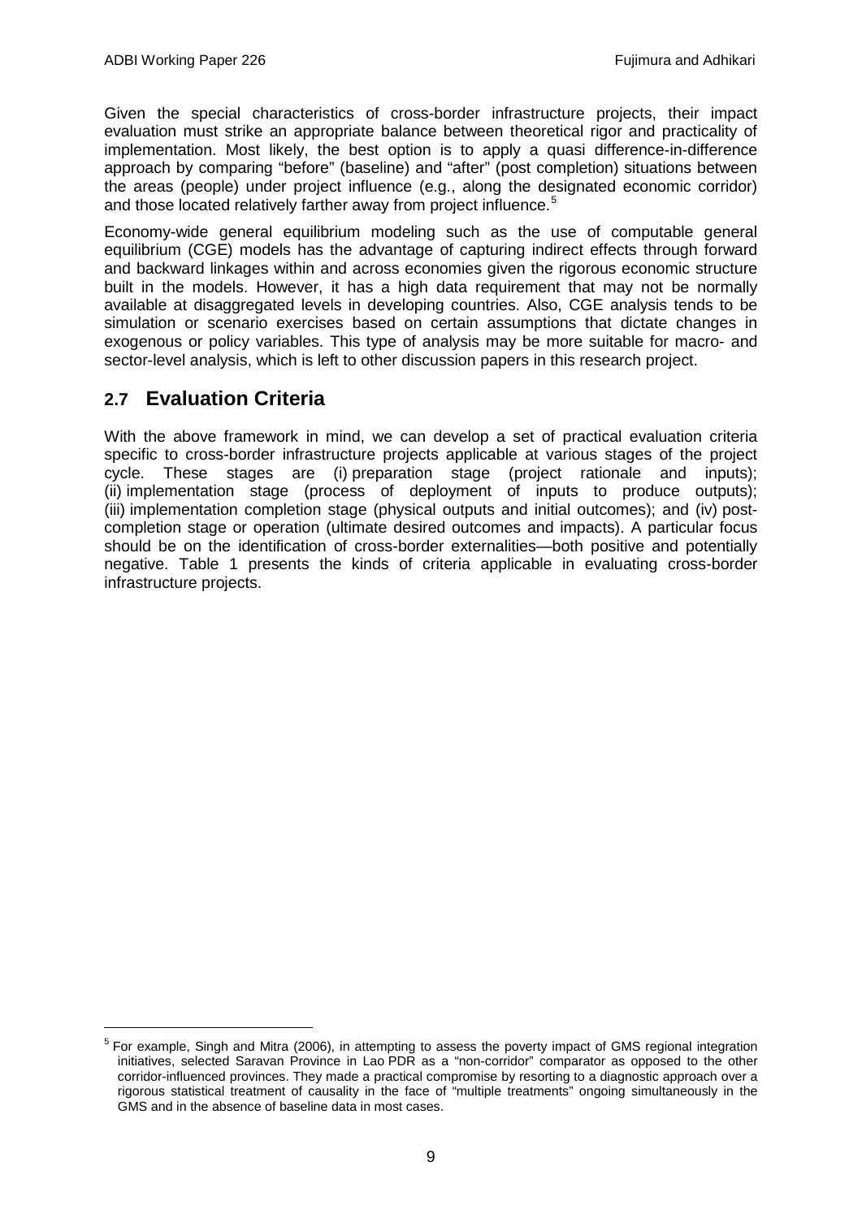Given the special characteristics of cross-border infrastructure projects, their impact evaluation must strike an appropriate balance between theoretical rigor and practicality of implementation. Most likely, the best option is to apply a quasi difference-in-difference approach by comparing "before" (baseline) and "after" (post completion) situations between the areas (people) under project influence (e.g., along the designated economic corridor) and those located relatively farther away from project influence.[5]

Economy-wide general equilibrium modeling such as the use of computable general equilibrium (CGE) models has the advantage of capturing indirect effects through forward and backward linkages within and across economies given the rigorous economic structure built in the models. However, it has a high data requirement that may not be normally available at disaggregated levels in developing countries. Also, CGE analysis tends to be simulation or scenario exercises based on certain assumptions that dictate changes in exogenous or policy variables. This type of analysis may be more suitable for macro- and sector-level analysis, which is left to other discussion papers in this research project.

## 2.7 Evaluation Criteria

With the above framework in mind, we can develop a set of practical evaluation criteria specific to cross-border infrastructure projects applicable at various stages of the project cycle. These stages are (i) preparation stage (project rationale and inputs); (ii) implementation stage (process of deployment of inputs to produce outputs); (iii) implementation completion stage (physical outputs and initial outcomes); and (iv) post-completion stage or operation (ultimate desired outcomes and impacts). A particular focus should be on the identification of cross-border externalities—both positive and potentially negative. Table 1 presents the kinds of criteria applicable in evaluating cross-border infrastructure projects.

---

[5] For example, Singh and Mitra (2006), in attempting to assess the poverty impact of GMS regional integration initiatives, selected Saravan Province in Lao PDR as a "non-corridor" comparator as opposed to the other corridor-influenced provinces. They made a practical compromise by resorting to a diagnostic approach over a rigorous statistical treatment of causality in the face of "multiple treatments" ongoing simultaneously in the GMS and in the absence of baseline data in most cases.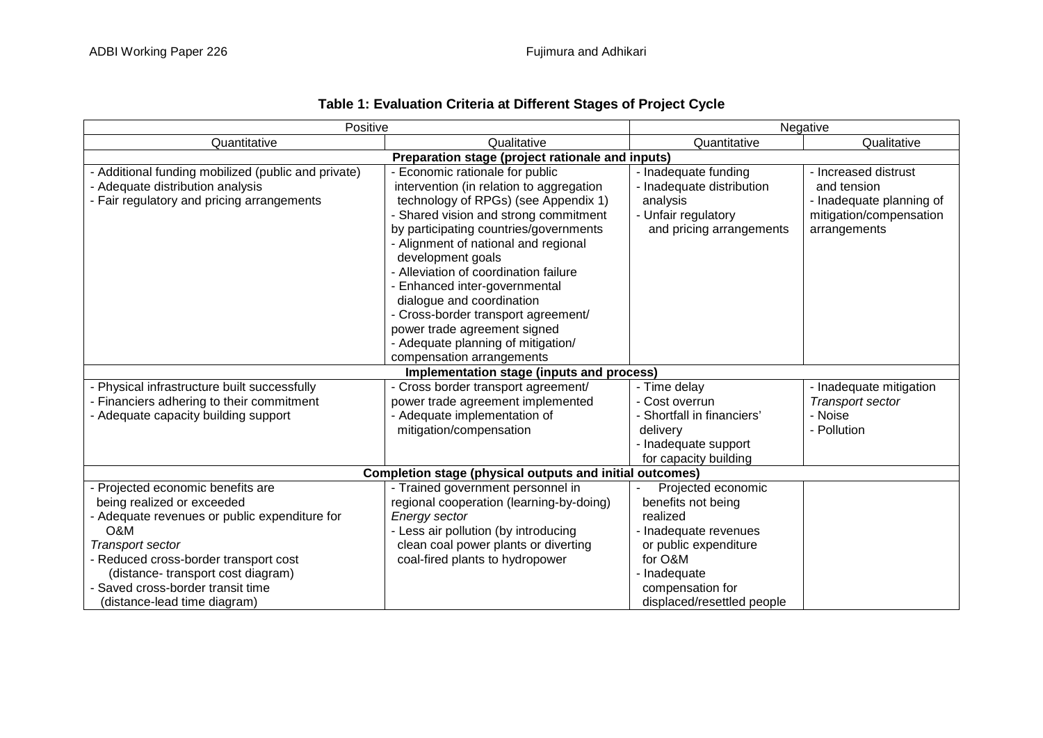**Table 1: Evaluation Criteria at Different Stages of Project Cycle**

| Positive | | Negative | |
|---|---|---|---|
| Quantitative | Qualitative | Quantitative | Qualitative |
| **Preparation stage (project rationale and inputs)** | | | |
| - Additional funding mobilized (public and private)<br>- Adequate distribution analysis<br>- Fair regulatory and pricing arrangements | - Economic rationale for public intervention (in relation to aggregation technology of RPGs) (see Appendix 1)<br>- Shared vision and strong commitment by participating countries/governments<br>- Alignment of national and regional development goals<br>- Alleviation of coordination failure<br>- Enhanced inter-governmental dialogue and coordination<br>- Cross-border transport agreement/ power trade agreement signed<br>- Adequate planning of mitigation/ compensation arrangements | - Inadequate funding<br>- Inadequate distribution analysis<br>- Unfair regulatory and pricing arrangements | - Increased distrust and tension<br>- Inadequate planning of mitigation/compensation arrangements |
| **Implementation stage (inputs and process)** | | | |
| - Physical infrastructure built successfully<br>- Financiers adhering to their commitment<br>- Adequate capacity building support | - Cross border transport agreement/ power trade agreement implemented<br>- Adequate implementation of mitigation/compensation | - Time delay<br>- Cost overrun<br>- Shortfall in financiers' delivery<br>- Inadequate support for capacity building | - Inadequate mitigation<br>*Transport sector*<br>- Noise<br>- Pollution |
| **Completion stage (physical outputs and initial outcomes)** | | | |
| - Projected economic benefits are being realized or exceeded<br>- Adequate revenues or public expenditure for O&M<br>*Transport sector*<br>- Reduced cross-border transport cost (distance- transport cost diagram)<br>- Saved cross-border transit time (distance-lead time diagram) | - Trained government personnel in regional cooperation (learning-by-doing)<br>*Energy sector*<br>- Less air pollution (by introducing clean coal power plants or diverting coal-fired plants to hydropower | - Projected economic benefits not being realized<br>- Inadequate revenues or public expenditure for O&M<br>- Inadequate compensation for displaced/resettled people | |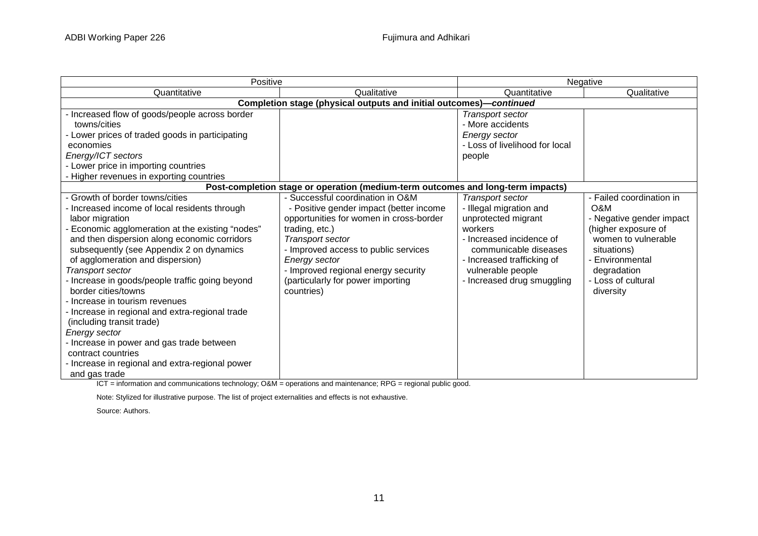| Positive | | Negative | |
|---|---|---|---|
| Quantitative | Qualitative | Quantitative | Qualitative |
| **Completion stage (physical outputs and initial outcomes)—*continued*** | | | |
| - Increased flow of goods/people across border towns/cities<br>- Lower prices of traded goods in participating economies<br>*Energy/ICT sectors*<br>- Lower price in importing countries<br>- Higher revenues in exporting countries | | *Transport sector*<br>- More accidents<br>*Energy sector*<br>- Loss of livelihood for local people | |
| **Post-completion stage or operation (medium-term outcomes and long-term impacts)** | | | |
| - Growth of border towns/cities<br>- Increased income of local residents through labor migration<br>- Economic agglomeration at the existing "nodes" and then dispersion along economic corridors subsequently (see Appendix 2 on dynamics of agglomeration and dispersion)<br>*Transport sector*<br>- Increase in goods/people traffic going beyond border cities/towns<br>- Increase in tourism revenues<br>- Increase in regional and extra-regional trade (including transit trade)<br>*Energy sector*<br>- Increase in power and gas trade between contract countries<br>- Increase in regional and extra-regional power and gas trade | - Successful coordination in O&M<br>- Positive gender impact (better income opportunities for women in cross-border trading, etc.)<br>*Transport sector*<br>- Improved access to public services<br>*Energy sector*<br>- Improved regional energy security (particularly for power importing countries) | *Transport sector*<br>- Illegal migration and unprotected migrant workers<br>- Increased incidence of communicable diseases<br>- Increased trafficking of vulnerable people<br>- Increased drug smuggling | - Failed coordination in O&M<br>- Negative gender impact (higher exposure of women to vulnerable situations)<br>- Environmental degradation<br>- Loss of cultural diversity |

ICT = information and communications technology; O&M = operations and maintenance; RPG = regional public good.

Note: Stylized for illustrative purpose. The list of project externalities and effects is not exhaustive.

Source: Authors.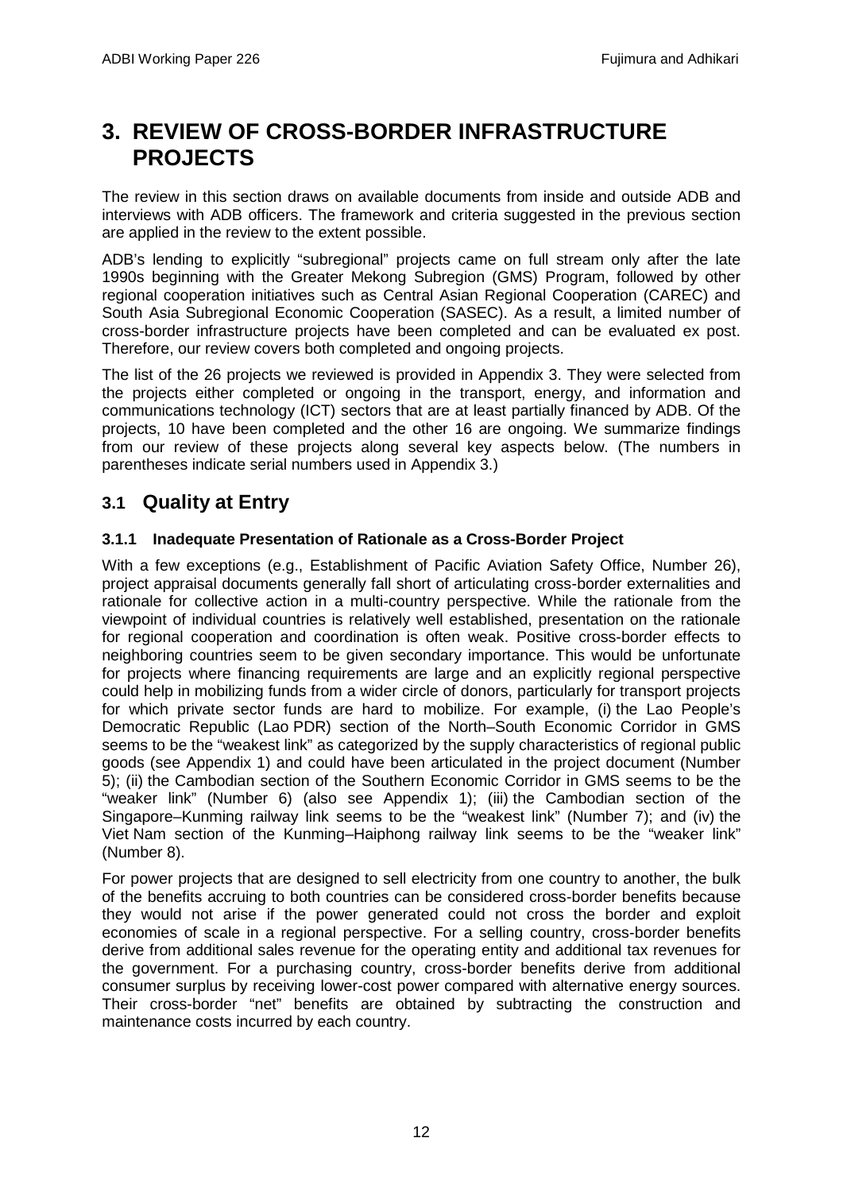# 3. REVIEW OF CROSS-BORDER INFRASTRUCTURE PROJECTS

The review in this section draws on available documents from inside and outside ADB and interviews with ADB officers. The framework and criteria suggested in the previous section are applied in the review to the extent possible.

ADB's lending to explicitly "subregional" projects came on full stream only after the late 1990s beginning with the Greater Mekong Subregion (GMS) Program, followed by other regional cooperation initiatives such as Central Asian Regional Cooperation (CAREC) and South Asia Subregional Economic Cooperation (SASEC). As a result, a limited number of cross-border infrastructure projects have been completed and can be evaluated ex post. Therefore, our review covers both completed and ongoing projects.

The list of the 26 projects we reviewed is provided in Appendix 3. They were selected from the projects either completed or ongoing in the transport, energy, and information and communications technology (ICT) sectors that are at least partially financed by ADB. Of the projects, 10 have been completed and the other 16 are ongoing. We summarize findings from our review of these projects along several key aspects below. (The numbers in parentheses indicate serial numbers used in Appendix 3.)

## 3.1 Quality at Entry

### 3.1.1 Inadequate Presentation of Rationale as a Cross-Border Project

With a few exceptions (e.g., Establishment of Pacific Aviation Safety Office, Number 26), project appraisal documents generally fall short of articulating cross-border externalities and rationale for collective action in a multi-country perspective. While the rationale from the viewpoint of individual countries is relatively well established, presentation on the rationale for regional cooperation and coordination is often weak. Positive cross-border effects to neighboring countries seem to be given secondary importance. This would be unfortunate for projects where financing requirements are large and an explicitly regional perspective could help in mobilizing funds from a wider circle of donors, particularly for transport projects for which private sector funds are hard to mobilize. For example, (i) the Lao People's Democratic Republic (Lao PDR) section of the North–South Economic Corridor in GMS seems to be the "weakest link" as categorized by the supply characteristics of regional public goods (see Appendix 1) and could have been articulated in the project document (Number 5); (ii) the Cambodian section of the Southern Economic Corridor in GMS seems to be the "weaker link" (Number 6) (also see Appendix 1); (iii) the Cambodian section of the Singapore–Kunming railway link seems to be the "weakest link" (Number 7); and (iv) the Viet Nam section of the Kunming–Haiphong railway link seems to be the "weaker link" (Number 8).

For power projects that are designed to sell electricity from one country to another, the bulk of the benefits accruing to both countries can be considered cross-border benefits because they would not arise if the power generated could not cross the border and exploit economies of scale in a regional perspective. For a selling country, cross-border benefits derive from additional sales revenue for the operating entity and additional tax revenues for the government. For a purchasing country, cross-border benefits derive from additional consumer surplus by receiving lower-cost power compared with alternative energy sources. Their cross-border "net" benefits are obtained by subtracting the construction and maintenance costs incurred by each country.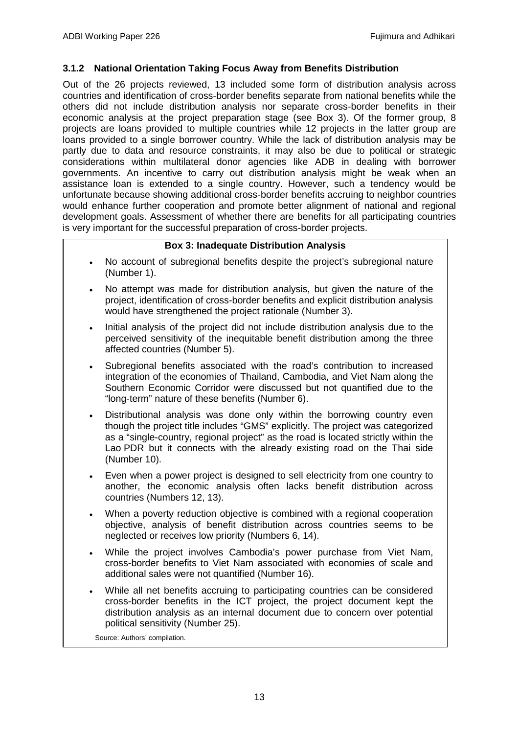### 3.1.2 National Orientation Taking Focus Away from Benefits Distribution

Out of the 26 projects reviewed, 13 included some form of distribution analysis across countries and identification of cross-border benefits separate from national benefits while the others did not include distribution analysis nor separate cross-border benefits in their economic analysis at the project preparation stage (see Box 3). Of the former group, 8 projects are loans provided to multiple countries while 12 projects in the latter group are loans provided to a single borrower country. While the lack of distribution analysis may be partly due to data and resource constraints, it may also be due to political or strategic considerations within multilateral donor agencies like ADB in dealing with borrower governments. An incentive to carry out distribution analysis might be weak when an assistance loan is extended to a single country. However, such a tendency would be unfortunate because showing additional cross-border benefits accruing to neighbor countries would enhance further cooperation and promote better alignment of national and regional development goals. Assessment of whether there are benefits for all participating countries is very important for the successful preparation of cross-border projects.

**Box 3: Inadequate Distribution Analysis**

- No account of subregional benefits despite the project's subregional nature (Number 1).
- No attempt was made for distribution analysis, but given the nature of the project, identification of cross-border benefits and explicit distribution analysis would have strengthened the project rationale (Number 3).
- Initial analysis of the project did not include distribution analysis due to the perceived sensitivity of the inequitable benefit distribution among the three affected countries (Number 5).
- Subregional benefits associated with the road's contribution to increased integration of the economies of Thailand, Cambodia, and Viet Nam along the Southern Economic Corridor were discussed but not quantified due to the "long-term" nature of these benefits (Number 6).
- Distributional analysis was done only within the borrowing country even though the project title includes "GMS" explicitly. The project was categorized as a "single-country, regional project" as the road is located strictly within the Lao PDR but it connects with the already existing road on the Thai side (Number 10).
- Even when a power project is designed to sell electricity from one country to another, the economic analysis often lacks benefit distribution across countries (Numbers 12, 13).
- When a poverty reduction objective is combined with a regional cooperation objective, analysis of benefit distribution across countries seems to be neglected or receives low priority (Numbers 6, 14).
- While the project involves Cambodia's power purchase from Viet Nam, cross-border benefits to Viet Nam associated with economies of scale and additional sales were not quantified (Number 16).
- While all net benefits accruing to participating countries can be considered cross-border benefits in the ICT project, the project document kept the distribution analysis as an internal document due to concern over potential political sensitivity (Number 25).

Source: Authors' compilation.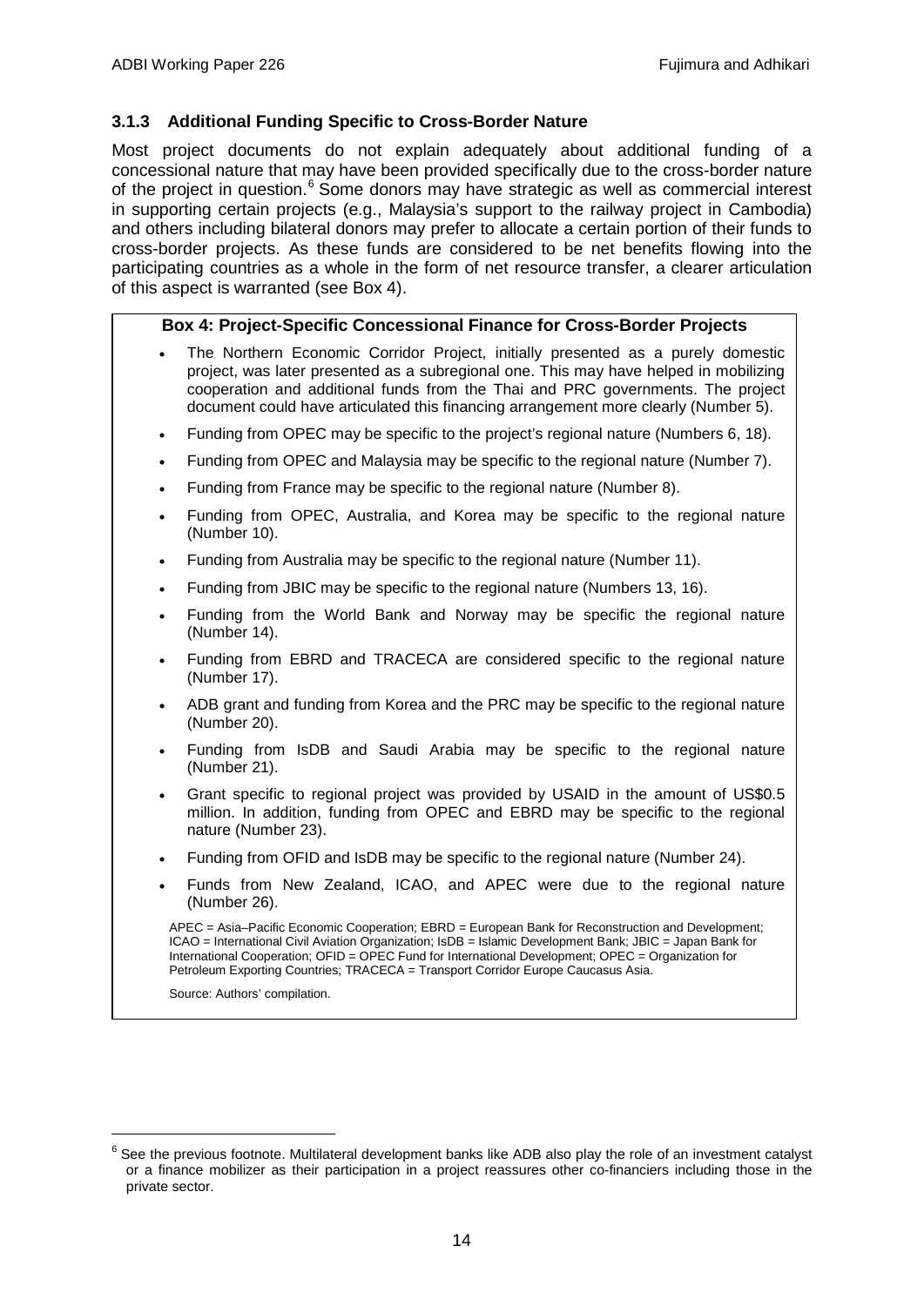### 3.1.3 Additional Funding Specific to Cross-Border Nature

Most project documents do not explain adequately about additional funding of a concessional nature that may have been provided specifically due to the cross-border nature of the project in question.[6] Some donors may have strategic as well as commercial interest in supporting certain projects (e.g., Malaysia's support to the railway project in Cambodia) and others including bilateral donors may prefer to allocate a certain portion of their funds to cross-border projects. As these funds are considered to be net benefits flowing into the participating countries as a whole in the form of net resource transfer, a clearer articulation of this aspect is warranted (see Box 4).

**Box 4: Project-Specific Concessional Finance for Cross-Border Projects**

- The Northern Economic Corridor Project, initially presented as a purely domestic project, was later presented as a subregional one. This may have helped in mobilizing cooperation and additional funds from the Thai and PRC governments. The project document could have articulated this financing arrangement more clearly (Number 5).
- Funding from OPEC may be specific to the project's regional nature (Numbers 6, 18).
- Funding from OPEC and Malaysia may be specific to the regional nature (Number 7).
- Funding from France may be specific to the regional nature (Number 8).
- Funding from OPEC, Australia, and Korea may be specific to the regional nature (Number 10).
- Funding from Australia may be specific to the regional nature (Number 11).
- Funding from JBIC may be specific to the regional nature (Numbers 13, 16).
- Funding from the World Bank and Norway may be specific the regional nature (Number 14).
- Funding from EBRD and TRACECA are considered specific to the regional nature (Number 17).
- ADB grant and funding from Korea and the PRC may be specific to the regional nature (Number 20).
- Funding from IsDB and Saudi Arabia may be specific to the regional nature (Number 21).
- Grant specific to regional project was provided by USAID in the amount of US$0.5 million. In addition, funding from OPEC and EBRD may be specific to the regional nature (Number 23).
- Funding from OFID and IsDB may be specific to the regional nature (Number 24).
- Funds from New Zealand, ICAO, and APEC were due to the regional nature (Number 26).

APEC = Asia–Pacific Economic Cooperation; EBRD = European Bank for Reconstruction and Development; ICAO = International Civil Aviation Organization; IsDB = Islamic Development Bank; JBIC = Japan Bank for International Cooperation; OFID = OPEC Fund for International Development; OPEC = Organization for Petroleum Exporting Countries; TRACECA = Transport Corridor Europe Caucasus Asia.

Source: Authors' compilation.

[6] See the previous footnote. Multilateral development banks like ADB also play the role of an investment catalyst or a finance mobilizer as their participation in a project reassures other co-financiers including those in the private sector.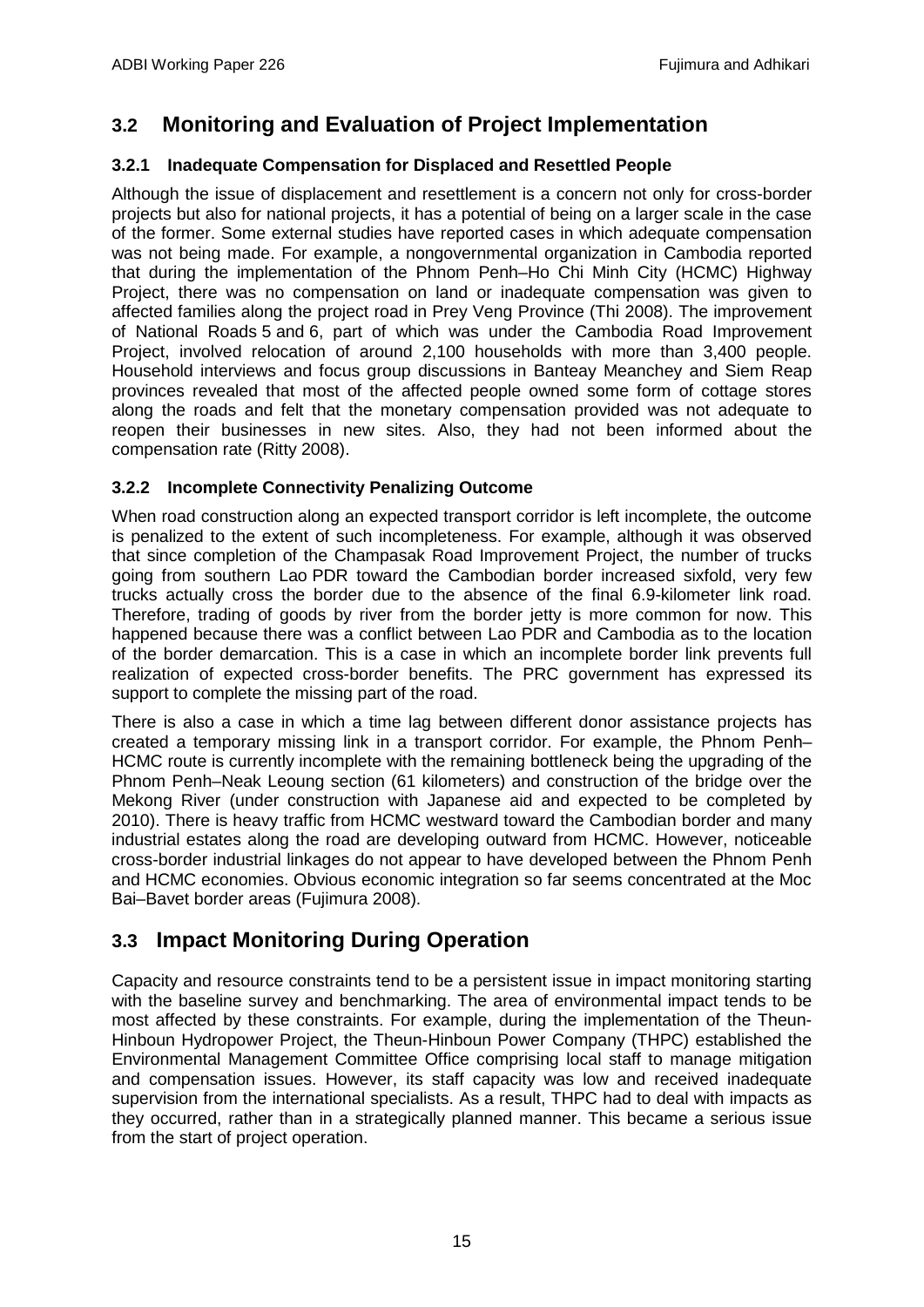## 3.2 Monitoring and Evaluation of Project Implementation

### 3.2.1 Inadequate Compensation for Displaced and Resettled People

Although the issue of displacement and resettlement is a concern not only for cross-border projects but also for national projects, it has a potential of being on a larger scale in the case of the former. Some external studies have reported cases in which adequate compensation was not being made. For example, a nongovernmental organization in Cambodia reported that during the implementation of the Phnom Penh–Ho Chi Minh City (HCMC) Highway Project, there was no compensation on land or inadequate compensation was given to affected families along the project road in Prey Veng Province (Thi 2008). The improvement of National Roads 5 and 6, part of which was under the Cambodia Road Improvement Project, involved relocation of around 2,100 households with more than 3,400 people. Household interviews and focus group discussions in Banteay Meanchey and Siem Reap provinces revealed that most of the affected people owned some form of cottage stores along the roads and felt that the monetary compensation provided was not adequate to reopen their businesses in new sites. Also, they had not been informed about the compensation rate (Ritty 2008).

### 3.2.2 Incomplete Connectivity Penalizing Outcome

When road construction along an expected transport corridor is left incomplete, the outcome is penalized to the extent of such incompleteness. For example, although it was observed that since completion of the Champasak Road Improvement Project, the number of trucks going from southern Lao PDR toward the Cambodian border increased sixfold, very few trucks actually cross the border due to the absence of the final 6.9-kilometer link road. Therefore, trading of goods by river from the border jetty is more common for now. This happened because there was a conflict between Lao PDR and Cambodia as to the location of the border demarcation. This is a case in which an incomplete border link prevents full realization of expected cross-border benefits. The PRC government has expressed its support to complete the missing part of the road.

There is also a case in which a time lag between different donor assistance projects has created a temporary missing link in a transport corridor. For example, the Phnom Penh–HCMC route is currently incomplete with the remaining bottleneck being the upgrading of the Phnom Penh–Neak Leoung section (61 kilometers) and construction of the bridge over the Mekong River (under construction with Japanese aid and expected to be completed by 2010). There is heavy traffic from HCMC westward toward the Cambodian border and many industrial estates along the road are developing outward from HCMC. However, noticeable cross-border industrial linkages do not appear to have developed between the Phnom Penh and HCMC economies. Obvious economic integration so far seems concentrated at the Moc Bai–Bavet border areas (Fujimura 2008).

## 3.3 Impact Monitoring During Operation

Capacity and resource constraints tend to be a persistent issue in impact monitoring starting with the baseline survey and benchmarking. The area of environmental impact tends to be most affected by these constraints. For example, during the implementation of the Theun-Hinboun Hydropower Project, the Theun-Hinboun Power Company (THPC) established the Environmental Management Committee Office comprising local staff to manage mitigation and compensation issues. However, its staff capacity was low and received inadequate supervision from the international specialists. As a result, THPC had to deal with impacts as they occurred, rather than in a strategically planned manner. This became a serious issue from the start of project operation.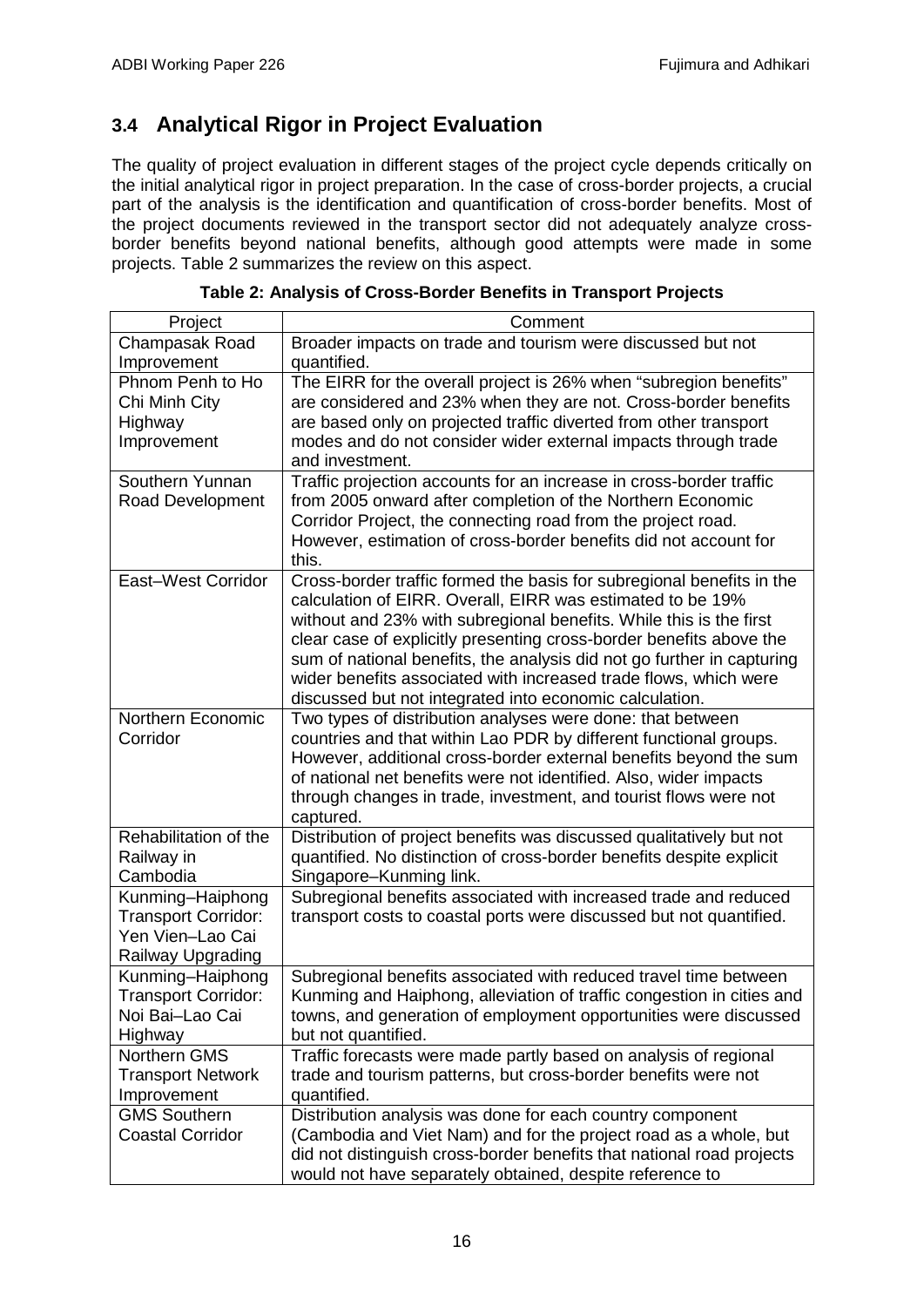## 3.4 Analytical Rigor in Project Evaluation

The quality of project evaluation in different stages of the project cycle depends critically on the initial analytical rigor in project preparation. In the case of cross-border projects, a crucial part of the analysis is the identification and quantification of cross-border benefits. Most of the project documents reviewed in the transport sector did not adequately analyze cross-border benefits beyond national benefits, although good attempts were made in some projects. Table 2 summarizes the review on this aspect.

**Table 2: Analysis of Cross-Border Benefits in Transport Projects**

| Project | Comment |
|---|---|
| Champasak Road Improvement | Broader impacts on trade and tourism were discussed but not quantified. |
| Phnom Penh to Ho Chi Minh City Highway Improvement | The EIRR for the overall project is 26% when "subregion benefits" are considered and 23% when they are not. Cross-border benefits are based only on projected traffic diverted from other transport modes and do not consider wider external impacts through trade and investment. |
| Southern Yunnan Road Development | Traffic projection accounts for an increase in cross-border traffic from 2005 onward after completion of the Northern Economic Corridor Project, the connecting road from the project road. However, estimation of cross-border benefits did not account for this. |
| East–West Corridor | Cross-border traffic formed the basis for subregional benefits in the calculation of EIRR. Overall, EIRR was estimated to be 19% without and 23% with subregional benefits. While this is the first clear case of explicitly presenting cross-border benefits above the sum of national benefits, the analysis did not go further in capturing wider benefits associated with increased trade flows, which were discussed but not integrated into economic calculation. |
| Northern Economic Corridor | Two types of distribution analyses were done: that between countries and that within Lao PDR by different functional groups. However, additional cross-border external benefits beyond the sum of national net benefits were not identified. Also, wider impacts through changes in trade, investment, and tourist flows were not captured. |
| Rehabilitation of the Railway in Cambodia | Distribution of project benefits was discussed qualitatively but not quantified. No distinction of cross-border benefits despite explicit Singapore–Kunming link. |
| Kunming–Haiphong Transport Corridor: Yen Vien–Lao Cai Railway Upgrading | Subregional benefits associated with increased trade and reduced transport costs to coastal ports were discussed but not quantified. |
| Kunming–Haiphong Transport Corridor: Noi Bai–Lao Cai Highway | Subregional benefits associated with reduced travel time between Kunming and Haiphong, alleviation of traffic congestion in cities and towns, and generation of employment opportunities were discussed but not quantified. |
| Northern GMS Transport Network Improvement | Traffic forecasts were made partly based on analysis of regional trade and tourism patterns, but cross-border benefits were not quantified. |
| GMS Southern Coastal Corridor | Distribution analysis was done for each country component (Cambodia and Viet Nam) and for the project road as a whole, but did not distinguish cross-border benefits that national road projects would not have separately obtained, despite reference to |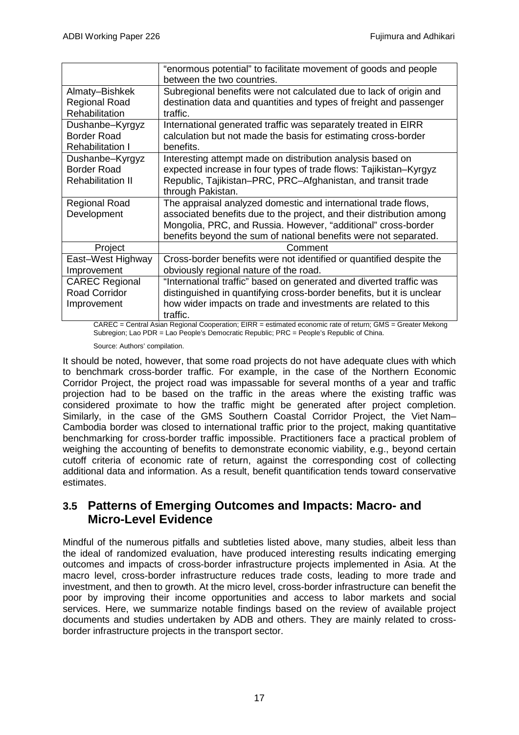| | |
|---|---|
| | "enormous potential" to facilitate movement of goods and people between the two countries. |
| Almaty–Bishkek Regional Road Rehabilitation | Subregional benefits were not calculated due to lack of origin and destination data and quantities and types of freight and passenger traffic. |
| Dushanbe–Kyrgyz Border Road Rehabilitation I | International generated traffic was separately treated in EIRR calculation but not made the basis for estimating cross-border benefits. |
| Dushanbe–Kyrgyz Border Road Rehabilitation II | Interesting attempt made on distribution analysis based on expected increase in four types of trade flows: Tajikistan–Kyrgyz Republic, Tajikistan–PRC, PRC–Afghanistan, and transit trade through Pakistan. |
| Regional Road Development | The appraisal analyzed domestic and international trade flows, associated benefits due to the project, and their distribution among Mongolia, PRC, and Russia. However, "additional" cross-border benefits beyond the sum of national benefits were not separated. |
| Project | Comment |
| East–West Highway Improvement | Cross-border benefits were not identified or quantified despite the obviously regional nature of the road. |
| CAREC Regional Road Corridor Improvement | "International traffic" based on generated and diverted traffic was distinguished in quantifying cross-border benefits, but it is unclear how wider impacts on trade and investments are related to this traffic. |

CAREC = Central Asian Regional Cooperation; EIRR = estimated economic rate of return; GMS = Greater Mekong Subregion; Lao PDR = Lao People's Democratic Republic; PRC = People's Republic of China.

Source: Authors' compilation.

It should be noted, however, that some road projects do not have adequate clues with which to benchmark cross-border traffic. For example, in the case of the Northern Economic Corridor Project, the project road was impassable for several months of a year and traffic projection had to be based on the traffic in the areas where the existing traffic was considered proximate to how the traffic might be generated after project completion. Similarly, in the case of the GMS Southern Coastal Corridor Project, the Viet Nam–Cambodia border was closed to international traffic prior to the project, making quantitative benchmarking for cross-border traffic impossible. Practitioners face a practical problem of weighing the accounting of benefits to demonstrate economic viability, e.g., beyond certain cutoff criteria of economic rate of return, against the corresponding cost of collecting additional data and information. As a result, benefit quantification tends toward conservative estimates.

## 3.5 Patterns of Emerging Outcomes and Impacts: Macro- and Micro-Level Evidence

Mindful of the numerous pitfalls and subtleties listed above, many studies, albeit less than the ideal of randomized evaluation, have produced interesting results indicating emerging outcomes and impacts of cross-border infrastructure projects implemented in Asia. At the macro level, cross-border infrastructure reduces trade costs, leading to more trade and investment, and then to growth. At the micro level, cross-border infrastructure can benefit the poor by improving their income opportunities and access to labor markets and social services. Here, we summarize notable findings based on the review of available project documents and studies undertaken by ADB and others. They are mainly related to cross-border infrastructure projects in the transport sector.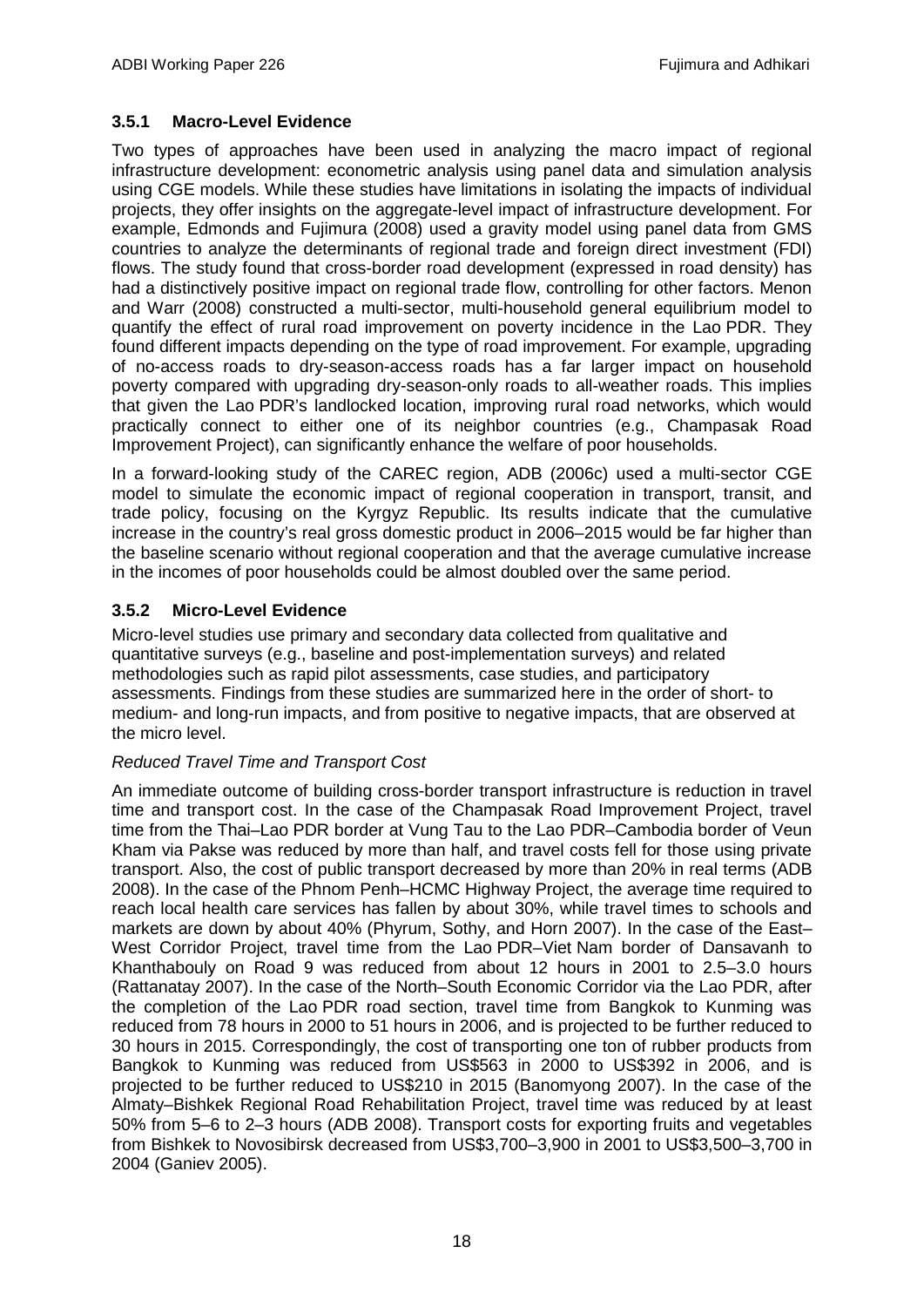### 3.5.1 Macro-Level Evidence

Two types of approaches have been used in analyzing the macro impact of regional infrastructure development: econometric analysis using panel data and simulation analysis using CGE models. While these studies have limitations in isolating the impacts of individual projects, they offer insights on the aggregate-level impact of infrastructure development. For example, Edmonds and Fujimura (2008) used a gravity model using panel data from GMS countries to analyze the determinants of regional trade and foreign direct investment (FDI) flows. The study found that cross-border road development (expressed in road density) has had a distinctively positive impact on regional trade flow, controlling for other factors. Menon and Warr (2008) constructed a multi-sector, multi-household general equilibrium model to quantify the effect of rural road improvement on poverty incidence in the Lao PDR. They found different impacts depending on the type of road improvement. For example, upgrading of no-access roads to dry-season-access roads has a far larger impact on household poverty compared with upgrading dry-season-only roads to all-weather roads. This implies that given the Lao PDR's landlocked location, improving rural road networks, which would practically connect to either one of its neighbor countries (e.g., Champasak Road Improvement Project), can significantly enhance the welfare of poor households.

In a forward-looking study of the CAREC region, ADB (2006c) used a multi-sector CGE model to simulate the economic impact of regional cooperation in transport, transit, and trade policy, focusing on the Kyrgyz Republic. Its results indicate that the cumulative increase in the country's real gross domestic product in 2006–2015 would be far higher than the baseline scenario without regional cooperation and that the average cumulative increase in the incomes of poor households could be almost doubled over the same period.

### 3.5.2 Micro-Level Evidence

Micro-level studies use primary and secondary data collected from qualitative and quantitative surveys (e.g., baseline and post-implementation surveys) and related methodologies such as rapid pilot assessments, case studies, and participatory assessments. Findings from these studies are summarized here in the order of short- to medium- and long-run impacts, and from positive to negative impacts, that are observed at the micro level.

*Reduced Travel Time and Transport Cost*

An immediate outcome of building cross-border transport infrastructure is reduction in travel time and transport cost. In the case of the Champasak Road Improvement Project, travel time from the Thai–Lao PDR border at Vung Tau to the Lao PDR–Cambodia border of Veun Kham via Pakse was reduced by more than half, and travel costs fell for those using private transport. Also, the cost of public transport decreased by more than 20% in real terms (ADB 2008). In the case of the Phnom Penh–HCMC Highway Project, the average time required to reach local health care services has fallen by about 30%, while travel times to schools and markets are down by about 40% (Phyrum, Sothy, and Horn 2007). In the case of the East–West Corridor Project, travel time from the Lao PDR–Viet Nam border of Dansavanh to Khanthabouly on Road 9 was reduced from about 12 hours in 2001 to 2.5–3.0 hours (Rattanatay 2007). In the case of the North–South Economic Corridor via the Lao PDR, after the completion of the Lao PDR road section, travel time from Bangkok to Kunming was reduced from 78 hours in 2000 to 51 hours in 2006, and is projected to be further reduced to 30 hours in 2015. Correspondingly, the cost of transporting one ton of rubber products from Bangkok to Kunming was reduced from US$563 in 2000 to US$392 in 2006, and is projected to be further reduced to US$210 in 2015 (Banomyong 2007). In the case of the Almaty–Bishkek Regional Road Rehabilitation Project, travel time was reduced by at least 50% from 5–6 to 2–3 hours (ADB 2008). Transport costs for exporting fruits and vegetables from Bishkek to Novosibirsk decreased from US$3,700–3,900 in 2001 to US$3,500–3,700 in 2004 (Ganiev 2005).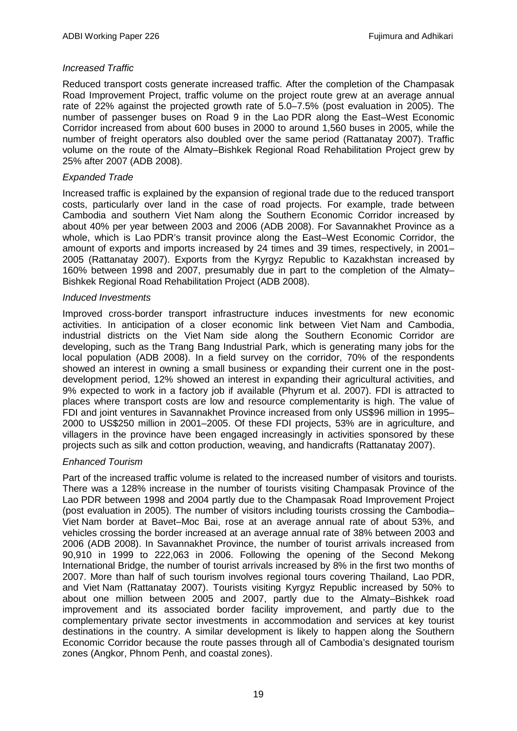*Increased Traffic*

Reduced transport costs generate increased traffic. After the completion of the Champasak Road Improvement Project, traffic volume on the project route grew at an average annual rate of 22% against the projected growth rate of 5.0–7.5% (post evaluation in 2005). The number of passenger buses on Road 9 in the Lao PDR along the East–West Economic Corridor increased from about 600 buses in 2000 to around 1,560 buses in 2005, while the number of freight operators also doubled over the same period (Rattanatay 2007). Traffic volume on the route of the Almaty–Bishkek Regional Road Rehabilitation Project grew by 25% after 2007 (ADB 2008).

*Expanded Trade*

Increased traffic is explained by the expansion of regional trade due to the reduced transport costs, particularly over land in the case of road projects. For example, trade between Cambodia and southern Viet Nam along the Southern Economic Corridor increased by about 40% per year between 2003 and 2006 (ADB 2008). For Savannakhet Province as a whole, which is Lao PDR's transit province along the East–West Economic Corridor, the amount of exports and imports increased by 24 times and 39 times, respectively, in 2001–2005 (Rattanatay 2007). Exports from the Kyrgyz Republic to Kazakhstan increased by 160% between 1998 and 2007, presumably due in part to the completion of the Almaty–Bishkek Regional Road Rehabilitation Project (ADB 2008).

*Induced Investments*

Improved cross-border transport infrastructure induces investments for new economic activities. In anticipation of a closer economic link between Viet Nam and Cambodia, industrial districts on the Viet Nam side along the Southern Economic Corridor are developing, such as the Trang Bang Industrial Park, which is generating many jobs for the local population (ADB 2008). In a field survey on the corridor, 70% of the respondents showed an interest in owning a small business or expanding their current one in the post-development period, 12% showed an interest in expanding their agricultural activities, and 9% expected to work in a factory job if available (Phyrum et al. 2007). FDI is attracted to places where transport costs are low and resource complementarity is high. The value of FDI and joint ventures in Savannakhet Province increased from only US$96 million in 1995–2000 to US$250 million in 2001–2005. Of these FDI projects, 53% are in agriculture, and villagers in the province have been engaged increasingly in activities sponsored by these projects such as silk and cotton production, weaving, and handicrafts (Rattanatay 2007).

*Enhanced Tourism*

Part of the increased traffic volume is related to the increased number of visitors and tourists. There was a 128% increase in the number of tourists visiting Champasak Province of the Lao PDR between 1998 and 2004 partly due to the Champasak Road Improvement Project (post evaluation in 2005). The number of visitors including tourists crossing the Cambodia–Viet Nam border at Bavet–Moc Bai, rose at an average annual rate of about 53%, and vehicles crossing the border increased at an average annual rate of 38% between 2003 and 2006 (ADB 2008). In Savannakhet Province, the number of tourist arrivals increased from 90,910 in 1999 to 222,063 in 2006. Following the opening of the Second Mekong International Bridge, the number of tourist arrivals increased by 8% in the first two months of 2007. More than half of such tourism involves regional tours covering Thailand, Lao PDR, and Viet Nam (Rattanatay 2007). Tourists visiting Kyrgyz Republic increased by 50% to about one million between 2005 and 2007, partly due to the Almaty–Bishkek road improvement and its associated border facility improvement, and partly due to the complementary private sector investments in accommodation and services at key tourist destinations in the country. A similar development is likely to happen along the Southern Economic Corridor because the route passes through all of Cambodia's designated tourism zones (Angkor, Phnom Penh, and coastal zones).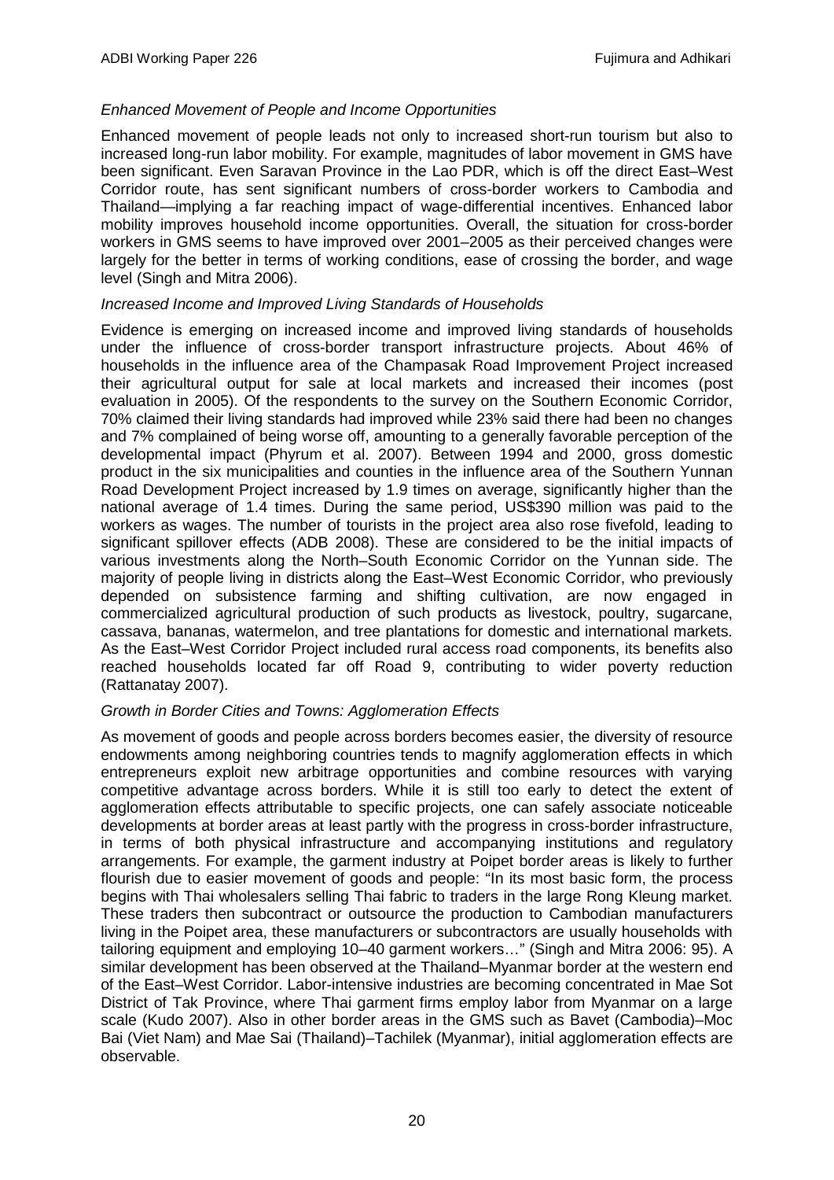*Enhanced Movement of People and Income Opportunities*

Enhanced movement of people leads not only to increased short-run tourism but also to increased long-run labor mobility. For example, magnitudes of labor movement in GMS have been significant. Even Saravan Province in the Lao PDR, which is off the direct East–West Corridor route, has sent significant numbers of cross-border workers to Cambodia and Thailand—implying a far reaching impact of wage-differential incentives. Enhanced labor mobility improves household income opportunities. Overall, the situation for cross-border workers in GMS seems to have improved over 2001–2005 as their perceived changes were largely for the better in terms of working conditions, ease of crossing the border, and wage level (Singh and Mitra 2006).

*Increased Income and Improved Living Standards of Households*

Evidence is emerging on increased income and improved living standards of households under the influence of cross-border transport infrastructure projects. About 46% of households in the influence area of the Champasak Road Improvement Project increased their agricultural output for sale at local markets and increased their incomes (post evaluation in 2005). Of the respondents to the survey on the Southern Economic Corridor, 70% claimed their living standards had improved while 23% said there had been no changes and 7% complained of being worse off, amounting to a generally favorable perception of the developmental impact (Phyrum et al. 2007). Between 1994 and 2000, gross domestic product in the six municipalities and counties in the influence area of the Southern Yunnan Road Development Project increased by 1.9 times on average, significantly higher than the national average of 1.4 times. During the same period, US$390 million was paid to the workers as wages. The number of tourists in the project area also rose fivefold, leading to significant spillover effects (ADB 2008). These are considered to be the initial impacts of various investments along the North–South Economic Corridor on the Yunnan side. The majority of people living in districts along the East–West Economic Corridor, who previously depended on subsistence farming and shifting cultivation, are now engaged in commercialized agricultural production of such products as livestock, poultry, sugarcane, cassava, bananas, watermelon, and tree plantations for domestic and international markets. As the East–West Corridor Project included rural access road components, its benefits also reached households located far off Road 9, contributing to wider poverty reduction (Rattanatay 2007).

*Growth in Border Cities and Towns: Agglomeration Effects*

As movement of goods and people across borders becomes easier, the diversity of resource endowments among neighboring countries tends to magnify agglomeration effects in which entrepreneurs exploit new arbitrage opportunities and combine resources with varying competitive advantage across borders. While it is still too early to detect the extent of agglomeration effects attributable to specific projects, one can safely associate noticeable developments at border areas at least partly with the progress in cross-border infrastructure, in terms of both physical infrastructure and accompanying institutions and regulatory arrangements. For example, the garment industry at Poipet border areas is likely to further flourish due to easier movement of goods and people: "In its most basic form, the process begins with Thai wholesalers selling Thai fabric to traders in the large Rong Kleung market. These traders then subcontract or outsource the production to Cambodian manufacturers living in the Poipet area, these manufacturers or subcontractors are usually households with tailoring equipment and employing 10–40 garment workers…" (Singh and Mitra 2006: 95). A similar development has been observed at the Thailand–Myanmar border at the western end of the East–West Corridor. Labor-intensive industries are becoming concentrated in Mae Sot District of Tak Province, where Thai garment firms employ labor from Myanmar on a large scale (Kudo 2007). Also in other border areas in the GMS such as Bavet (Cambodia)–Moc Bai (Viet Nam) and Mae Sai (Thailand)–Tachilek (Myanmar), initial agglomeration effects are observable.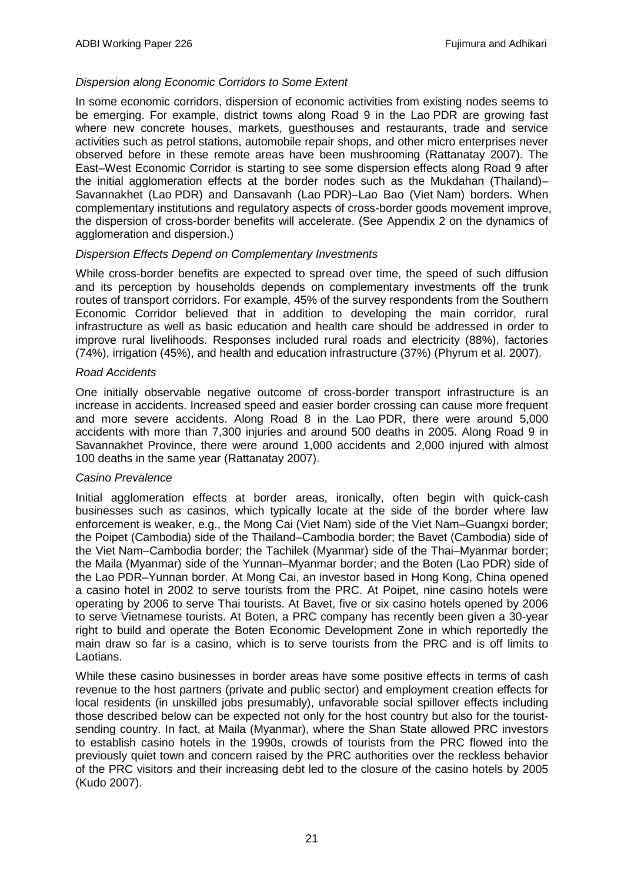*Dispersion along Economic Corridors to Some Extent*

In some economic corridors, dispersion of economic activities from existing nodes seems to be emerging. For example, district towns along Road 9 in the Lao PDR are growing fast where new concrete houses, markets, guesthouses and restaurants, trade and service activities such as petrol stations, automobile repair shops, and other micro enterprises never observed before in these remote areas have been mushrooming (Rattanatay 2007). The East–West Economic Corridor is starting to see some dispersion effects along Road 9 after the initial agglomeration effects at the border nodes such as the Mukdahan (Thailand)–Savannakhet (Lao PDR) and Dansavanh (Lao PDR)–Lao Bao (Viet Nam) borders. When complementary institutions and regulatory aspects of cross-border goods movement improve, the dispersion of cross-border benefits will accelerate. (See Appendix 2 on the dynamics of agglomeration and dispersion.)

*Dispersion Effects Depend on Complementary Investments*

While cross-border benefits are expected to spread over time, the speed of such diffusion and its perception by households depends on complementary investments off the trunk routes of transport corridors. For example, 45% of the survey respondents from the Southern Economic Corridor believed that in addition to developing the main corridor, rural infrastructure as well as basic education and health care should be addressed in order to improve rural livelihoods. Responses included rural roads and electricity (88%), factories (74%), irrigation (45%), and health and education infrastructure (37%) (Phyrum et al. 2007).

*Road Accidents*

One initially observable negative outcome of cross-border transport infrastructure is an increase in accidents. Increased speed and easier border crossing can cause more frequent and more severe accidents. Along Road 8 in the Lao PDR, there were around 5,000 accidents with more than 7,300 injuries and around 500 deaths in 2005. Along Road 9 in Savannakhet Province, there were around 1,000 accidents and 2,000 injured with almost 100 deaths in the same year (Rattanatay 2007).

*Casino Prevalence*

Initial agglomeration effects at border areas, ironically, often begin with quick-cash businesses such as casinos, which typically locate at the side of the border where law enforcement is weaker, e.g., the Mong Cai (Viet Nam) side of the Viet Nam–Guangxi border; the Poipet (Cambodia) side of the Thailand–Cambodia border; the Bavet (Cambodia) side of the Viet Nam–Cambodia border; the Tachilek (Myanmar) side of the Thai–Myanmar border; the Maila (Myanmar) side of the Yunnan–Myanmar border; and the Boten (Lao PDR) side of the Lao PDR–Yunnan border. At Mong Cai, an investor based in Hong Kong, China opened a casino hotel in 2002 to serve tourists from the PRC. At Poipet, nine casino hotels were operating by 2006 to serve Thai tourists. At Bavet, five or six casino hotels opened by 2006 to serve Vietnamese tourists. At Boten, a PRC company has recently been given a 30-year right to build and operate the Boten Economic Development Zone in which reportedly the main draw so far is a casino, which is to serve tourists from the PRC and is off limits to Laotians.

While these casino businesses in border areas have some positive effects in terms of cash revenue to the host partners (private and public sector) and employment creation effects for local residents (in unskilled jobs presumably), unfavorable social spillover effects including those described below can be expected not only for the host country but also for the tourist-sending country. In fact, at Maila (Myanmar), where the Shan State allowed PRC investors to establish casino hotels in the 1990s, crowds of tourists from the PRC flowed into the previously quiet town and concern raised by the PRC authorities over the reckless behavior of the PRC visitors and their increasing debt led to the closure of the casino hotels by 2005 (Kudo 2007).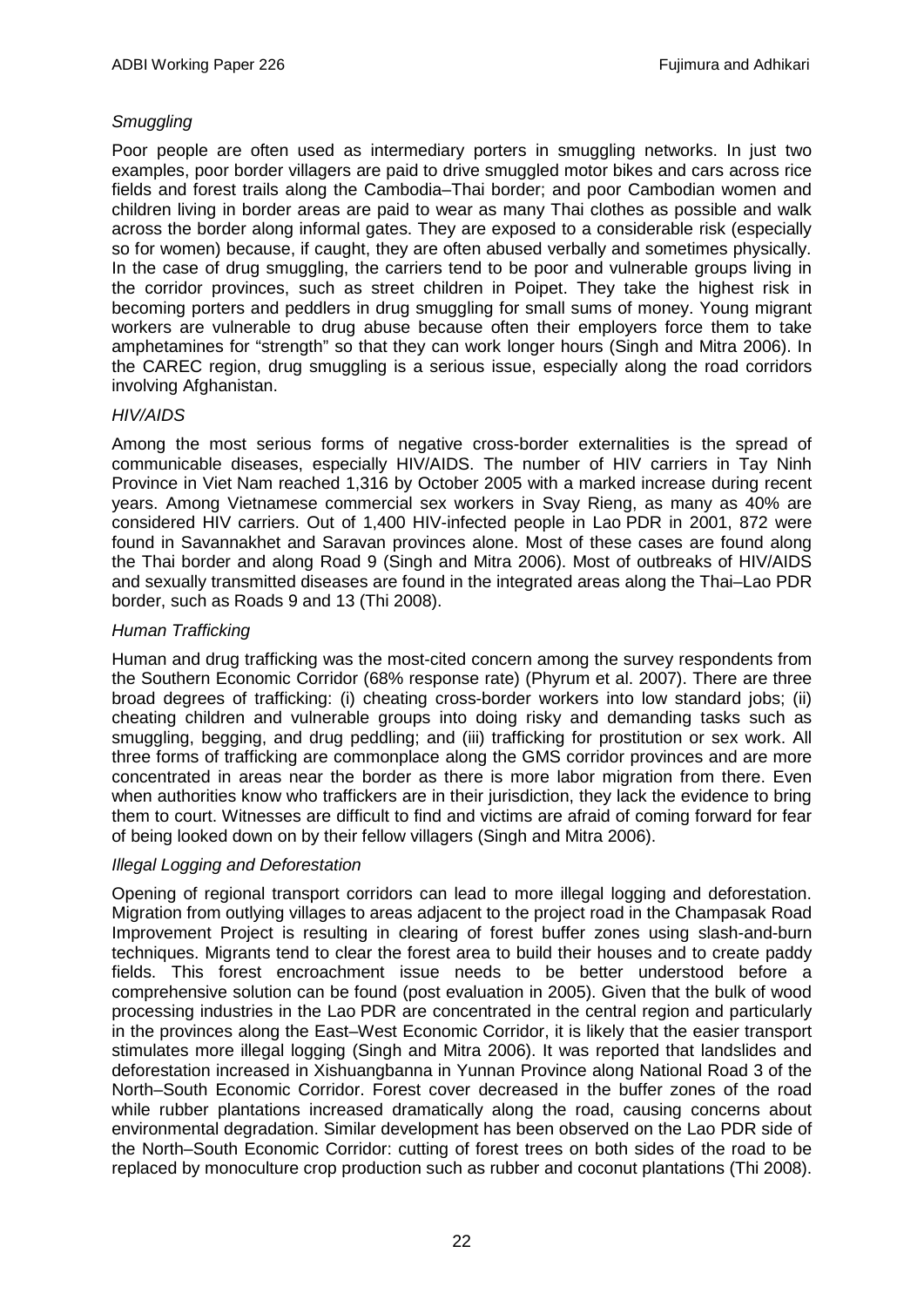*Smuggling*

Poor people are often used as intermediary porters in smuggling networks. In just two examples, poor border villagers are paid to drive smuggled motor bikes and cars across rice fields and forest trails along the Cambodia–Thai border; and poor Cambodian women and children living in border areas are paid to wear as many Thai clothes as possible and walk across the border along informal gates. They are exposed to a considerable risk (especially so for women) because, if caught, they are often abused verbally and sometimes physically. In the case of drug smuggling, the carriers tend to be poor and vulnerable groups living in the corridor provinces, such as street children in Poipet. They take the highest risk in becoming porters and peddlers in drug smuggling for small sums of money. Young migrant workers are vulnerable to drug abuse because often their employers force them to take amphetamines for "strength" so that they can work longer hours (Singh and Mitra 2006). In the CAREC region, drug smuggling is a serious issue, especially along the road corridors involving Afghanistan.

*HIV/AIDS*

Among the most serious forms of negative cross-border externalities is the spread of communicable diseases, especially HIV/AIDS. The number of HIV carriers in Tay Ninh Province in Viet Nam reached 1,316 by October 2005 with a marked increase during recent years. Among Vietnamese commercial sex workers in Svay Rieng, as many as 40% are considered HIV carriers. Out of 1,400 HIV-infected people in Lao PDR in 2001, 872 were found in Savannakhet and Saravan provinces alone. Most of these cases are found along the Thai border and along Road 9 (Singh and Mitra 2006). Most of outbreaks of HIV/AIDS and sexually transmitted diseases are found in the integrated areas along the Thai–Lao PDR border, such as Roads 9 and 13 (Thi 2008).

*Human Trafficking*

Human and drug trafficking was the most-cited concern among the survey respondents from the Southern Economic Corridor (68% response rate) (Phyrum et al. 2007). There are three broad degrees of trafficking: (i) cheating cross-border workers into low standard jobs; (ii) cheating children and vulnerable groups into doing risky and demanding tasks such as smuggling, begging, and drug peddling; and (iii) trafficking for prostitution or sex work. All three forms of trafficking are commonplace along the GMS corridor provinces and are more concentrated in areas near the border as there is more labor migration from there. Even when authorities know who traffickers are in their jurisdiction, they lack the evidence to bring them to court. Witnesses are difficult to find and victims are afraid of coming forward for fear of being looked down on by their fellow villagers (Singh and Mitra 2006).

*Illegal Logging and Deforestation*

Opening of regional transport corridors can lead to more illegal logging and deforestation. Migration from outlying villages to areas adjacent to the project road in the Champasak Road Improvement Project is resulting in clearing of forest buffer zones using slash-and-burn techniques. Migrants tend to clear the forest area to build their houses and to create paddy fields. This forest encroachment issue needs to be better understood before a comprehensive solution can be found (post evaluation in 2005). Given that the bulk of wood processing industries in the Lao PDR are concentrated in the central region and particularly in the provinces along the East–West Economic Corridor, it is likely that the easier transport stimulates more illegal logging (Singh and Mitra 2006). It was reported that landslides and deforestation increased in Xishuangbanna in Yunnan Province along National Road 3 of the North–South Economic Corridor. Forest cover decreased in the buffer zones of the road while rubber plantations increased dramatically along the road, causing concerns about environmental degradation. Similar development has been observed on the Lao PDR side of the North–South Economic Corridor: cutting of forest trees on both sides of the road to be replaced by monoculture crop production such as rubber and coconut plantations (Thi 2008).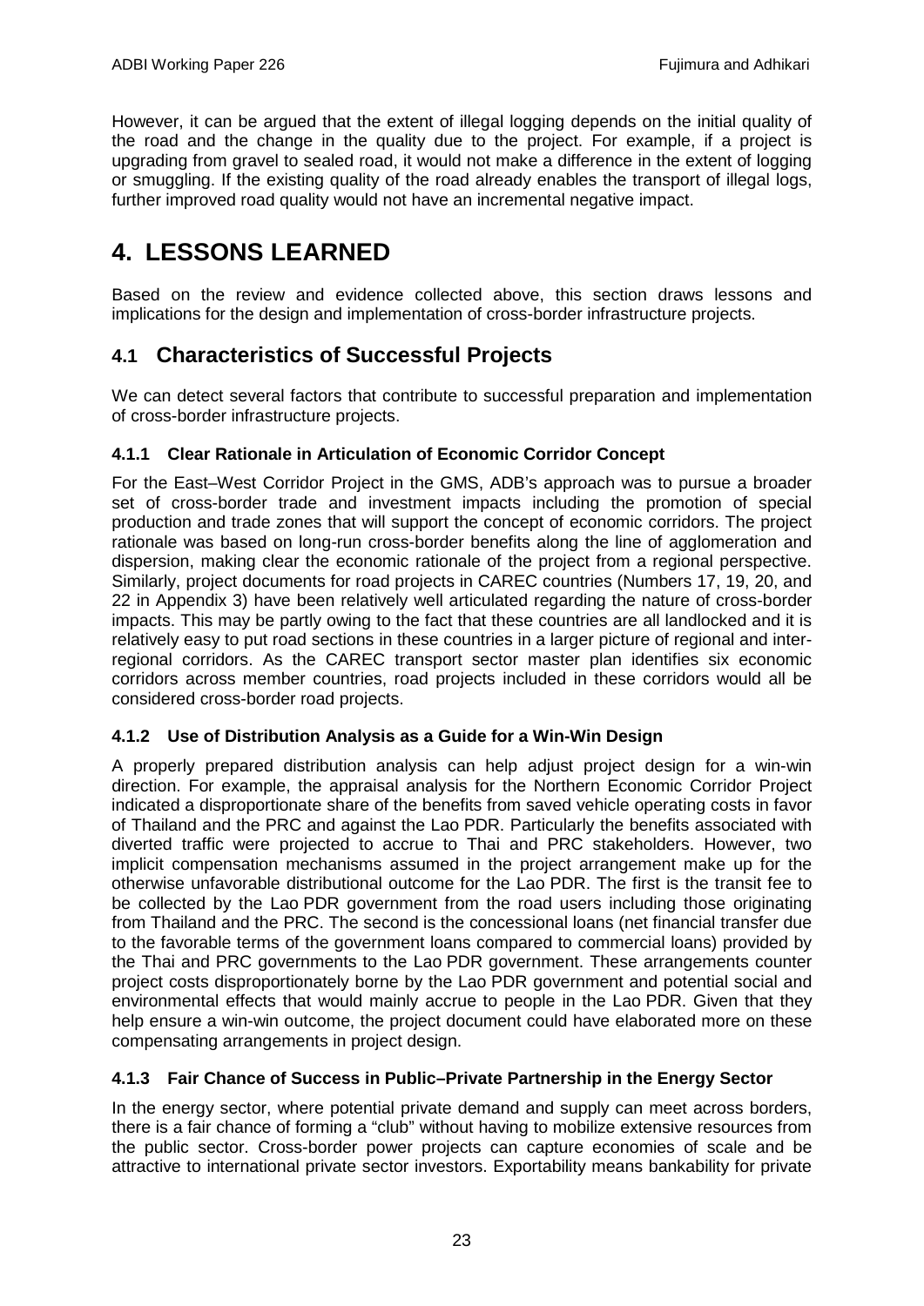However, it can be argued that the extent of illegal logging depends on the initial quality of the road and the change in the quality due to the project. For example, if a project is upgrading from gravel to sealed road, it would not make a difference in the extent of logging or smuggling. If the existing quality of the road already enables the transport of illegal logs, further improved road quality would not have an incremental negative impact.

# 4. LESSONS LEARNED

Based on the review and evidence collected above, this section draws lessons and implications for the design and implementation of cross-border infrastructure projects.

## 4.1 Characteristics of Successful Projects

We can detect several factors that contribute to successful preparation and implementation of cross-border infrastructure projects.

### 4.1.1 Clear Rationale in Articulation of Economic Corridor Concept

For the East–West Corridor Project in the GMS, ADB's approach was to pursue a broader set of cross-border trade and investment impacts including the promotion of special production and trade zones that will support the concept of economic corridors. The project rationale was based on long-run cross-border benefits along the line of agglomeration and dispersion, making clear the economic rationale of the project from a regional perspective. Similarly, project documents for road projects in CAREC countries (Numbers 17, 19, 20, and 22 in Appendix 3) have been relatively well articulated regarding the nature of cross-border impacts. This may be partly owing to the fact that these countries are all landlocked and it is relatively easy to put road sections in these countries in a larger picture of regional and inter-regional corridors. As the CAREC transport sector master plan identifies six economic corridors across member countries, road projects included in these corridors would all be considered cross-border road projects.

### 4.1.2 Use of Distribution Analysis as a Guide for a Win-Win Design

A properly prepared distribution analysis can help adjust project design for a win-win direction. For example, the appraisal analysis for the Northern Economic Corridor Project indicated a disproportionate share of the benefits from saved vehicle operating costs in favor of Thailand and the PRC and against the Lao PDR. Particularly the benefits associated with diverted traffic were projected to accrue to Thai and PRC stakeholders. However, two implicit compensation mechanisms assumed in the project arrangement make up for the otherwise unfavorable distributional outcome for the Lao PDR. The first is the transit fee to be collected by the Lao PDR government from the road users including those originating from Thailand and the PRC. The second is the concessional loans (net financial transfer due to the favorable terms of the government loans compared to commercial loans) provided by the Thai and PRC governments to the Lao PDR government. These arrangements counter project costs disproportionately borne by the Lao PDR government and potential social and environmental effects that would mainly accrue to people in the Lao PDR. Given that they help ensure a win-win outcome, the project document could have elaborated more on these compensating arrangements in project design.

### 4.1.3 Fair Chance of Success in Public–Private Partnership in the Energy Sector

In the energy sector, where potential private demand and supply can meet across borders, there is a fair chance of forming a "club" without having to mobilize extensive resources from the public sector. Cross-border power projects can capture economies of scale and be attractive to international private sector investors. Exportability means bankability for private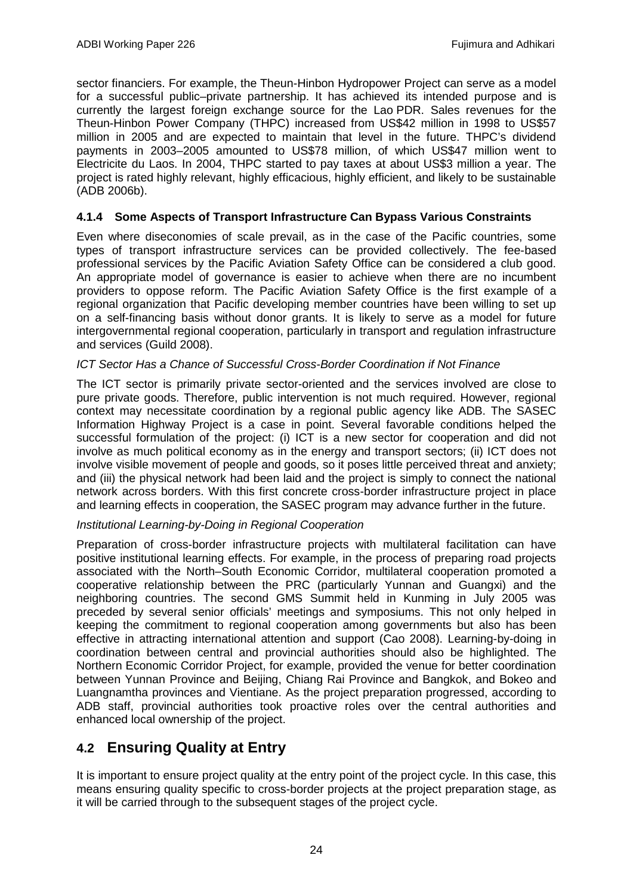sector financiers. For example, the Theun-Hinbon Hydropower Project can serve as a model for a successful public–private partnership. It has achieved its intended purpose and is currently the largest foreign exchange source for the Lao PDR. Sales revenues for the Theun-Hinbon Power Company (THPC) increased from US$42 million in 1998 to US$57 million in 2005 and are expected to maintain that level in the future. THPC's dividend payments in 2003–2005 amounted to US$78 million, of which US$47 million went to Electricite du Laos. In 2004, THPC started to pay taxes at about US$3 million a year. The project is rated highly relevant, highly efficacious, highly efficient, and likely to be sustainable (ADB 2006b).

#### 4.1.4 Some Aspects of Transport Infrastructure Can Bypass Various Constraints

Even where diseconomies of scale prevail, as in the case of the Pacific countries, some types of transport infrastructure services can be provided collectively. The fee-based professional services by the Pacific Aviation Safety Office can be considered a club good. An appropriate model of governance is easier to achieve when there are no incumbent providers to oppose reform. The Pacific Aviation Safety Office is the first example of a regional organization that Pacific developing member countries have been willing to set up on a self-financing basis without donor grants. It is likely to serve as a model for future intergovernmental regional cooperation, particularly in transport and regulation infrastructure and services (Guild 2008).

*ICT Sector Has a Chance of Successful Cross-Border Coordination if Not Finance*

The ICT sector is primarily private sector-oriented and the services involved are close to pure private goods. Therefore, public intervention is not much required. However, regional context may necessitate coordination by a regional public agency like ADB. The SASEC Information Highway Project is a case in point. Several favorable conditions helped the successful formulation of the project: (i) ICT is a new sector for cooperation and did not involve as much political economy as in the energy and transport sectors; (ii) ICT does not involve visible movement of people and goods, so it poses little perceived threat and anxiety; and (iii) the physical network had been laid and the project is simply to connect the national network across borders. With this first concrete cross-border infrastructure project in place and learning effects in cooperation, the SASEC program may advance further in the future.

*Institutional Learning-by-Doing in Regional Cooperation*

Preparation of cross-border infrastructure projects with multilateral facilitation can have positive institutional learning effects. For example, in the process of preparing road projects associated with the North–South Economic Corridor, multilateral cooperation promoted a cooperative relationship between the PRC (particularly Yunnan and Guangxi) and the neighboring countries. The second GMS Summit held in Kunming in July 2005 was preceded by several senior officials' meetings and symposiums. This not only helped in keeping the commitment to regional cooperation among governments but also has been effective in attracting international attention and support (Cao 2008). Learning-by-doing in coordination between central and provincial authorities should also be highlighted. The Northern Economic Corridor Project, for example, provided the venue for better coordination between Yunnan Province and Beijing, Chiang Rai Province and Bangkok, and Bokeo and Luangnamtha provinces and Vientiane. As the project preparation progressed, according to ADB staff, provincial authorities took proactive roles over the central authorities and enhanced local ownership of the project.

## 4.2 Ensuring Quality at Entry

It is important to ensure project quality at the entry point of the project cycle. In this case, this means ensuring quality specific to cross-border projects at the project preparation stage, as it will be carried through to the subsequent stages of the project cycle.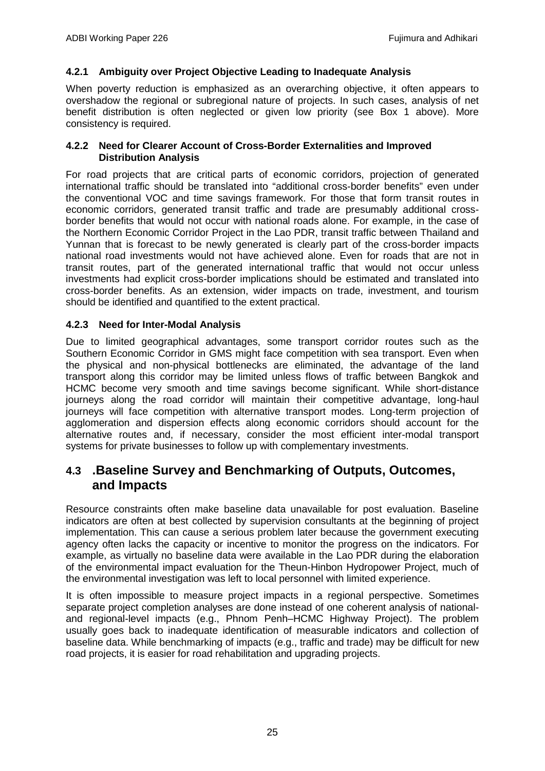#### 4.2.1 Ambiguity over Project Objective Leading to Inadequate Analysis

When poverty reduction is emphasized as an overarching objective, it often appears to overshadow the regional or subregional nature of projects. In such cases, analysis of net benefit distribution is often neglected or given low priority (see Box 1 above). More consistency is required.

#### 4.2.2 Need for Clearer Account of Cross-Border Externalities and Improved Distribution Analysis

For road projects that are critical parts of economic corridors, projection of generated international traffic should be translated into "additional cross-border benefits" even under the conventional VOC and time savings framework. For those that form transit routes in economic corridors, generated transit traffic and trade are presumably additional cross-border benefits that would not occur with national roads alone. For example, in the case of the Northern Economic Corridor Project in the Lao PDR, transit traffic between Thailand and Yunnan that is forecast to be newly generated is clearly part of the cross-border impacts national road investments would not have achieved alone. Even for roads that are not in transit routes, part of the generated international traffic that would not occur unless investments had explicit cross-border implications should be estimated and translated into cross-border benefits. As an extension, wider impacts on trade, investment, and tourism should be identified and quantified to the extent practical.

#### 4.2.3 Need for Inter-Modal Analysis

Due to limited geographical advantages, some transport corridor routes such as the Southern Economic Corridor in GMS might face competition with sea transport. Even when the physical and non-physical bottlenecks are eliminated, the advantage of the land transport along this corridor may be limited unless flows of traffic between Bangkok and HCMC become very smooth and time savings become significant. While short-distance journeys along the road corridor will maintain their competitive advantage, long-haul journeys will face competition with alternative transport modes. Long-term projection of agglomeration and dispersion effects along economic corridors should account for the alternative routes and, if necessary, consider the most efficient inter-modal transport systems for private businesses to follow up with complementary investments.

### 4.3 .Baseline Survey and Benchmarking of Outputs, Outcomes, and Impacts

Resource constraints often make baseline data unavailable for post evaluation. Baseline indicators are often at best collected by supervision consultants at the beginning of project implementation. This can cause a serious problem later because the government executing agency often lacks the capacity or incentive to monitor the progress on the indicators. For example, as virtually no baseline data were available in the Lao PDR during the elaboration of the environmental impact evaluation for the Theun-Hinbon Hydropower Project, much of the environmental investigation was left to local personnel with limited experience.

It is often impossible to measure project impacts in a regional perspective. Sometimes separate project completion analyses are done instead of one coherent analysis of national- and regional-level impacts (e.g., Phnom Penh–HCMC Highway Project). The problem usually goes back to inadequate identification of measurable indicators and collection of baseline data. While benchmarking of impacts (e.g., traffic and trade) may be difficult for new road projects, it is easier for road rehabilitation and upgrading projects.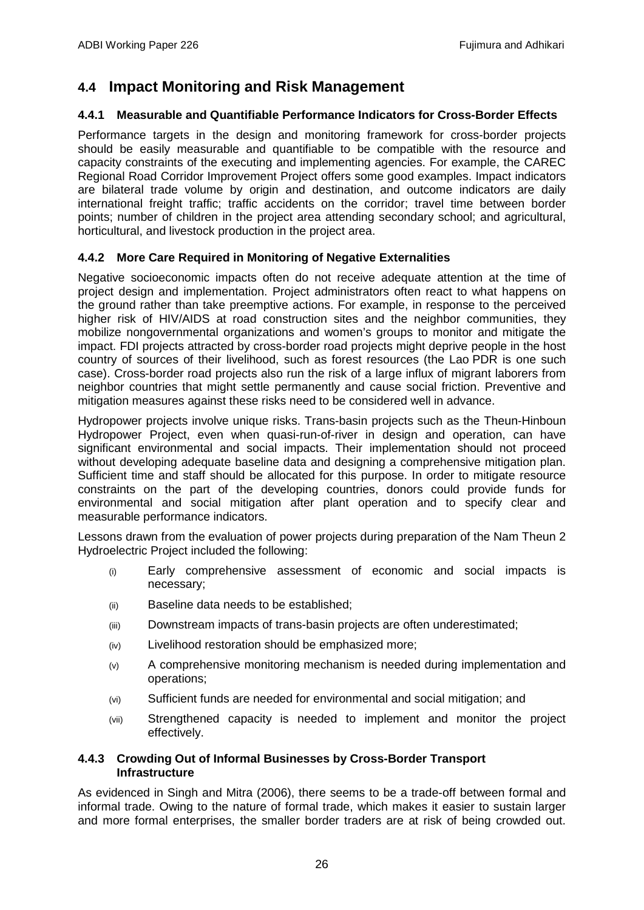## 4.4 Impact Monitoring and Risk Management

### 4.4.1 Measurable and Quantifiable Performance Indicators for Cross-Border Effects

Performance targets in the design and monitoring framework for cross-border projects should be easily measurable and quantifiable to be compatible with the resource and capacity constraints of the executing and implementing agencies. For example, the CAREC Regional Road Corridor Improvement Project offers some good examples. Impact indicators are bilateral trade volume by origin and destination, and outcome indicators are daily international freight traffic; traffic accidents on the corridor; travel time between border points; number of children in the project area attending secondary school; and agricultural, horticultural, and livestock production in the project area.

### 4.4.2 More Care Required in Monitoring of Negative Externalities

Negative socioeconomic impacts often do not receive adequate attention at the time of project design and implementation. Project administrators often react to what happens on the ground rather than take preemptive actions. For example, in response to the perceived higher risk of HIV/AIDS at road construction sites and the neighbor communities, they mobilize nongovernmental organizations and women's groups to monitor and mitigate the impact. FDI projects attracted by cross-border road projects might deprive people in the host country of sources of their livelihood, such as forest resources (the Lao PDR is one such case). Cross-border road projects also run the risk of a large influx of migrant laborers from neighbor countries that might settle permanently and cause social friction. Preventive and mitigation measures against these risks need to be considered well in advance.

Hydropower projects involve unique risks. Trans-basin projects such as the Theun-Hinboun Hydropower Project, even when quasi-run-of-river in design and operation, can have significant environmental and social impacts. Their implementation should not proceed without developing adequate baseline data and designing a comprehensive mitigation plan. Sufficient time and staff should be allocated for this purpose. In order to mitigate resource constraints on the part of the developing countries, donors could provide funds for environmental and social mitigation after plant operation and to specify clear and measurable performance indicators.

Lessons drawn from the evaluation of power projects during preparation of the Nam Theun 2 Hydroelectric Project included the following:

(i) Early comprehensive assessment of economic and social impacts is necessary;

(ii) Baseline data needs to be established;

(iii) Downstream impacts of trans-basin projects are often underestimated;

(iv) Livelihood restoration should be emphasized more;

(v) A comprehensive monitoring mechanism is needed during implementation and operations;

(vi) Sufficient funds are needed for environmental and social mitigation; and

(vii) Strengthened capacity is needed to implement and monitor the project effectively.

### 4.4.3 Crowding Out of Informal Businesses by Cross-Border Transport Infrastructure

As evidenced in Singh and Mitra (2006), there seems to be a trade-off between formal and informal trade. Owing to the nature of formal trade, which makes it easier to sustain larger and more formal enterprises, the smaller border traders are at risk of being crowded out.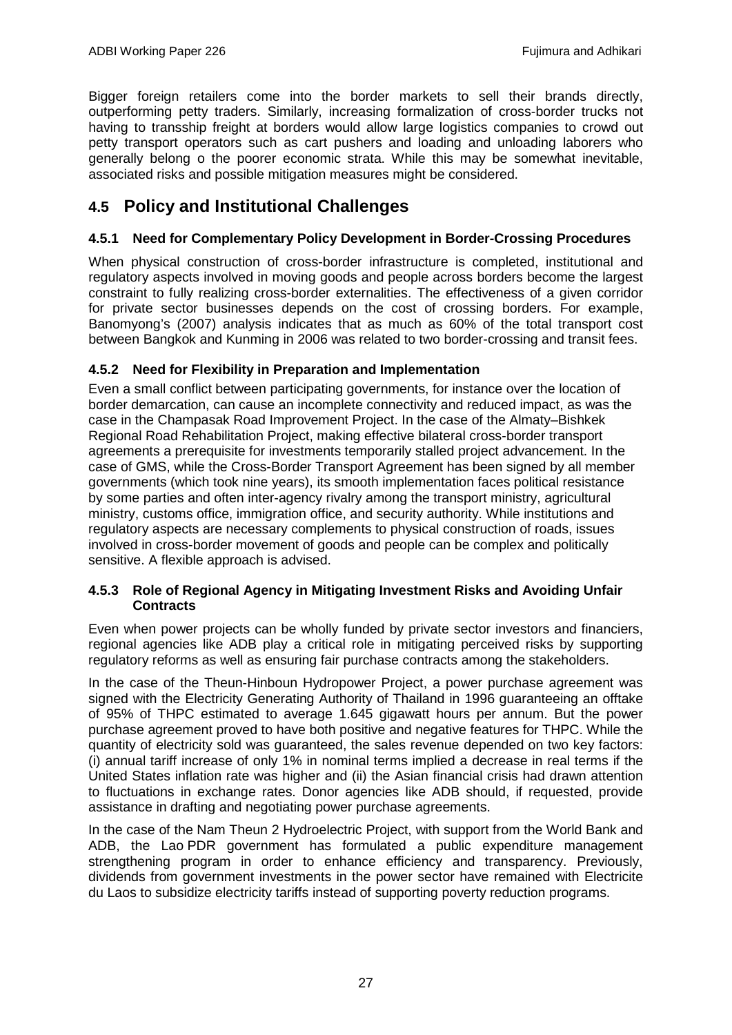Bigger foreign retailers come into the border markets to sell their brands directly, outperforming petty traders. Similarly, increasing formalization of cross-border trucks not having to transship freight at borders would allow large logistics companies to crowd out petty transport operators such as cart pushers and loading and unloading laborers who generally belong o the poorer economic strata. While this may be somewhat inevitable, associated risks and possible mitigation measures might be considered.

## 4.5 Policy and Institutional Challenges

### 4.5.1 Need for Complementary Policy Development in Border-Crossing Procedures

When physical construction of cross-border infrastructure is completed, institutional and regulatory aspects involved in moving goods and people across borders become the largest constraint to fully realizing cross-border externalities. The effectiveness of a given corridor for private sector businesses depends on the cost of crossing borders. For example, Banomyong's (2007) analysis indicates that as much as 60% of the total transport cost between Bangkok and Kunming in 2006 was related to two border-crossing and transit fees.

### 4.5.2 Need for Flexibility in Preparation and Implementation

Even a small conflict between participating governments, for instance over the location of border demarcation, can cause an incomplete connectivity and reduced impact, as was the case in the Champasak Road Improvement Project. In the case of the Almaty–Bishkek Regional Road Rehabilitation Project, making effective bilateral cross-border transport agreements a prerequisite for investments temporarily stalled project advancement. In the case of GMS, while the Cross-Border Transport Agreement has been signed by all member governments (which took nine years), its smooth implementation faces political resistance by some parties and often inter-agency rivalry among the transport ministry, agricultural ministry, customs office, immigration office, and security authority. While institutions and regulatory aspects are necessary complements to physical construction of roads, issues involved in cross-border movement of goods and people can be complex and politically sensitive. A flexible approach is advised.

### 4.5.3 Role of Regional Agency in Mitigating Investment Risks and Avoiding Unfair Contracts

Even when power projects can be wholly funded by private sector investors and financiers, regional agencies like ADB play a critical role in mitigating perceived risks by supporting regulatory reforms as well as ensuring fair purchase contracts among the stakeholders.

In the case of the Theun-Hinboun Hydropower Project, a power purchase agreement was signed with the Electricity Generating Authority of Thailand in 1996 guaranteeing an offtake of 95% of THPC estimated to average 1.645 gigawatt hours per annum. But the power purchase agreement proved to have both positive and negative features for THPC. While the quantity of electricity sold was guaranteed, the sales revenue depended on two key factors: (i) annual tariff increase of only 1% in nominal terms implied a decrease in real terms if the United States inflation rate was higher and (ii) the Asian financial crisis had drawn attention to fluctuations in exchange rates. Donor agencies like ADB should, if requested, provide assistance in drafting and negotiating power purchase agreements.

In the case of the Nam Theun 2 Hydroelectric Project, with support from the World Bank and ADB, the Lao PDR government has formulated a public expenditure management strengthening program in order to enhance efficiency and transparency. Previously, dividends from government investments in the power sector have remained with Electricite du Laos to subsidize electricity tariffs instead of supporting poverty reduction programs.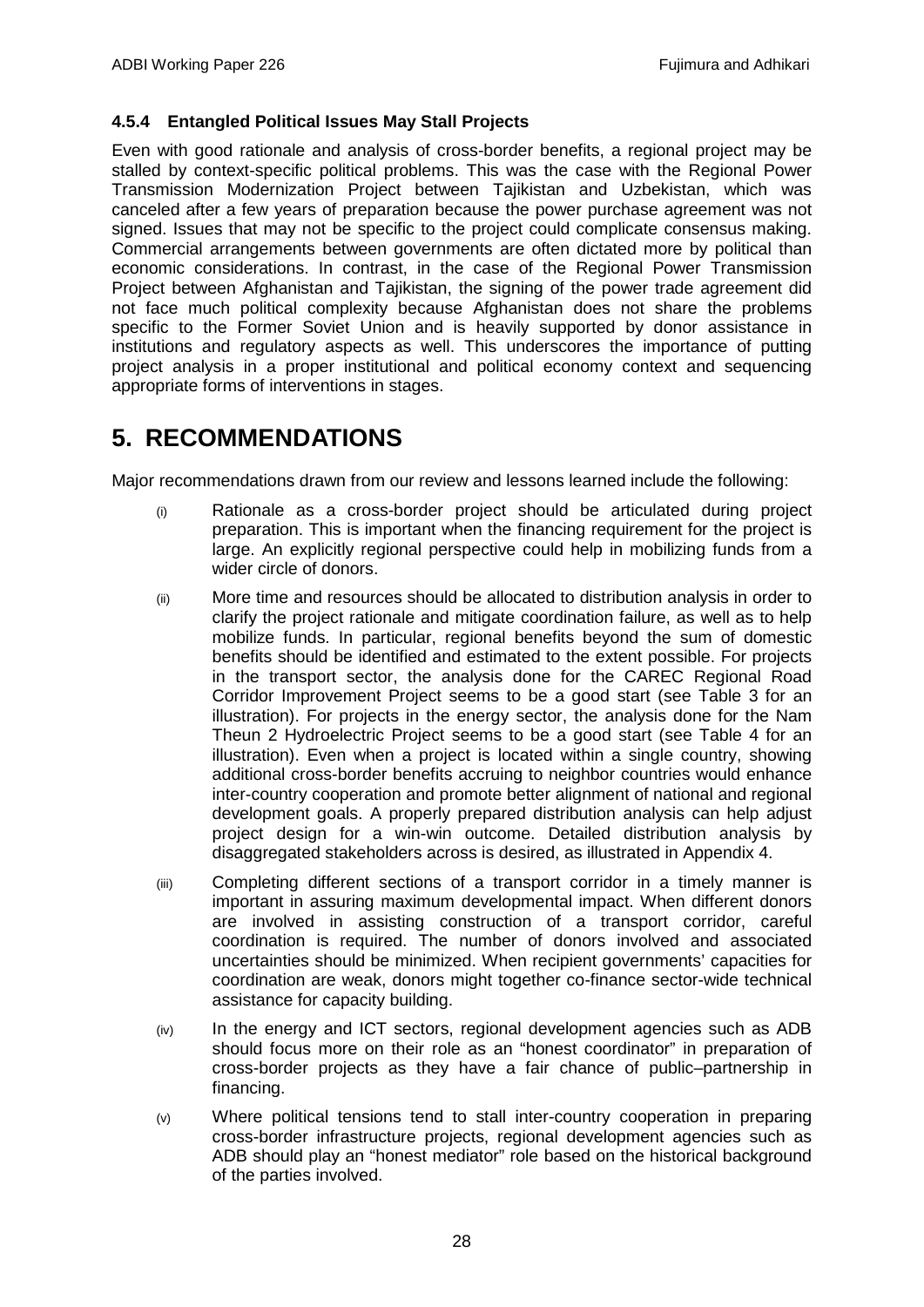### 4.5.4 Entangled Political Issues May Stall Projects

Even with good rationale and analysis of cross-border benefits, a regional project may be stalled by context-specific political problems. This was the case with the Regional Power Transmission Modernization Project between Tajikistan and Uzbekistan, which was canceled after a few years of preparation because the power purchase agreement was not signed. Issues that may not be specific to the project could complicate consensus making. Commercial arrangements between governments are often dictated more by political than economic considerations. In contrast, in the case of the Regional Power Transmission Project between Afghanistan and Tajikistan, the signing of the power trade agreement did not face much political complexity because Afghanistan does not share the problems specific to the Former Soviet Union and is heavily supported by donor assistance in institutions and regulatory aspects as well. This underscores the importance of putting project analysis in a proper institutional and political economy context and sequencing appropriate forms of interventions in stages.

# 5. RECOMMENDATIONS

Major recommendations drawn from our review and lessons learned include the following:

(i) Rationale as a cross-border project should be articulated during project preparation. This is important when the financing requirement for the project is large. An explicitly regional perspective could help in mobilizing funds from a wider circle of donors.

(ii) More time and resources should be allocated to distribution analysis in order to clarify the project rationale and mitigate coordination failure, as well as to help mobilize funds. In particular, regional benefits beyond the sum of domestic benefits should be identified and estimated to the extent possible. For projects in the transport sector, the analysis done for the CAREC Regional Road Corridor Improvement Project seems to be a good start (see Table 3 for an illustration). For projects in the energy sector, the analysis done for the Nam Theun 2 Hydroelectric Project seems to be a good start (see Table 4 for an illustration). Even when a project is located within a single country, showing additional cross-border benefits accruing to neighbor countries would enhance inter-country cooperation and promote better alignment of national and regional development goals. A properly prepared distribution analysis can help adjust project design for a win-win outcome. Detailed distribution analysis by disaggregated stakeholders across is desired, as illustrated in Appendix 4.

(iii) Completing different sections of a transport corridor in a timely manner is important in assuring maximum developmental impact. When different donors are involved in assisting construction of a transport corridor, careful coordination is required. The number of donors involved and associated uncertainties should be minimized. When recipient governments' capacities for coordination are weak, donors might together co-finance sector-wide technical assistance for capacity building.

(iv) In the energy and ICT sectors, regional development agencies such as ADB should focus more on their role as an "honest coordinator" in preparation of cross-border projects as they have a fair chance of public–partnership in financing.

(v) Where political tensions tend to stall inter-country cooperation in preparing cross-border infrastructure projects, regional development agencies such as ADB should play an "honest mediator" role based on the historical background of the parties involved.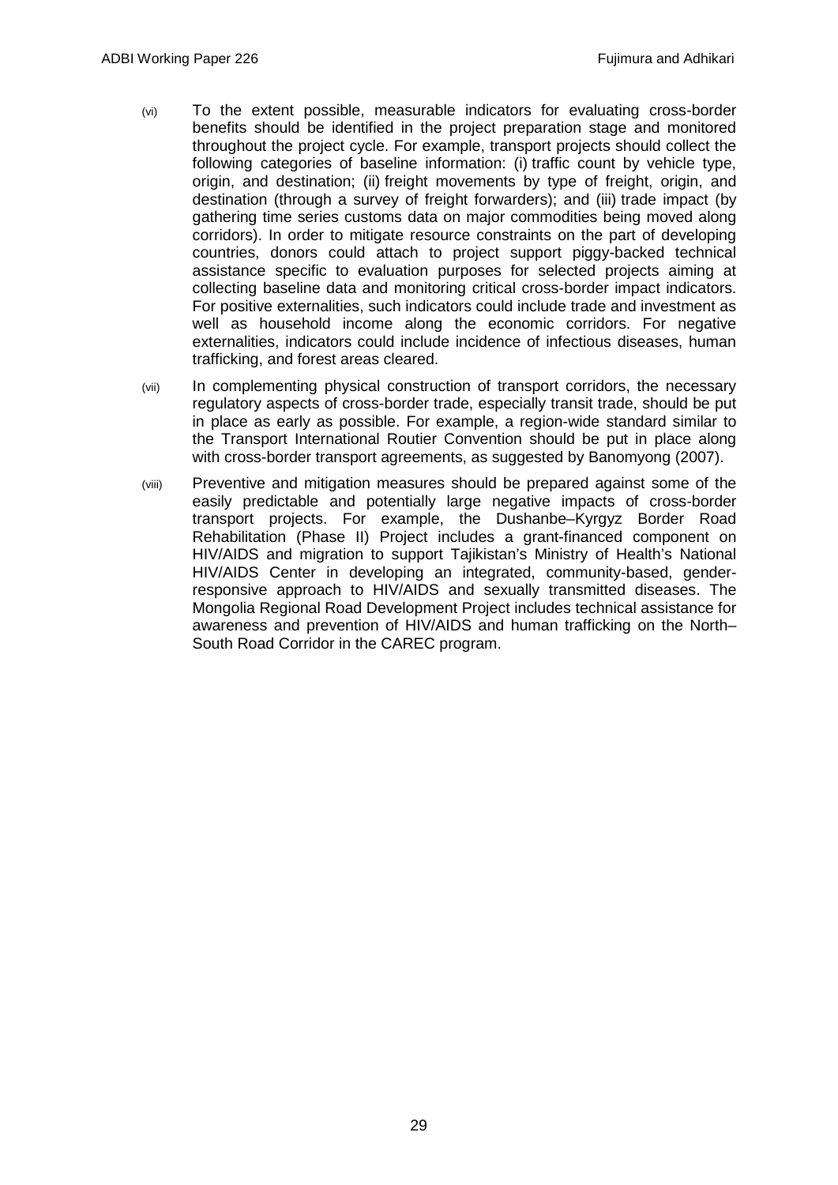(vi) To the extent possible, measurable indicators for evaluating cross-border benefits should be identified in the project preparation stage and monitored throughout the project cycle. For example, transport projects should collect the following categories of baseline information: (i) traffic count by vehicle type, origin, and destination; (ii) freight movements by type of freight, origin, and destination (through a survey of freight forwarders); and (iii) trade impact (by gathering time series customs data on major commodities being moved along corridors). In order to mitigate resource constraints on the part of developing countries, donors could attach to project support piggy-backed technical assistance specific to evaluation purposes for selected projects aiming at collecting baseline data and monitoring critical cross-border impact indicators. For positive externalities, such indicators could include trade and investment as well as household income along the economic corridors. For negative externalities, indicators could include incidence of infectious diseases, human trafficking, and forest areas cleared.

(vii) In complementing physical construction of transport corridors, the necessary regulatory aspects of cross-border trade, especially transit trade, should be put in place as early as possible. For example, a region-wide standard similar to the Transport International Routier Convention should be put in place along with cross-border transport agreements, as suggested by Banomyong (2007).

(viii) Preventive and mitigation measures should be prepared against some of the easily predictable and potentially large negative impacts of cross-border transport projects. For example, the Dushanbe–Kyrgyz Border Road Rehabilitation (Phase II) Project includes a grant-financed component on HIV/AIDS and migration to support Tajikistan's Ministry of Health's National HIV/AIDS Center in developing an integrated, community-based, gender-responsive approach to HIV/AIDS and sexually transmitted diseases. The Mongolia Regional Road Development Project includes technical assistance for awareness and prevention of HIV/AIDS and human trafficking on the North–South Road Corridor in the CAREC program.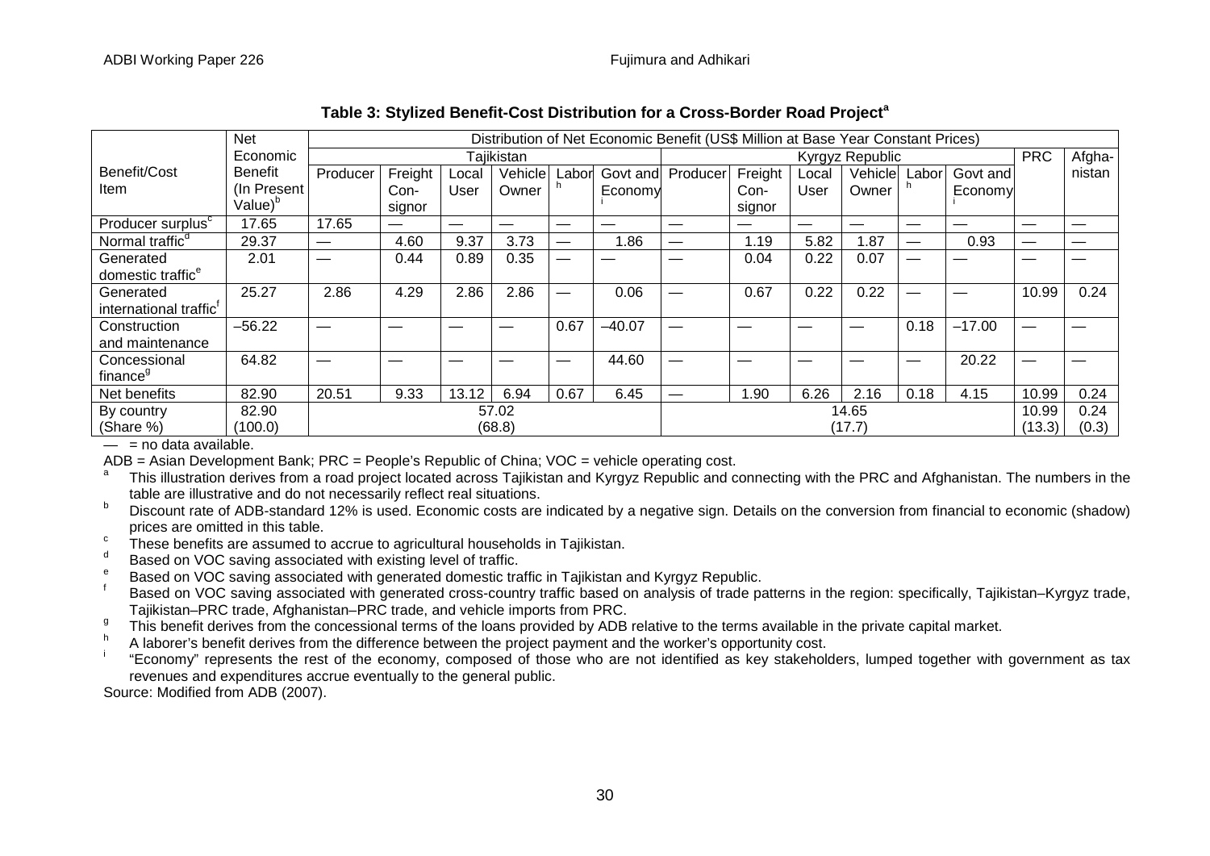**Table 3: Stylized Benefit-Cost Distribution for a Cross-Border Road Project[a]**

| Benefit/Cost Item | Net Economic Benefit (In Present Value)[b] | Distribution of Net Economic Benefit (US$ Million at Base Year Constant Prices) | | | | | | | | | | | | | |
|---|---|---|---|---|---|---|---|---|---|---|---|---|---|---|---|
| | | Tajikistan | | | | | | Kyrgyz Republic | | | | | | PRC | Afghanistan |
| | | Producer | Freight Consignor | Local User | Vehicle Owner | Labor[h] | Govt and Economy[i] | Producer | Freight Consignor | Local User | Vehicle Owner | Labor[h] | Govt and Economy[i] | | |
| Producer surplus[c] | 17.65 | 17.65 | — | — | — | — | — | — | — | — | — | — | — | — | — |
| Normal traffic[d] | 29.37 | — | 4.60 | 9.37 | 3.73 | — | 1.86 | — | 1.19 | 5.82 | 1.87 | — | 0.93 | — | — |
| Generated domestic traffic[e] | 2.01 | — | 0.44 | 0.89 | 0.35 | — | — | — | 0.04 | 0.22 | 0.07 | — | — | — | — |
| Generated international traffic[f] | 25.27 | 2.86 | 4.29 | 2.86 | 2.86 | — | 0.06 | — | 0.67 | 0.22 | 0.22 | — | — | 10.99 | 0.24 |
| Construction and maintenance | –56.22 | — | — | — | — | 0.67 | –40.07 | — | — | — | — | 0.18 | –17.00 | — | — |
| Concessional finance[g] | 64.82 | — | — | — | — | — | 44.60 | — | — | — | — | — | 20.22 | — | — |
| Net benefits | 82.90 | 20.51 | 9.33 | 13.12 | 6.94 | 0.67 | 6.45 | — | 1.90 | 6.26 | 2.16 | 0.18 | 4.15 | 10.99 | 0.24 |
| By country (Share %) | 82.90 (100.0) | 57.02 (68.8) | | | | | | 14.65 (17.7) | | | | | | 10.99 (13.3) | 0.24 (0.3) |

— = no data available.

ADB = Asian Development Bank; PRC = People's Republic of China; VOC = vehicle operating cost.

[a] This illustration derives from a road project located across Tajikistan and Kyrgyz Republic and connecting with the PRC and Afghanistan. The numbers in the table are illustrative and do not necessarily reflect real situations.

[b] Discount rate of ADB-standard 12% is used. Economic costs are indicated by a negative sign. Details on the conversion from financial to economic (shadow) prices are omitted in this table.

[c] These benefits are assumed to accrue to agricultural households in Tajikistan.

[d] Based on VOC saving associated with existing level of traffic.

[e] Based on VOC saving associated with generated domestic traffic in Tajikistan and Kyrgyz Republic.

[f] Based on VOC saving associated with generated cross-country traffic based on analysis of trade patterns in the region: specifically, Tajikistan–Kyrgyz trade, Tajikistan–PRC trade, Afghanistan–PRC trade, and vehicle imports from PRC.

[g] This benefit derives from the concessional terms of the loans provided by ADB relative to the terms available in the private capital market.

[h] A laborer's benefit derives from the difference between the project payment and the worker's opportunity cost.

[i] "Economy" represents the rest of the economy, composed of those who are not identified as key stakeholders, lumped together with government as tax revenues and expenditures accrue eventually to the general public.

Source: Modified from ADB (2007).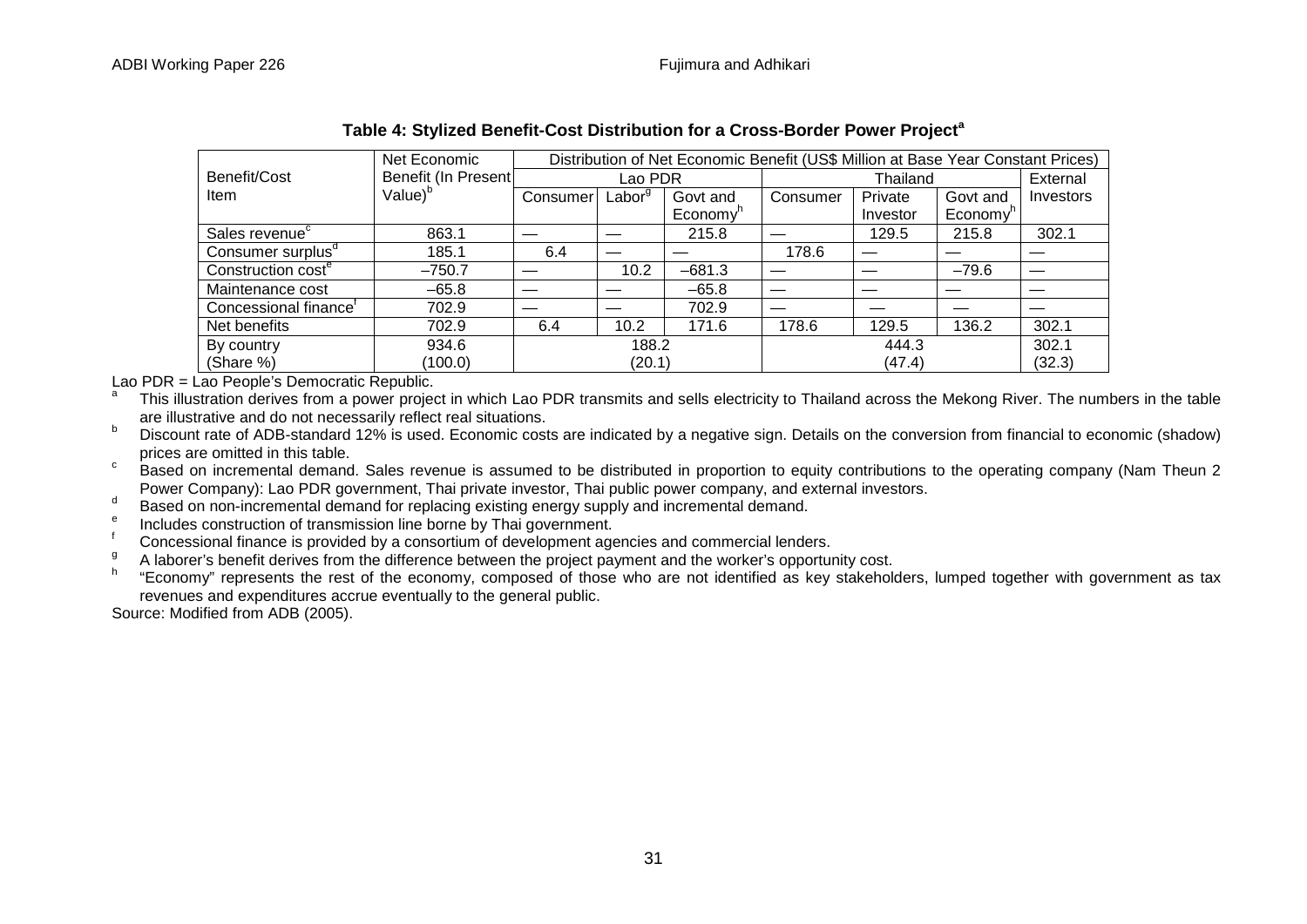**Table 4: Stylized Benefit-Cost Distribution for a Cross-Border Power Project[a]**

| Benefit/Cost Item | Net Economic Benefit (In Present Value)[b] | Distribution of Net Economic Benefit (US$ Million at Base Year Constant Prices) | | | | | | |
|---|---|---|---|---|---|---|---|---|
| | | Lao PDR | | | Thailand | | | External |
| | | Consumer | Labor[g] | Govt and Economy[h] | Consumer | Private Investor | Govt and Economy[h] | Investors |
| Sales revenue[c] | 863.1 | — | — | 215.8 | — | 129.5 | 215.8 | 302.1 |
| Consumer surplus[d] | 185.1 | 6.4 | — | — | 178.6 | — | — | — |
| Construction cost[e] | –750.7 | — | 10.2 | –681.3 | — | — | –79.6 | — |
| Maintenance cost | –65.8 | — | — | –65.8 | — | — | — | — |
| Concessional finance[f] | 702.9 | — | — | 702.9 | — | — | — | — |
| Net benefits | 702.9 | 6.4 | 10.2 | 171.6 | 178.6 | 129.5 | 136.2 | 302.1 |
| By country (Share %) | 934.6 (100.0) | 188.2 (20.1) | | | 444.3 (47.4) | | | 302.1 (32.3) |

Lao PDR = Lao People's Democratic Republic.

[a] This illustration derives from a power project in which Lao PDR transmits and sells electricity to Thailand across the Mekong River. The numbers in the table are illustrative and do not necessarily reflect real situations.

[b] Discount rate of ADB-standard 12% is used. Economic costs are indicated by a negative sign. Details on the conversion from financial to economic (shadow) prices are omitted in this table.

[c] Based on incremental demand. Sales revenue is assumed to be distributed in proportion to equity contributions to the operating company (Nam Theun 2 Power Company): Lao PDR government, Thai private investor, Thai public power company, and external investors.

[d] Based on non-incremental demand for replacing existing energy supply and incremental demand.

[e] Includes construction of transmission line borne by Thai government.

[f] Concessional finance is provided by a consortium of development agencies and commercial lenders.

[g] A laborer's benefit derives from the difference between the project payment and the worker's opportunity cost.

[h] "Economy" represents the rest of the economy, composed of those who are not identified as key stakeholders, lumped together with government as tax revenues and expenditures accrue eventually to the general public.

Source: Modified from ADB (2005).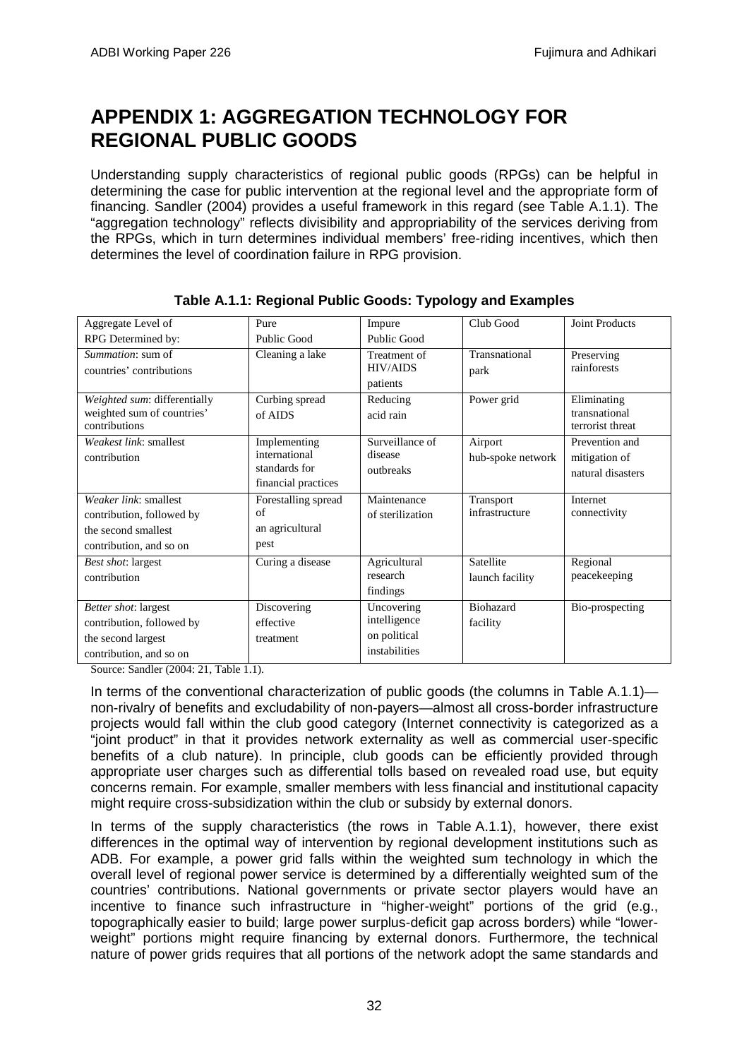# APPENDIX 1: AGGREGATION TECHNOLOGY FOR REGIONAL PUBLIC GOODS

Understanding supply characteristics of regional public goods (RPGs) can be helpful in determining the case for public intervention at the regional level and the appropriate form of financing. Sandler (2004) provides a useful framework in this regard (see Table A.1.1). The "aggregation technology" reflects divisibility and appropriability of the services deriving from the RPGs, which in turn determines individual members' free-riding incentives, which then determines the level of coordination failure in RPG provision.

**Table A.1.1: Regional Public Goods: Typology and Examples**

| Aggregate Level of RPG Determined by: | Pure Public Good | Impure Public Good | Club Good | Joint Products |
|---|---|---|---|---|
| *Summation*: sum of countries' contributions | Cleaning a lake | Treatment of HIV/AIDS patients | Transnational park | Preserving rainforests |
| *Weighted sum*: differentially weighted sum of countries' contributions | Curbing spread of AIDS | Reducing acid rain | Power grid | Eliminating transnational terrorist threat |
| *Weakest link*: smallest contribution | Implementing international standards for financial practices | Surveillance of disease outbreaks | Airport hub-spoke network | Prevention and mitigation of natural disasters |
| *Weaker link*: smallest contribution, followed by the second smallest contribution, and so on | Forestalling spread of an agricultural pest | Maintenance of sterilization | Transport infrastructure | Internet connectivity |
| *Best shot*: largest contribution | Curing a disease | Agricultural research findings | Satellite launch facility | Regional peacekeeping |
| *Better shot*: largest contribution, followed by the second largest contribution, and so on | Discovering effective treatment | Uncovering intelligence on political instabilities | Biohazard facility | Bio-prospecting |

Source: Sandler (2004: 21, Table 1.1).

In terms of the conventional characterization of public goods (the columns in Table A.1.1)—non-rivalry of benefits and excludability of non-payers—almost all cross-border infrastructure projects would fall within the club good category (Internet connectivity is categorized as a "joint product" in that it provides network externality as well as commercial user-specific benefits of a club nature). In principle, club goods can be efficiently provided through appropriate user charges such as differential tolls based on revealed road use, but equity concerns remain. For example, smaller members with less financial and institutional capacity might require cross-subsidization within the club or subsidy by external donors.

In terms of the supply characteristics (the rows in Table A.1.1), however, there exist differences in the optimal way of intervention by regional development institutions such as ADB. For example, a power grid falls within the weighted sum technology in which the overall level of regional power service is determined by a differentially weighted sum of the countries' contributions. National governments or private sector players would have an incentive to finance such infrastructure in "higher-weight" portions of the grid (e.g., topographically easier to build; large power surplus-deficit gap across borders) while "lower-weight" portions might require financing by external donors. Furthermore, the technical nature of power grids requires that all portions of the network adopt the same standards and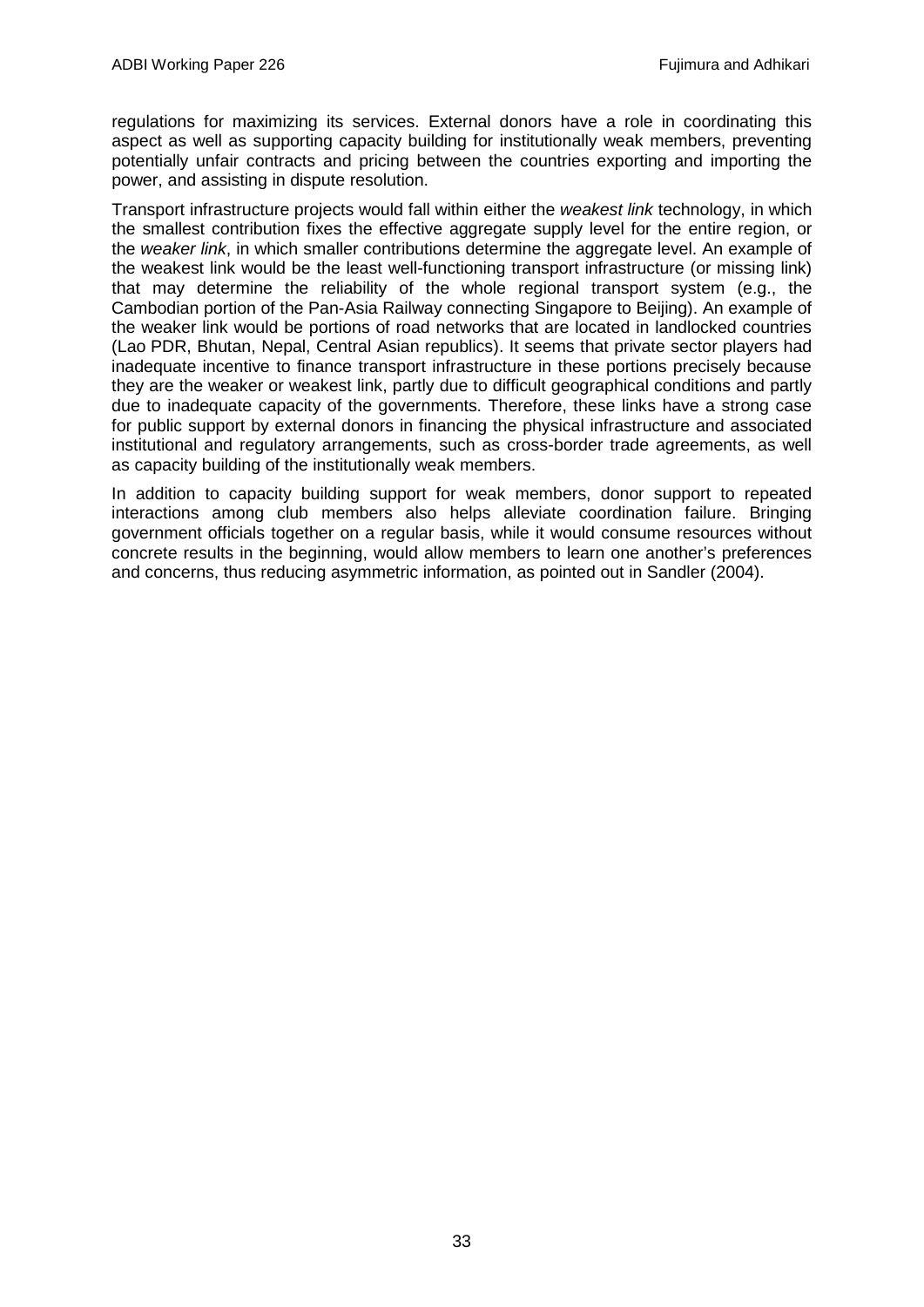regulations for maximizing its services. External donors have a role in coordinating this aspect as well as supporting capacity building for institutionally weak members, preventing potentially unfair contracts and pricing between the countries exporting and importing the power, and assisting in dispute resolution.

Transport infrastructure projects would fall within either the *weakest link* technology, in which the smallest contribution fixes the effective aggregate supply level for the entire region, or the *weaker link*, in which smaller contributions determine the aggregate level. An example of the weakest link would be the least well-functioning transport infrastructure (or missing link) that may determine the reliability of the whole regional transport system (e.g., the Cambodian portion of the Pan-Asia Railway connecting Singapore to Beijing). An example of the weaker link would be portions of road networks that are located in landlocked countries (Lao PDR, Bhutan, Nepal, Central Asian republics). It seems that private sector players had inadequate incentive to finance transport infrastructure in these portions precisely because they are the weaker or weakest link, partly due to difficult geographical conditions and partly due to inadequate capacity of the governments. Therefore, these links have a strong case for public support by external donors in financing the physical infrastructure and associated institutional and regulatory arrangements, such as cross-border trade agreements, as well as capacity building of the institutionally weak members.

In addition to capacity building support for weak members, donor support to repeated interactions among club members also helps alleviate coordination failure. Bringing government officials together on a regular basis, while it would consume resources without concrete results in the beginning, would allow members to learn one another's preferences and concerns, thus reducing asymmetric information, as pointed out in Sandler (2004).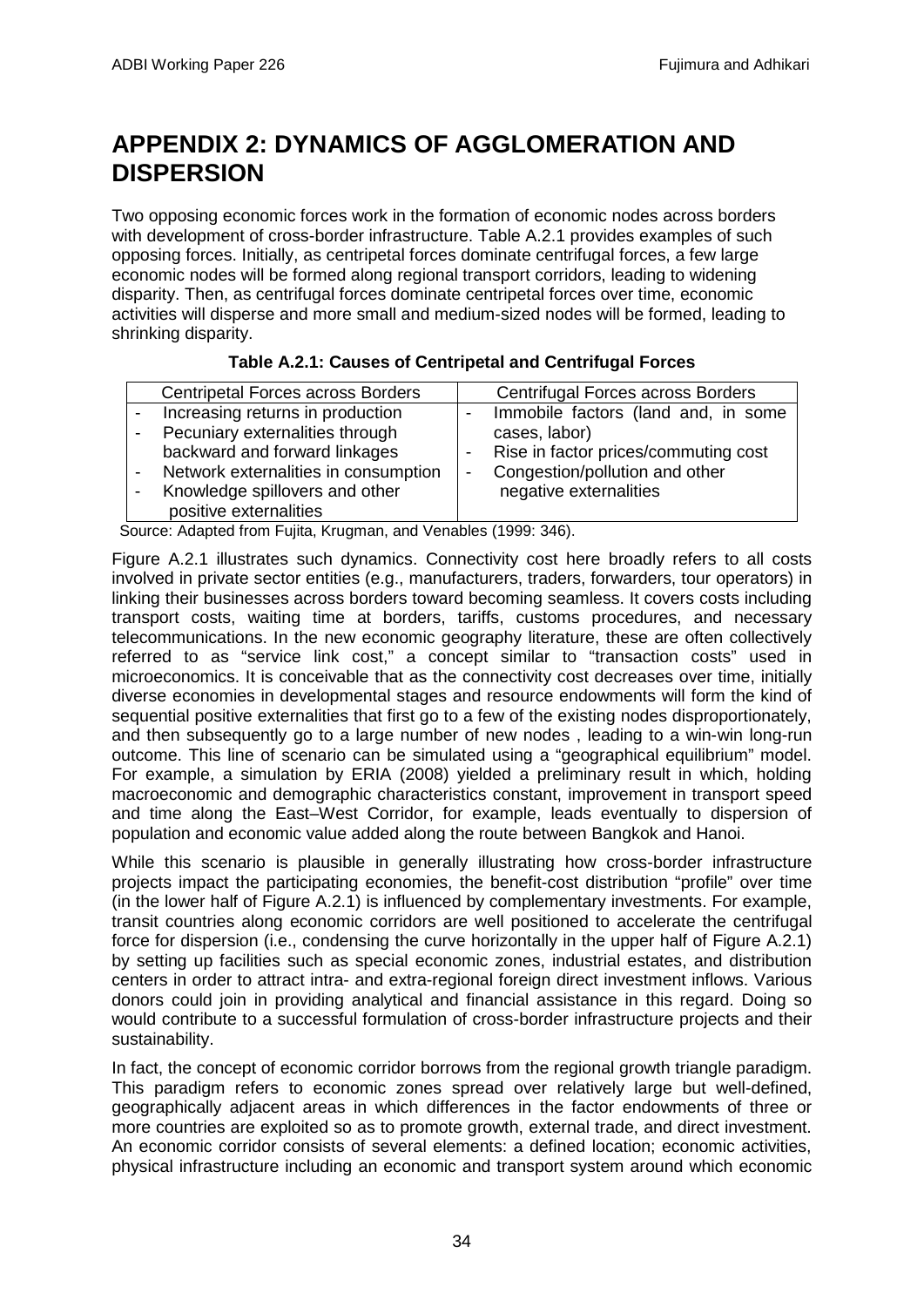# APPENDIX 2: DYNAMICS OF AGGLOMERATION AND DISPERSION

Two opposing economic forces work in the formation of economic nodes across borders with development of cross-border infrastructure. Table A.2.1 provides examples of such opposing forces. Initially, as centripetal forces dominate centrifugal forces, a few large economic nodes will be formed along regional transport corridors, leading to widening disparity. Then, as centrifugal forces dominate centripetal forces over time, economic activities will disperse and more small and medium-sized nodes will be formed, leading to shrinking disparity.

**Table A.2.1: Causes of Centripetal and Centrifugal Forces**

| Centripetal Forces across Borders | Centrifugal Forces across Borders |
|---|---|
| - Increasing returns in production<br>- Pecuniary externalities through backward and forward linkages<br>- Network externalities in consumption<br>- Knowledge spillovers and other positive externalities | - Immobile factors (land and, in some cases, labor)<br>- Rise in factor prices/commuting cost<br>- Congestion/pollution and other negative externalities |

Source: Adapted from Fujita, Krugman, and Venables (1999: 346).

Figure A.2.1 illustrates such dynamics. Connectivity cost here broadly refers to all costs involved in private sector entities (e.g., manufacturers, traders, forwarders, tour operators) in linking their businesses across borders toward becoming seamless. It covers costs including transport costs, waiting time at borders, tariffs, customs procedures, and necessary telecommunications. In the new economic geography literature, these are often collectively referred to as "service link cost," a concept similar to "transaction costs" used in microeconomics. It is conceivable that as the connectivity cost decreases over time, initially diverse economies in developmental stages and resource endowments will form the kind of sequential positive externalities that first go to a few of the existing nodes disproportionately, and then subsequently go to a large number of new nodes , leading to a win-win long-run outcome. This line of scenario can be simulated using a "geographical equilibrium" model. For example, a simulation by ERIA (2008) yielded a preliminary result in which, holding macroeconomic and demographic characteristics constant, improvement in transport speed and time along the East–West Corridor, for example, leads eventually to dispersion of population and economic value added along the route between Bangkok and Hanoi.

While this scenario is plausible in generally illustrating how cross-border infrastructure projects impact the participating economies, the benefit-cost distribution "profile" over time (in the lower half of Figure A.2.1) is influenced by complementary investments. For example, transit countries along economic corridors are well positioned to accelerate the centrifugal force for dispersion (i.e., condensing the curve horizontally in the upper half of Figure A.2.1) by setting up facilities such as special economic zones, industrial estates, and distribution centers in order to attract intra- and extra-regional foreign direct investment inflows. Various donors could join in providing analytical and financial assistance in this regard. Doing so would contribute to a successful formulation of cross-border infrastructure projects and their sustainability.

In fact, the concept of economic corridor borrows from the regional growth triangle paradigm. This paradigm refers to economic zones spread over relatively large but well-defined, geographically adjacent areas in which differences in the factor endowments of three or more countries are exploited so as to promote growth, external trade, and direct investment. An economic corridor consists of several elements: a defined location; economic activities, physical infrastructure including an economic and transport system around which economic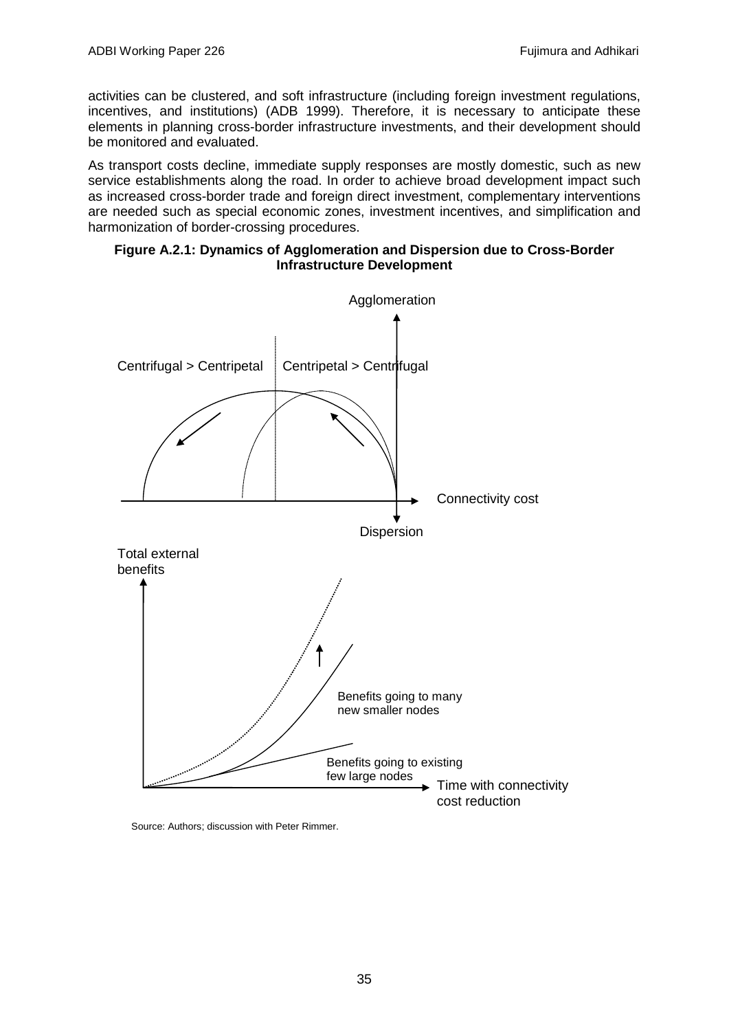activities can be clustered, and soft infrastructure (including foreign investment regulations, incentives, and institutions) (ADB 1999). Therefore, it is necessary to anticipate these elements in planning cross-border infrastructure investments, and their development should be monitored and evaluated.

As transport costs decline, immediate supply responses are mostly domestic, such as new service establishments along the road. In order to achieve broad development impact such as increased cross-border trade and foreign direct investment, complementary interventions are needed such as special economic zones, investment incentives, and simplification and harmonization of border-crossing procedures.

**Figure A.2.1: Dynamics of Agglomeration and Dispersion due to Cross-Border Infrastructure Development**

Agglomeration

Centrifugal > Centripetal | Centripetal > Centrifugal

Connectivity cost

Dispersion

Total external benefits

Benefits going to many new smaller nodes

Benefits going to existing few large nodes

Time with connectivity cost reduction

Source: Authors; discussion with Peter Rimmer.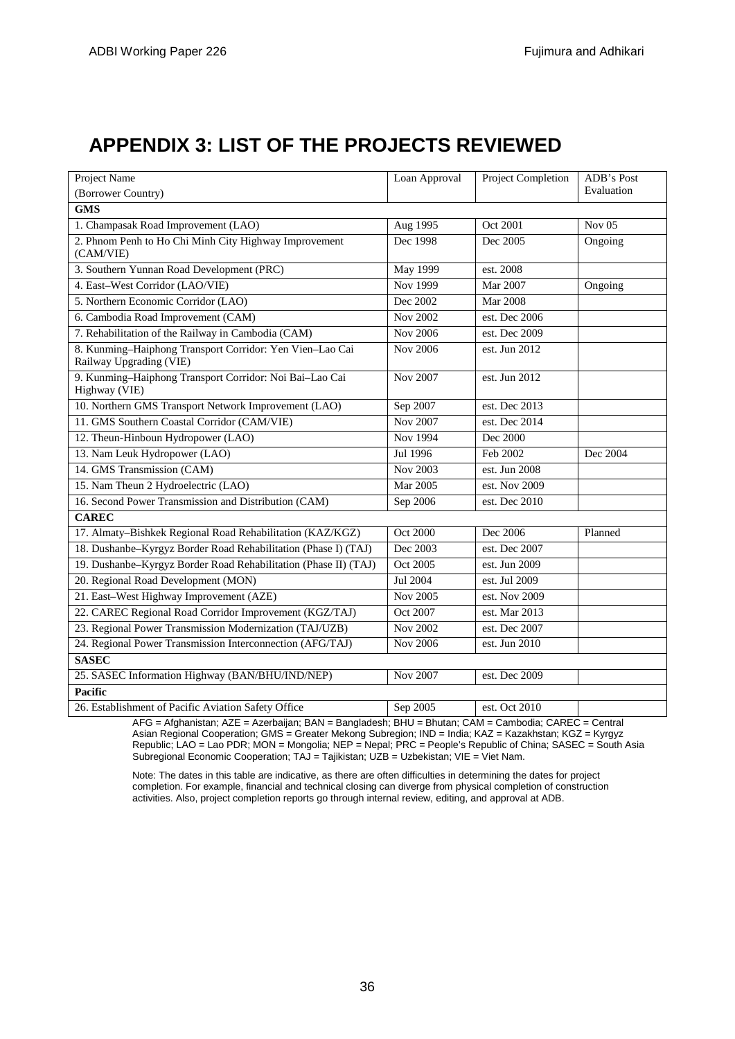# APPENDIX 3: LIST OF THE PROJECTS REVIEWED

| Project Name (Borrower Country) | Loan Approval | Project Completion | ADB's Post Evaluation |
|---|---|---|---|
| **GMS** | | | |
| 1. Champasak Road Improvement (LAO) | Aug 1995 | Oct 2001 | Nov 05 |
| 2. Phnom Penh to Ho Chi Minh City Highway Improvement (CAM/VIE) | Dec 1998 | Dec 2005 | Ongoing |
| 3. Southern Yunnan Road Development (PRC) | May 1999 | est. 2008 | |
| 4. East–West Corridor (LAO/VIE) | Nov 1999 | Mar 2007 | Ongoing |
| 5. Northern Economic Corridor (LAO) | Dec 2002 | Mar 2008 | |
| 6. Cambodia Road Improvement (CAM) | Nov 2002 | est. Dec 2006 | |
| 7. Rehabilitation of the Railway in Cambodia (CAM) | Nov 2006 | est. Dec 2009 | |
| 8. Kunming–Haiphong Transport Corridor: Yen Vien–Lao Cai Railway Upgrading (VIE) | Nov 2006 | est. Jun 2012 | |
| 9. Kunming–Haiphong Transport Corridor: Noi Bai–Lao Cai Highway (VIE) | Nov 2007 | est. Jun 2012 | |
| 10. Northern GMS Transport Network Improvement (LAO) | Sep 2007 | est. Dec 2013 | |
| 11. GMS Southern Coastal Corridor (CAM/VIE) | Nov 2007 | est. Dec 2014 | |
| 12. Theun-Hinboun Hydropower (LAO) | Nov 1994 | Dec 2000 | |
| 13. Nam Leuk Hydropower (LAO) | Jul 1996 | Feb 2002 | Dec 2004 |
| 14. GMS Transmission (CAM) | Nov 2003 | est. Jun 2008 | |
| 15. Nam Theun 2 Hydroelectric (LAO) | Mar 2005 | est. Nov 2009 | |
| 16. Second Power Transmission and Distribution (CAM) | Sep 2006 | est. Dec 2010 | |
| **CAREC** | | | |
| 17. Almaty–Bishkek Regional Road Rehabilitation (KAZ/KGZ) | Oct 2000 | Dec 2006 | Planned |
| 18. Dushanbe–Kyrgyz Border Road Rehabilitation (Phase I) (TAJ) | Dec 2003 | est. Dec 2007 | |
| 19. Dushanbe–Kyrgyz Border Road Rehabilitation (Phase II) (TAJ) | Oct 2005 | est. Jun 2009 | |
| 20. Regional Road Development (MON) | Jul 2004 | est. Jul 2009 | |
| 21. East–West Highway Improvement (AZE) | Nov 2005 | est. Nov 2009 | |
| 22. CAREC Regional Road Corridor Improvement (KGZ/TAJ) | Oct 2007 | est. Mar 2013 | |
| 23. Regional Power Transmission Modernization (TAJ/UZB) | Nov 2002 | est. Dec 2007 | |
| 24. Regional Power Transmission Interconnection (AFG/TAJ) | Nov 2006 | est. Jun 2010 | |
| **SASEC** | | | |
| 25. SASEC Information Highway (BAN/BHU/IND/NEP) | Nov 2007 | est. Dec 2009 | |
| **Pacific** | | | |
| 26. Establishment of Pacific Aviation Safety Office | Sep 2005 | est. Oct 2010 | |

AFG = Afghanistan; AZE = Azerbaijan; BAN = Bangladesh; BHU = Bhutan; CAM = Cambodia; CAREC = Central Asian Regional Cooperation; GMS = Greater Mekong Subregion; IND = India; KAZ = Kazakhstan; KGZ = Kyrgyz Republic; LAO = Lao PDR; MON = Mongolia; NEP = Nepal; PRC = People's Republic of China; SASEC = South Asia Subregional Economic Cooperation; TAJ = Tajikistan; UZB = Uzbekistan; VIE = Viet Nam.

Note: The dates in this table are indicative, as there are often difficulties in determining the dates for project completion. For example, financial and technical closing can diverge from physical completion of construction activities. Also, project completion reports go through internal review, editing, and approval at ADB.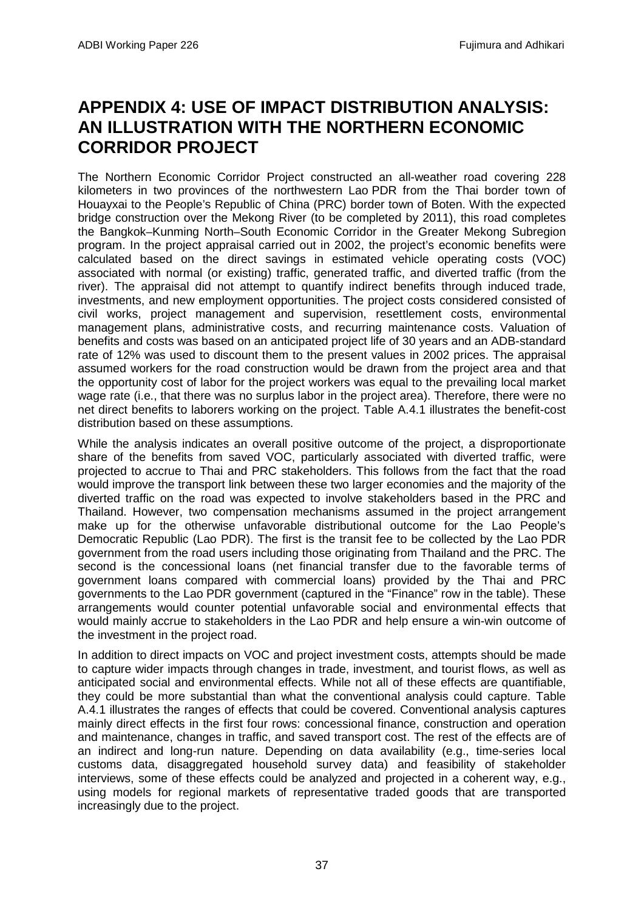# APPENDIX 4: USE OF IMPACT DISTRIBUTION ANALYSIS: AN ILLUSTRATION WITH THE NORTHERN ECONOMIC CORRIDOR PROJECT

The Northern Economic Corridor Project constructed an all-weather road covering 228 kilometers in two provinces of the northwestern Lao PDR from the Thai border town of Houayxai to the People's Republic of China (PRC) border town of Boten. With the expected bridge construction over the Mekong River (to be completed by 2011), this road completes the Bangkok–Kunming North–South Economic Corridor in the Greater Mekong Subregion program. In the project appraisal carried out in 2002, the project's economic benefits were calculated based on the direct savings in estimated vehicle operating costs (VOC) associated with normal (or existing) traffic, generated traffic, and diverted traffic (from the river). The appraisal did not attempt to quantify indirect benefits through induced trade, investments, and new employment opportunities. The project costs considered consisted of civil works, project management and supervision, resettlement costs, environmental management plans, administrative costs, and recurring maintenance costs. Valuation of benefits and costs was based on an anticipated project life of 30 years and an ADB-standard rate of 12% was used to discount them to the present values in 2002 prices. The appraisal assumed workers for the road construction would be drawn from the project area and that the opportunity cost of labor for the project workers was equal to the prevailing local market wage rate (i.e., that there was no surplus labor in the project area). Therefore, there were no net direct benefits to laborers working on the project. Table A.4.1 illustrates the benefit-cost distribution based on these assumptions.

While the analysis indicates an overall positive outcome of the project, a disproportionate share of the benefits from saved VOC, particularly associated with diverted traffic, were projected to accrue to Thai and PRC stakeholders. This follows from the fact that the road would improve the transport link between these two larger economies and the majority of the diverted traffic on the road was expected to involve stakeholders based in the PRC and Thailand. However, two compensation mechanisms assumed in the project arrangement make up for the otherwise unfavorable distributional outcome for the Lao People's Democratic Republic (Lao PDR). The first is the transit fee to be collected by the Lao PDR government from the road users including those originating from Thailand and the PRC. The second is the concessional loans (net financial transfer due to the favorable terms of government loans compared with commercial loans) provided by the Thai and PRC governments to the Lao PDR government (captured in the "Finance" row in the table). These arrangements would counter potential unfavorable social and environmental effects that would mainly accrue to stakeholders in the Lao PDR and help ensure a win-win outcome of the investment in the project road.

In addition to direct impacts on VOC and project investment costs, attempts should be made to capture wider impacts through changes in trade, investment, and tourist flows, as well as anticipated social and environmental effects. While not all of these effects are quantifiable, they could be more substantial than what the conventional analysis could capture. Table A.4.1 illustrates the ranges of effects that could be covered. Conventional analysis captures mainly direct effects in the first four rows: concessional finance, construction and operation and maintenance, changes in traffic, and saved transport cost. The rest of the effects are of an indirect and long-run nature. Depending on data availability (e.g., time-series local customs data, disaggregated household survey data) and feasibility of stakeholder interviews, some of these effects could be analyzed and projected in a coherent way, e.g., using models for regional markets of representative traded goods that are transported increasingly due to the project.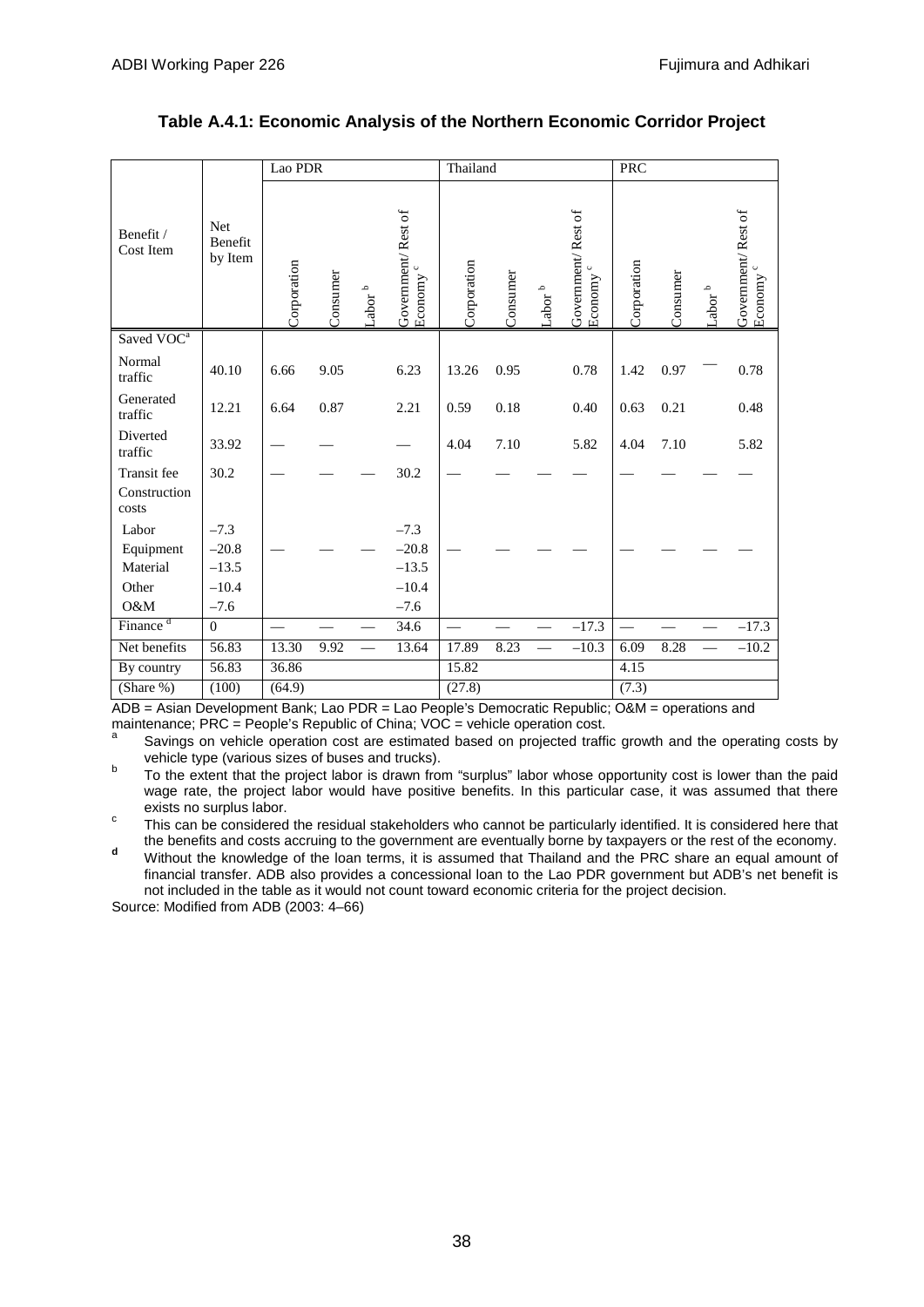**Table A.4.1: Economic Analysis of the Northern Economic Corridor Project**

| Benefit / Cost Item | Net Benefit by Item | Lao PDR | | | | Thailand | | | | PRC | | | |
|---|---|---|---|---|---|---|---|---|---|---|---|---|---|
| | | Corporation | Consumer | Labor [b] | Government/ Rest of Economy [c] | Corporation | Consumer | Labor [b] | Government/ Rest of Economy [c] | Corporation | Consumer | Labor [b] | Government/ Rest of Economy [c] |
| Saved VOC[a] | | | | | | | | | | | | | |
| Normal traffic | 40.10 | 6.66 | 9.05 | | 6.23 | 13.26 | 0.95 | | 0.78 | 1.42 | 0.97 | — | 0.78 |
| Generated traffic | 12.21 | 6.64 | 0.87 | | 2.21 | 0.59 | 0.18 | | 0.40 | 0.63 | 0.21 | | 0.48 |
| Diverted traffic | 33.92 | — | — | | — | 4.04 | 7.10 | | 5.82 | 4.04 | 7.10 | | 5.82 |
| Transit fee | 30.2 | — | — | — | 30.2 | — | — | — | — | — | — | — | — |
| Construction costs | | | | | | | | | | | | | |
| Labor | –7.3 | | | | –7.3 | | | | | | | | |
| Equipment | –20.8 | — | — | — | –20.8 | — | — | — | — | — | — | — | — |
| Material | –13.5 | | | | –13.5 | | | | | | | | |
| Other | –10.4 | | | | –10.4 | | | | | | | | |
| O&M | –7.6 | | | | –7.6 | | | | | | | | |
| Finance [d] | 0 | — | — | — | 34.6 | — | — | — | –17.3 | — | — | — | –17.3 |
| Net benefits | 56.83 | 13.30 | 9.92 | — | 13.64 | 17.89 | 8.23 | — | –10.3 | 6.09 | 8.28 | — | –10.2 |
| By country | 56.83 | 36.86 | | | | 15.82 | | | | 4.15 | | | |
| (Share %) | (100) | (64.9) | | | | (27.8) | | | | (7.3) | | | |

ADB = Asian Development Bank; Lao PDR = Lao People's Democratic Republic; O&M = operations and maintenance; PRC = People's Republic of China; VOC = vehicle operation cost.

[a] Savings on vehicle operation cost are estimated based on projected traffic growth and the operating costs by vehicle type (various sizes of buses and trucks).

[b] To the extent that the project labor is drawn from "surplus" labor whose opportunity cost is lower than the paid wage rate, the project labor would have positive benefits. In this particular case, it was assumed that there exists no surplus labor.

[c] This can be considered the residual stakeholders who cannot be particularly identified. It is considered here that the benefits and costs accruing to the government are eventually borne by taxpayers or the rest of the economy.

[d] Without the knowledge of the loan terms, it is assumed that Thailand and the PRC share an equal amount of financial transfer. ADB also provides a concessional loan to the Lao PDR government but ADB's net benefit is not included in the table as it would not count toward economic criteria for the project decision.

Source: Modified from ADB (2003: 4–66)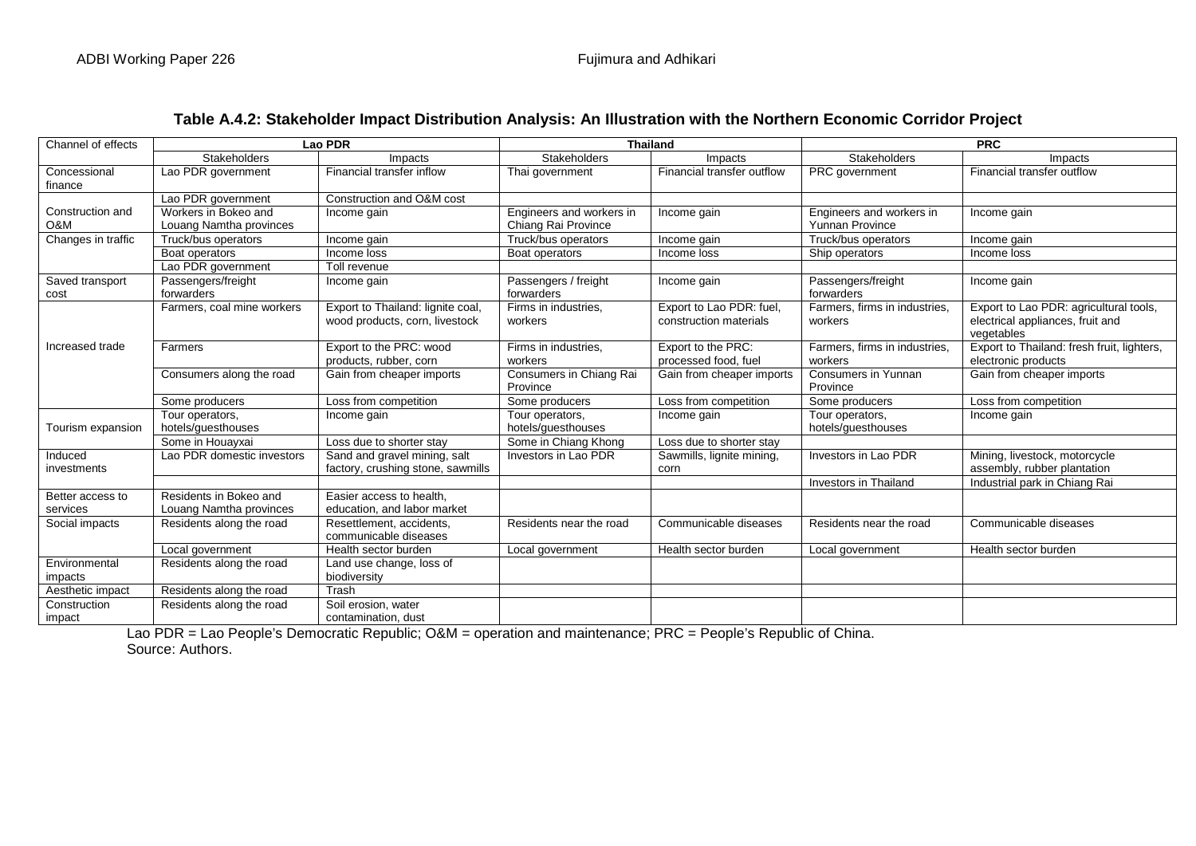**Table A.4.2: Stakeholder Impact Distribution Analysis: An Illustration with the Northern Economic Corridor Project**

| Channel of effects | Lao PDR | | Thailand | | PRC | |
|---|---|---|---|---|---|---|
| | Stakeholders | Impacts | Stakeholders | Impacts | Stakeholders | Impacts |
| Concessional finance | Lao PDR government | Financial transfer inflow | Thai government | Financial transfer outflow | PRC government | Financial transfer outflow |
| Construction and O&M | Lao PDR government | Construction and O&M cost | | | | |
| | Workers in Bokeo and Louang Namtha provinces | Income gain | Engineers and workers in Chiang Rai Province | Income gain | Engineers and workers in Yunnan Province | Income gain |
| Changes in traffic | Truck/bus operators | Income gain | Truck/bus operators | Income gain | Truck/bus operators | Income gain |
| | Boat operators | Income loss | Boat operators | Income loss | Ship operators | Income loss |
| | Lao PDR government | Toll revenue | | | | |
| Saved transport cost | Passengers/freight forwarders | Income gain | Passengers / freight forwarders | Income gain | Passengers/freight forwarders | Income gain |
| Increased trade | Farmers, coal mine workers | Export to Thailand: lignite coal, wood products, corn, livestock | Firms in industries, workers | Export to Lao PDR: fuel, construction materials | Farmers, firms in industries, workers | Export to Lao PDR: agricultural tools, electrical appliances, fruit and vegetables |
| | Farmers | Export to the PRC: wood products, rubber, corn | Firms in industries, workers | Export to the PRC: processed food, fuel | Farmers, firms in industries, workers | Export to Thailand: fresh fruit, lighters, electronic products |
| | Consumers along the road | Gain from cheaper imports | Consumers in Chiang Rai Province | Gain from cheaper imports | Consumers in Yunnan Province | Gain from cheaper imports |
| | Some producers | Loss from competition | Some producers | Loss from competition | Some producers | Loss from competition |
| Tourism expansion | Tour operators, hotels/guesthouses | Income gain | Tour operators, hotels/guesthouses | Income gain | Tour operators, hotels/guesthouses | Income gain |
| | Some in Houayxai | Loss due to shorter stay | Some in Chiang Khong | Loss due to shorter stay | | |
| Induced investments | Lao PDR domestic investors | Sand and gravel mining, salt factory, crushing stone, sawmills | Investors in Lao PDR | Sawmills, lignite mining, corn | Investors in Lao PDR | Mining, livestock, motorcycle assembly, rubber plantation |
| | | | | | Investors in Thailand | Industrial park in Chiang Rai |
| Better access to services | Residents in Bokeo and Louang Namtha provinces | Easier access to health, education, and labor market | | | | |
| Social impacts | Residents along the road | Resettlement, accidents, communicable diseases | Residents near the road | Communicable diseases | Residents near the road | Communicable diseases |
| | Local government | Health sector burden | Local government | Health sector burden | Local government | Health sector burden |
| Environmental impacts | Residents along the road | Land use change, loss of biodiversity | | | | |
| Aesthetic impact | Residents along the road | Trash | | | | |
| Construction impact | Residents along the road | Soil erosion, water contamination, dust | | | | |

Lao PDR = Lao People's Democratic Republic; O&M = operation and maintenance; PRC = People's Republic of China.
Source: Authors.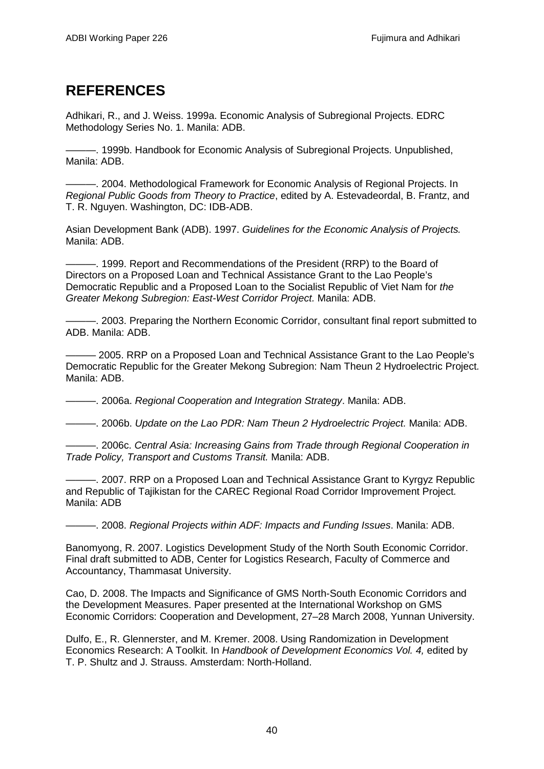## REFERENCES

Adhikari, R., and J. Weiss. 1999a. Economic Analysis of Subregional Projects. EDRC Methodology Series No. 1. Manila: ADB.

———. 1999b. Handbook for Economic Analysis of Subregional Projects. Unpublished, Manila: ADB.

———. 2004. Methodological Framework for Economic Analysis of Regional Projects. In *Regional Public Goods from Theory to Practice*, edited by A. Estevadeordal, B. Frantz, and T. R. Nguyen. Washington, DC: IDB-ADB.

Asian Development Bank (ADB). 1997. *Guidelines for the Economic Analysis of Projects.* Manila: ADB.

———. 1999. Report and Recommendations of the President (RRP) to the Board of Directors on a Proposed Loan and Technical Assistance Grant to the Lao People's Democratic Republic and a Proposed Loan to the Socialist Republic of Viet Nam for *the Greater Mekong Subregion: East-West Corridor Project.* Manila: ADB.

———. 2003. Preparing the Northern Economic Corridor, consultant final report submitted to ADB. Manila: ADB.

——— 2005. RRP on a Proposed Loan and Technical Assistance Grant to the Lao People's Democratic Republic for the Greater Mekong Subregion: Nam Theun 2 Hydroelectric Project. Manila: ADB.

———. 2006a. *Regional Cooperation and Integration Strategy*. Manila: ADB.

———. 2006b. *Update on the Lao PDR: Nam Theun 2 Hydroelectric Project.* Manila: ADB.

———. 2006c. *Central Asia: Increasing Gains from Trade through Regional Cooperation in Trade Policy, Transport and Customs Transit.* Manila: ADB.

———. 2007. RRP on a Proposed Loan and Technical Assistance Grant to Kyrgyz Republic and Republic of Tajikistan for the CAREC Regional Road Corridor Improvement Project. Manila: ADB

———. 2008. *Regional Projects within ADF: Impacts and Funding Issues*. Manila: ADB.

Banomyong, R. 2007. Logistics Development Study of the North South Economic Corridor. Final draft submitted to ADB, Center for Logistics Research, Faculty of Commerce and Accountancy, Thammasat University.

Cao, D. 2008. The Impacts and Significance of GMS North-South Economic Corridors and the Development Measures. Paper presented at the International Workshop on GMS Economic Corridors: Cooperation and Development, 27–28 March 2008, Yunnan University.

Dulfo, E., R. Glennerster, and M. Kremer. 2008. Using Randomization in Development Economics Research: A Toolkit. In *Handbook of Development Economics Vol. 4,* edited by T. P. Shultz and J. Strauss. Amsterdam: North-Holland.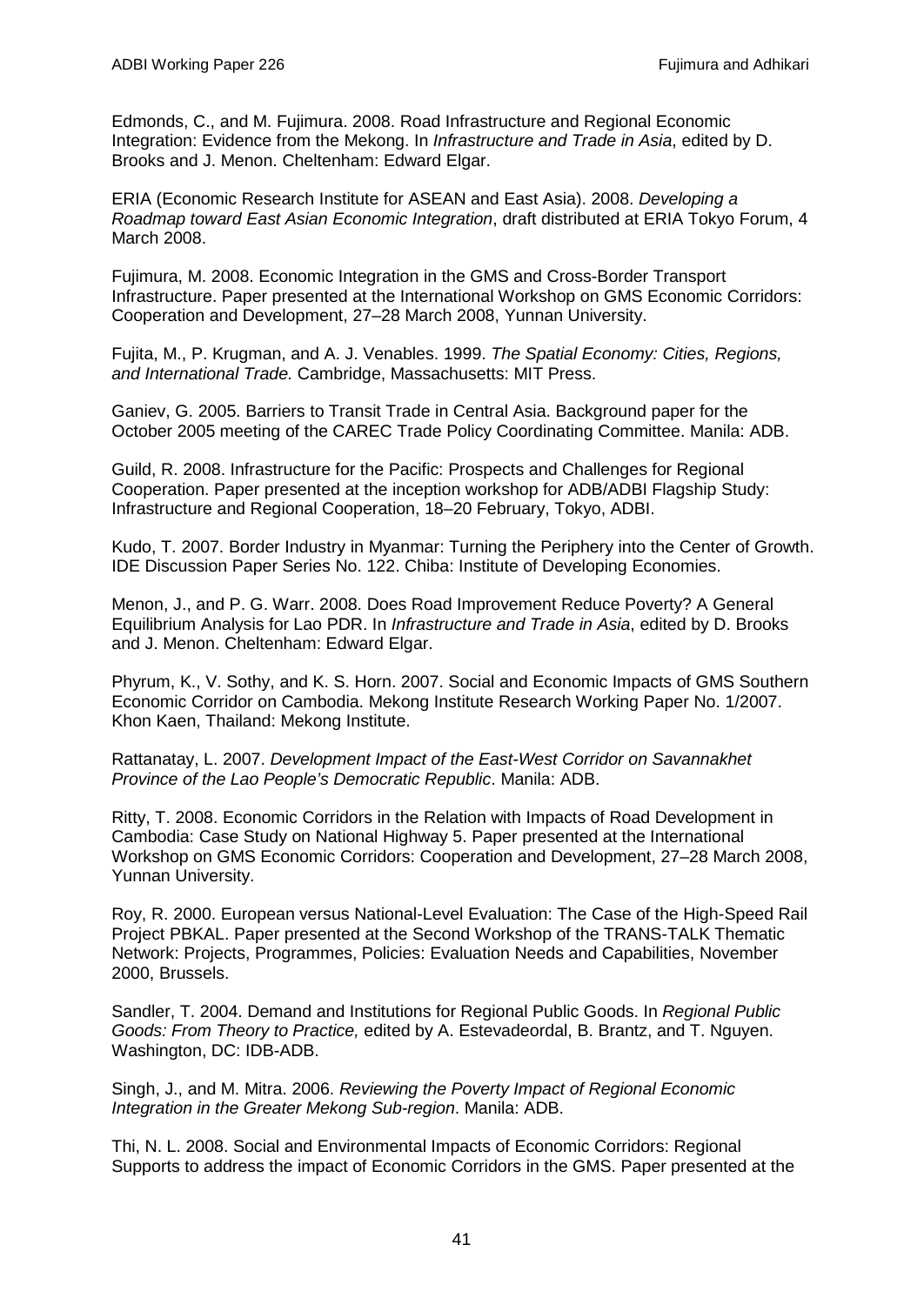Edmonds, C., and M. Fujimura. 2008. Road Infrastructure and Regional Economic Integration: Evidence from the Mekong. In *Infrastructure and Trade in Asia*, edited by D. Brooks and J. Menon. Cheltenham: Edward Elgar.

ERIA (Economic Research Institute for ASEAN and East Asia). 2008. *Developing a Roadmap toward East Asian Economic Integration*, draft distributed at ERIA Tokyo Forum, 4 March 2008.

Fujimura, M. 2008. Economic Integration in the GMS and Cross-Border Transport Infrastructure. Paper presented at the International Workshop on GMS Economic Corridors: Cooperation and Development, 27–28 March 2008, Yunnan University.

Fujita, M., P. Krugman, and A. J. Venables. 1999. *The Spatial Economy: Cities, Regions, and International Trade.* Cambridge, Massachusetts: MIT Press.

Ganiev, G. 2005. Barriers to Transit Trade in Central Asia. Background paper for the October 2005 meeting of the CAREC Trade Policy Coordinating Committee. Manila: ADB.

Guild, R. 2008. Infrastructure for the Pacific: Prospects and Challenges for Regional Cooperation. Paper presented at the inception workshop for ADB/ADBI Flagship Study: Infrastructure and Regional Cooperation, 18–20 February, Tokyo, ADBI.

Kudo, T. 2007. Border Industry in Myanmar: Turning the Periphery into the Center of Growth. IDE Discussion Paper Series No. 122. Chiba: Institute of Developing Economies.

Menon, J., and P. G. Warr. 2008. Does Road Improvement Reduce Poverty? A General Equilibrium Analysis for Lao PDR. In *Infrastructure and Trade in Asia*, edited by D. Brooks and J. Menon. Cheltenham: Edward Elgar.

Phyrum, K., V. Sothy, and K. S. Horn. 2007. Social and Economic Impacts of GMS Southern Economic Corridor on Cambodia. Mekong Institute Research Working Paper No. 1/2007. Khon Kaen, Thailand: Mekong Institute.

Rattanatay, L. 2007. *Development Impact of the East-West Corridor on Savannakhet Province of the Lao People's Democratic Republic*. Manila: ADB.

Ritty, T. 2008. Economic Corridors in the Relation with Impacts of Road Development in Cambodia: Case Study on National Highway 5. Paper presented at the International Workshop on GMS Economic Corridors: Cooperation and Development, 27–28 March 2008, Yunnan University.

Roy, R. 2000. European versus National-Level Evaluation: The Case of the High-Speed Rail Project PBKAL. Paper presented at the Second Workshop of the TRANS-TALK Thematic Network: Projects, Programmes, Policies: Evaluation Needs and Capabilities, November 2000, Brussels.

Sandler, T. 2004. Demand and Institutions for Regional Public Goods. In *Regional Public Goods: From Theory to Practice,* edited by A. Estevadeordal, B. Brantz, and T. Nguyen. Washington, DC: IDB-ADB.

Singh, J., and M. Mitra. 2006. *Reviewing the Poverty Impact of Regional Economic Integration in the Greater Mekong Sub-region*. Manila: ADB.

Thi, N. L. 2008. Social and Environmental Impacts of Economic Corridors: Regional Supports to address the impact of Economic Corridors in the GMS. Paper presented at the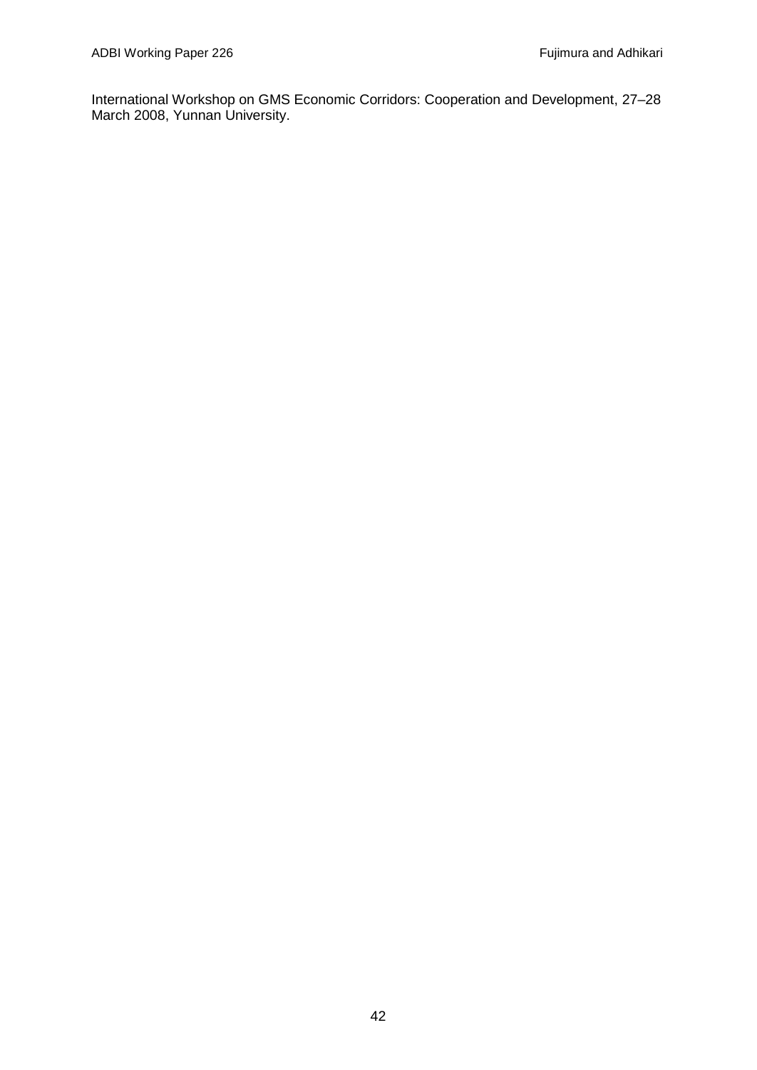International Workshop on GMS Economic Corridors: Cooperation and Development, 27–28 March 2008, Yunnan University.